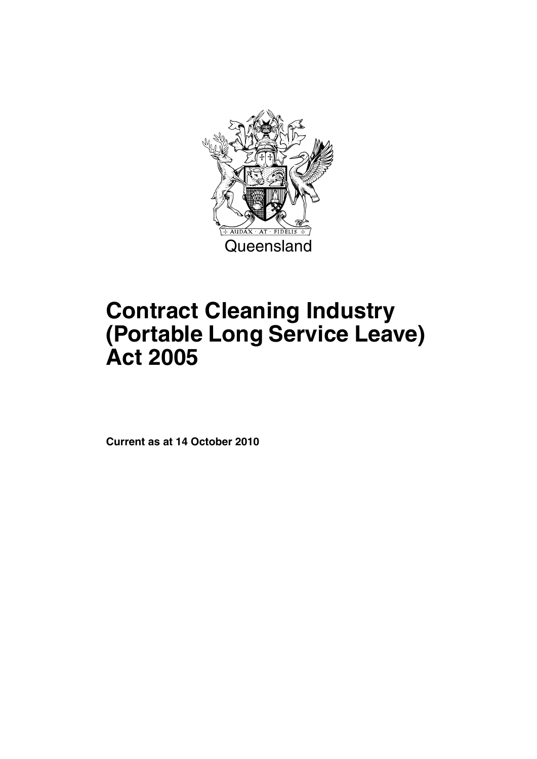AUDAX · AT · FIDELIS

Queensland

# Contract Cleaning Industry (Portable Long Service Leave) Act 2005

**Current as at 14 October 2010**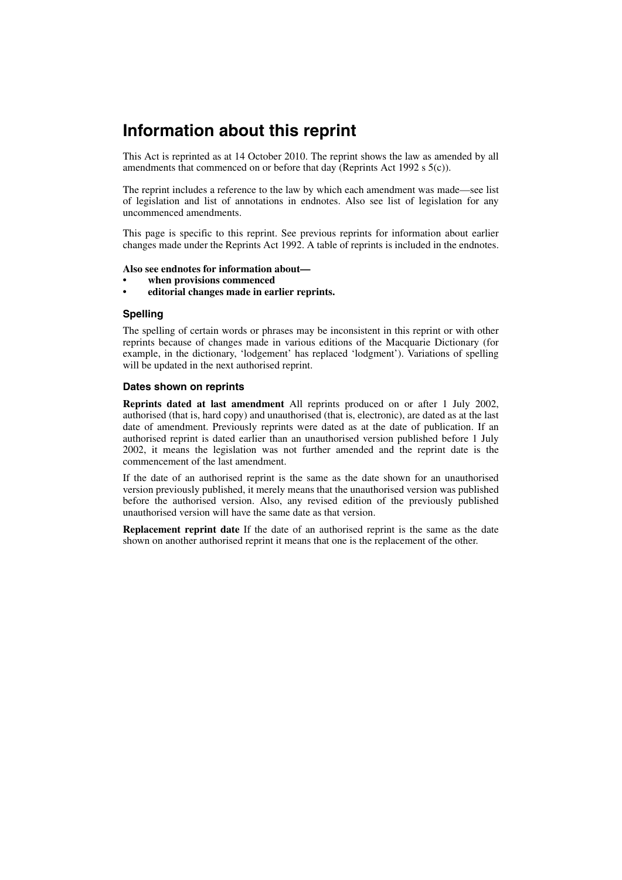# Information about this reprint

This Act is reprinted as at 14 October 2010. The reprint shows the law as amended by all amendments that commenced on or before that day (Reprints Act 1992 s 5(c)).

The reprint includes a reference to the law by which each amendment was made—see list of legislation and list of annotations in endnotes. Also see list of legislation for any uncommenced amendments.

This page is specific to this reprint. See previous reprints for information about earlier changes made under the Reprints Act 1992. A table of reprints is included in the endnotes.

**Also see endnotes for information about—**

- **when provisions commenced**
- **editorial changes made in earlier reprints.**

### Spelling

The spelling of certain words or phrases may be inconsistent in this reprint or with other reprints because of changes made in various editions of the Macquarie Dictionary (for example, in the dictionary, 'lodgement' has replaced 'lodgment'). Variations of spelling will be updated in the next authorised reprint.

### Dates shown on reprints

**Reprints dated at last amendment** All reprints produced on or after 1 July 2002, authorised (that is, hard copy) and unauthorised (that is, electronic), are dated as at the last date of amendment. Previously reprints were dated as at the date of publication. If an authorised reprint is dated earlier than an unauthorised version published before 1 July 2002, it means the legislation was not further amended and the reprint date is the commencement of the last amendment.

If the date of an authorised reprint is the same as the date shown for an unauthorised version previously published, it merely means that the unauthorised version was published before the authorised version. Also, any revised edition of the previously published unauthorised version will have the same date as that version.

**Replacement reprint date** If the date of an authorised reprint is the same as the date shown on another authorised reprint it means that one is the replacement of the other.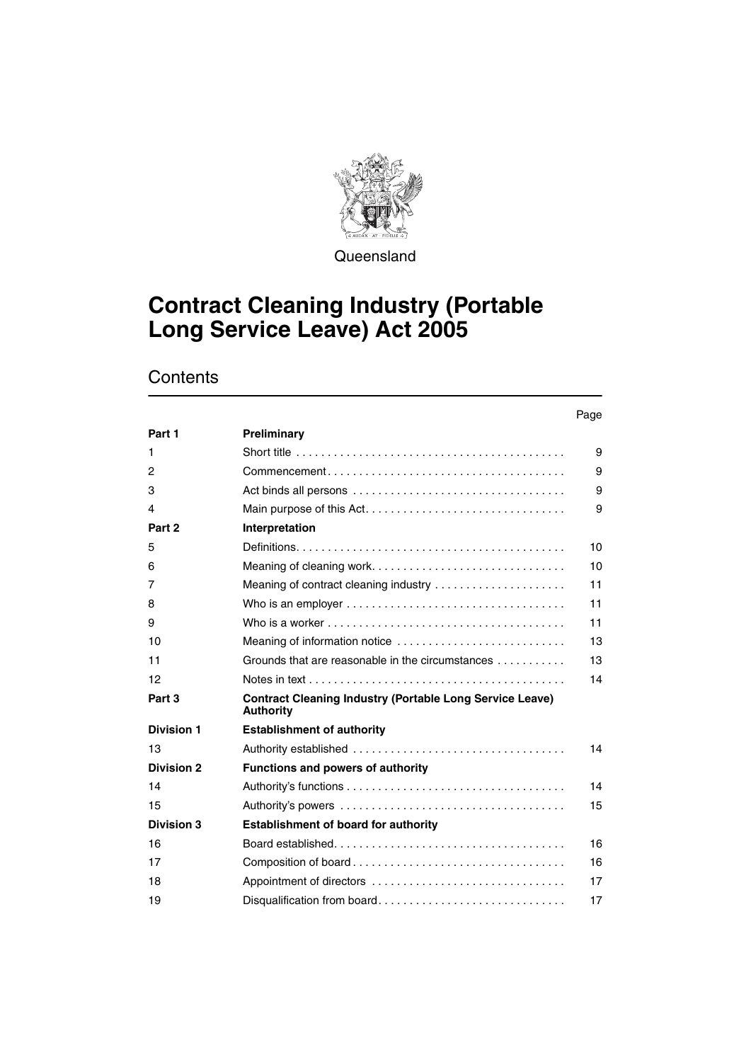Queensland

# Contract Cleaning Industry (Portable Long Service Leave) Act 2005

## Contents

| | | Page |
|---|---|---|
| **Part 1** | **Preliminary** | |
| 1 | Short title | 9 |
| 2 | Commencement | 9 |
| 3 | Act binds all persons | 9 |
| 4 | Main purpose of this Act | 9 |
| **Part 2** | **Interpretation** | |
| 5 | Definitions | 10 |
| 6 | Meaning of cleaning work | 10 |
| 7 | Meaning of contract cleaning industry | 11 |
| 8 | Who is an employer | 11 |
| 9 | Who is a worker | 11 |
| 10 | Meaning of information notice | 13 |
| 11 | Grounds that are reasonable in the circumstances | 13 |
| 12 | Notes in text | 14 |
| **Part 3** | **Contract Cleaning Industry (Portable Long Service Leave) Authority** | |
| **Division 1** | **Establishment of authority** | |
| 13 | Authority established | 14 |
| **Division 2** | **Functions and powers of authority** | |
| 14 | Authority's functions | 14 |
| 15 | Authority's powers | 15 |
| **Division 3** | **Establishment of board for authority** | |
| 16 | Board established | 16 |
| 17 | Composition of board | 16 |
| 18 | Appointment of directors | 17 |
| 19 | Disqualification from board | 17 |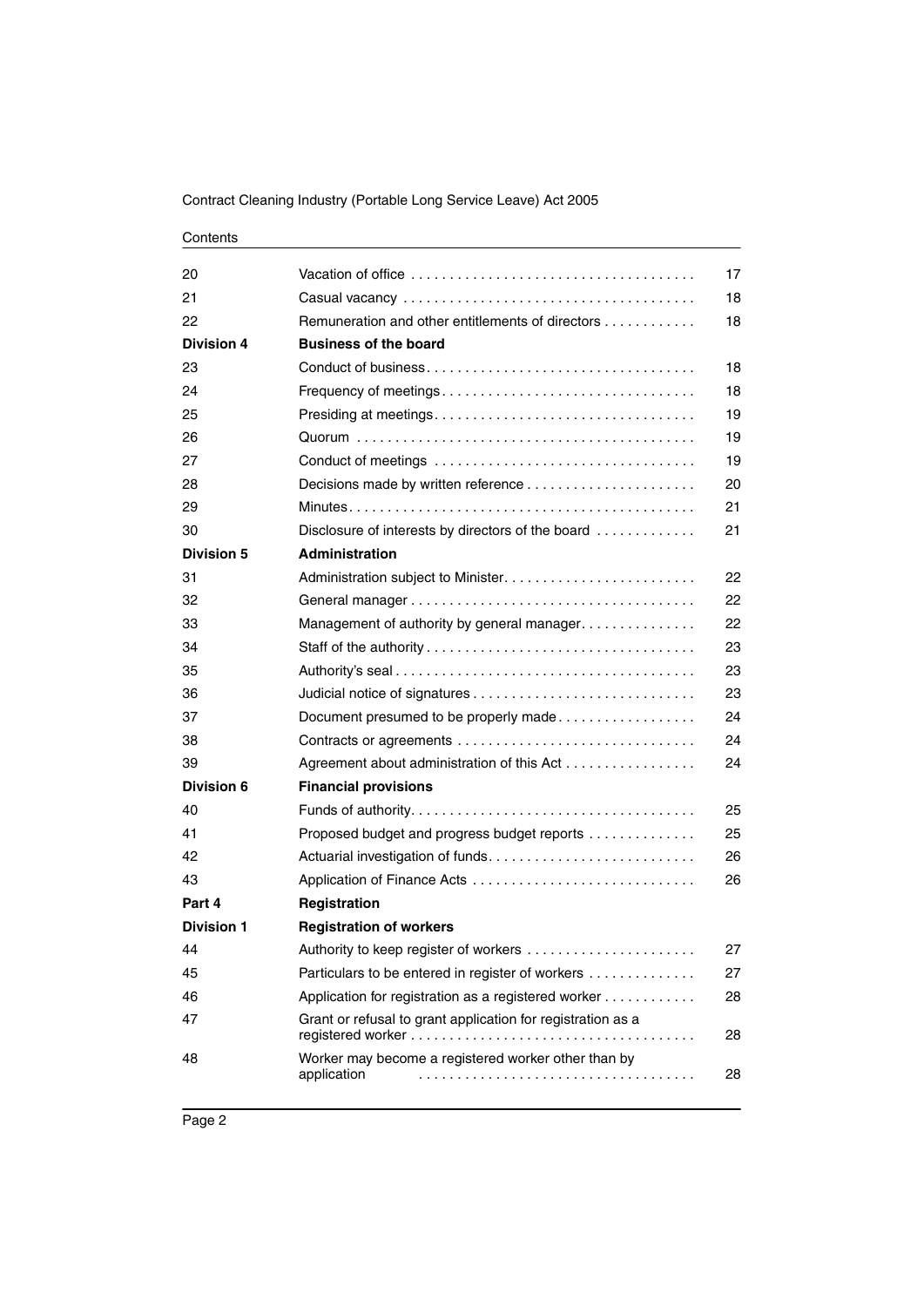| | | |
|---|---|---|
| 20 | Vacation of office | 17 |
| 21 | Casual vacancy | 18 |
| 22 | Remuneration and other entitlements of directors | 18 |
| **Division 4** | **Business of the board** | |
| 23 | Conduct of business | 18 |
| 24 | Frequency of meetings | 18 |
| 25 | Presiding at meetings | 19 |
| 26 | Quorum | 19 |
| 27 | Conduct of meetings | 19 |
| 28 | Decisions made by written reference | 20 |
| 29 | Minutes | 21 |
| 30 | Disclosure of interests by directors of the board | 21 |
| **Division 5** | **Administration** | |
| 31 | Administration subject to Minister | 22 |
| 32 | General manager | 22 |
| 33 | Management of authority by general manager | 22 |
| 34 | Staff of the authority | 23 |
| 35 | Authority's seal | 23 |
| 36 | Judicial notice of signatures | 23 |
| 37 | Document presumed to be properly made | 24 |
| 38 | Contracts or agreements | 24 |
| 39 | Agreement about administration of this Act | 24 |
| **Division 6** | **Financial provisions** | |
| 40 | Funds of authority | 25 |
| 41 | Proposed budget and progress budget reports | 25 |
| 42 | Actuarial investigation of funds | 26 |
| 43 | Application of Finance Acts | 26 |
| **Part 4** | **Registration** | |
| **Division 1** | **Registration of workers** | |
| 44 | Authority to keep register of workers | 27 |
| 45 | Particulars to be entered in register of workers | 27 |
| 46 | Application for registration as a registered worker | 28 |
| 47 | Grant or refusal to grant application for registration as a registered worker | 28 |
| 48 | Worker may become a registered worker other than by application | 28 |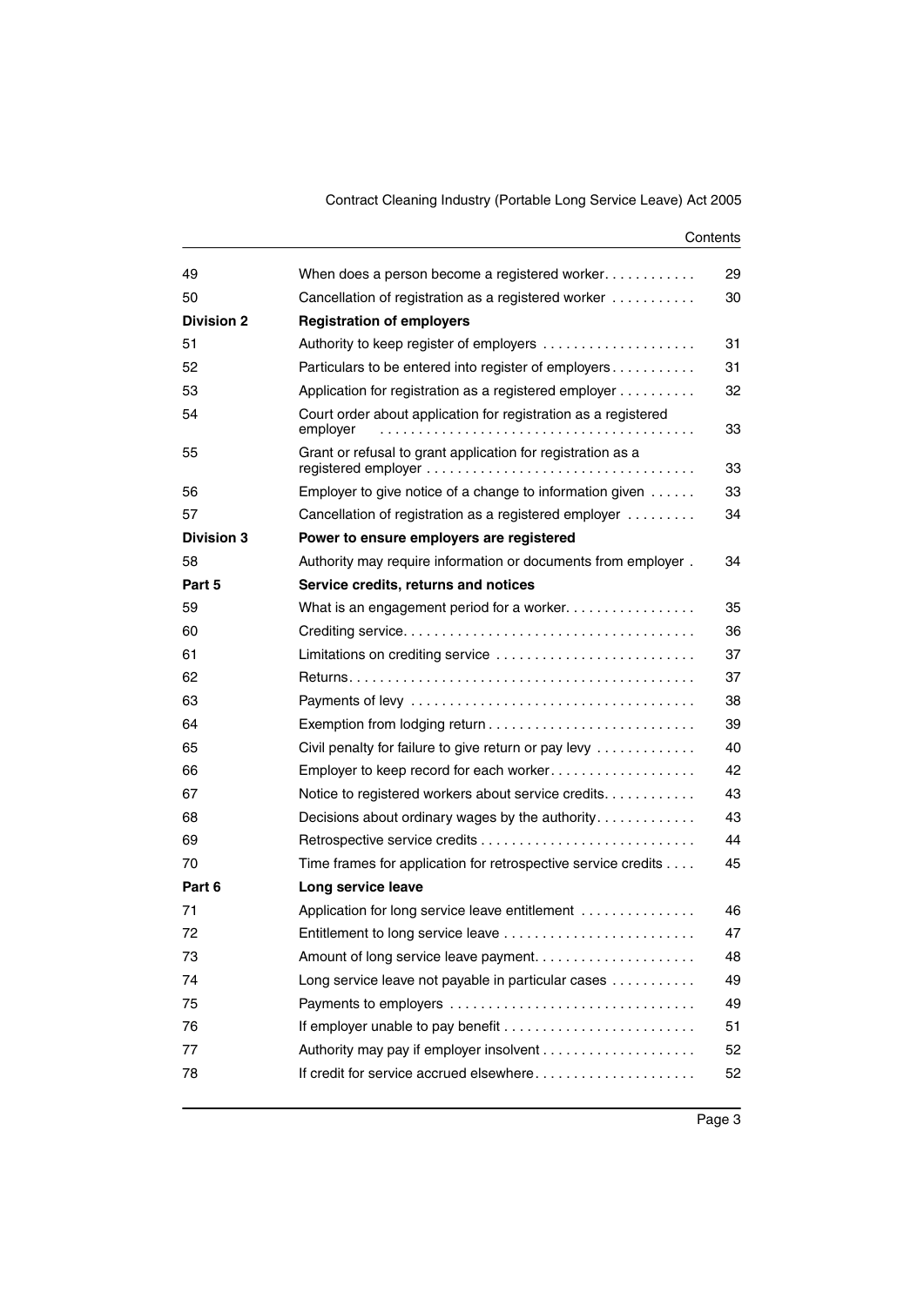| | | |
|---|---|---|
| 49 | When does a person become a registered worker | 29 |
| 50 | Cancellation of registration as a registered worker | 30 |
| **Division 2** | **Registration of employers** | |
| 51 | Authority to keep register of employers | 31 |
| 52 | Particulars to be entered into register of employers | 31 |
| 53 | Application for registration as a registered employer | 32 |
| 54 | Court order about application for registration as a registered employer | 33 |
| 55 | Grant or refusal to grant application for registration as a registered employer | 33 |
| 56 | Employer to give notice of a change to information given | 33 |
| 57 | Cancellation of registration as a registered employer | 34 |
| **Division 3** | **Power to ensure employers are registered** | |
| 58 | Authority may require information or documents from employer | 34 |
| **Part 5** | **Service credits, returns and notices** | |
| 59 | What is an engagement period for a worker | 35 |
| 60 | Crediting service | 36 |
| 61 | Limitations on crediting service | 37 |
| 62 | Returns | 37 |
| 63 | Payments of levy | 38 |
| 64 | Exemption from lodging return | 39 |
| 65 | Civil penalty for failure to give return or pay levy | 40 |
| 66 | Employer to keep record for each worker | 42 |
| 67 | Notice to registered workers about service credits | 43 |
| 68 | Decisions about ordinary wages by the authority | 43 |
| 69 | Retrospective service credits | 44 |
| 70 | Time frames for application for retrospective service credits | 45 |
| **Part 6** | **Long service leave** | |
| 71 | Application for long service leave entitlement | 46 |
| 72 | Entitlement to long service leave | 47 |
| 73 | Amount of long service leave payment | 48 |
| 74 | Long service leave not payable in particular cases | 49 |
| 75 | Payments to employers | 49 |
| 76 | If employer unable to pay benefit | 51 |
| 77 | Authority may pay if employer insolvent | 52 |
| 78 | If credit for service accrued elsewhere | 52 |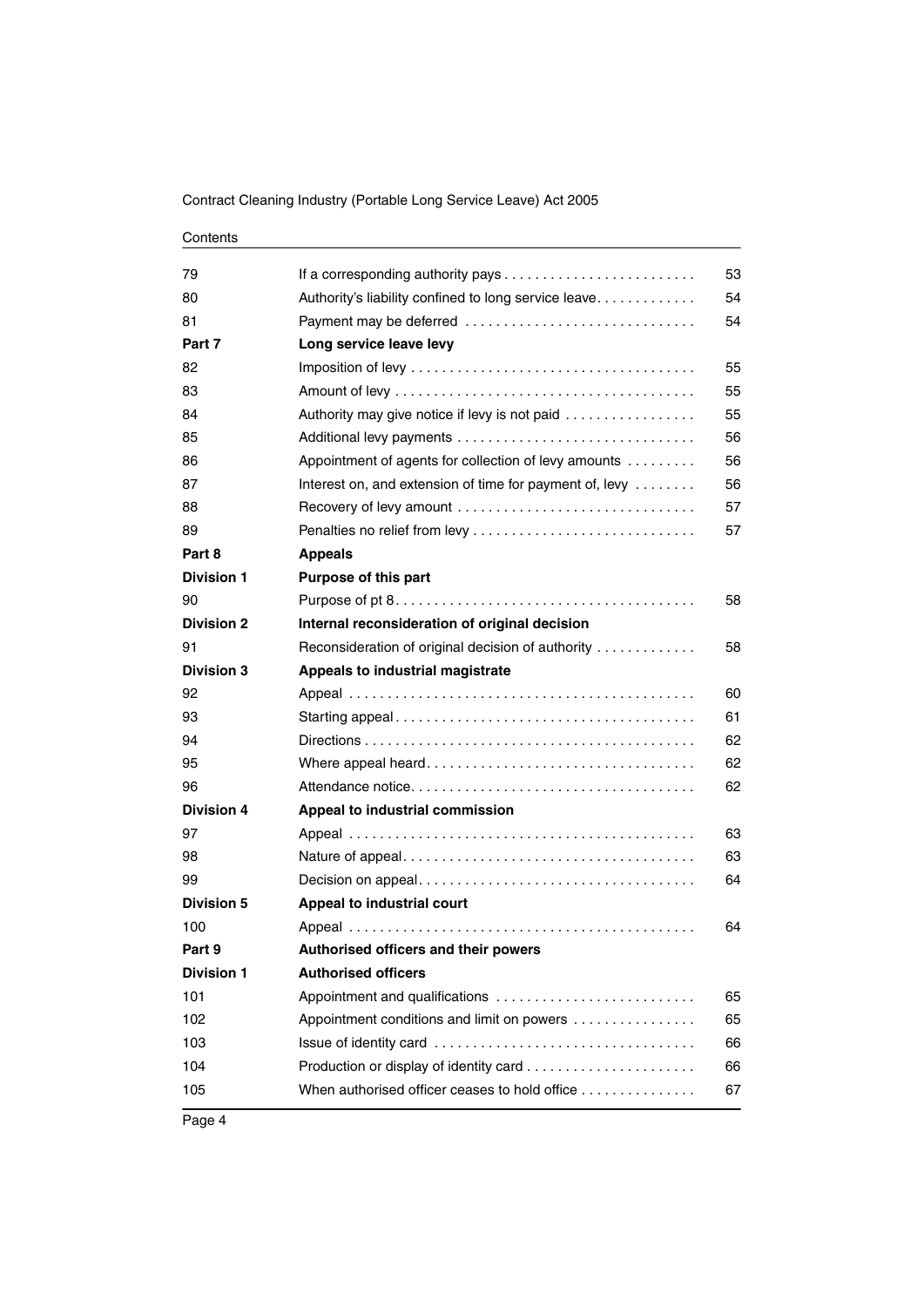| | | |
|---|---|---|
| 79 | If a corresponding authority pays | 53 |
| 80 | Authority's liability confined to long service leave | 54 |
| 81 | Payment may be deferred | 54 |
| **Part 7** | **Long service leave levy** | |
| 82 | Imposition of levy | 55 |
| 83 | Amount of levy | 55 |
| 84 | Authority may give notice if levy is not paid | 55 |
| 85 | Additional levy payments | 56 |
| 86 | Appointment of agents for collection of levy amounts | 56 |
| 87 | Interest on, and extension of time for payment of, levy | 56 |
| 88 | Recovery of levy amount | 57 |
| 89 | Penalties no relief from levy | 57 |
| **Part 8** | **Appeals** | |
| **Division 1** | **Purpose of this part** | |
| 90 | Purpose of pt 8 | 58 |
| **Division 2** | **Internal reconsideration of original decision** | |
| 91 | Reconsideration of original decision of authority | 58 |
| **Division 3** | **Appeals to industrial magistrate** | |
| 92 | Appeal | 60 |
| 93 | Starting appeal | 61 |
| 94 | Directions | 62 |
| 95 | Where appeal heard | 62 |
| 96 | Attendance notice | 62 |
| **Division 4** | **Appeal to industrial commission** | |
| 97 | Appeal | 63 |
| 98 | Nature of appeal | 63 |
| 99 | Decision on appeal | 64 |
| **Division 5** | **Appeal to industrial court** | |
| 100 | Appeal | 64 |
| **Part 9** | **Authorised officers and their powers** | |
| **Division 1** | **Authorised officers** | |
| 101 | Appointment and qualifications | 65 |
| 102 | Appointment conditions and limit on powers | 65 |
| 103 | Issue of identity card | 66 |
| 104 | Production or display of identity card | 66 |
| 105 | When authorised officer ceases to hold office | 67 |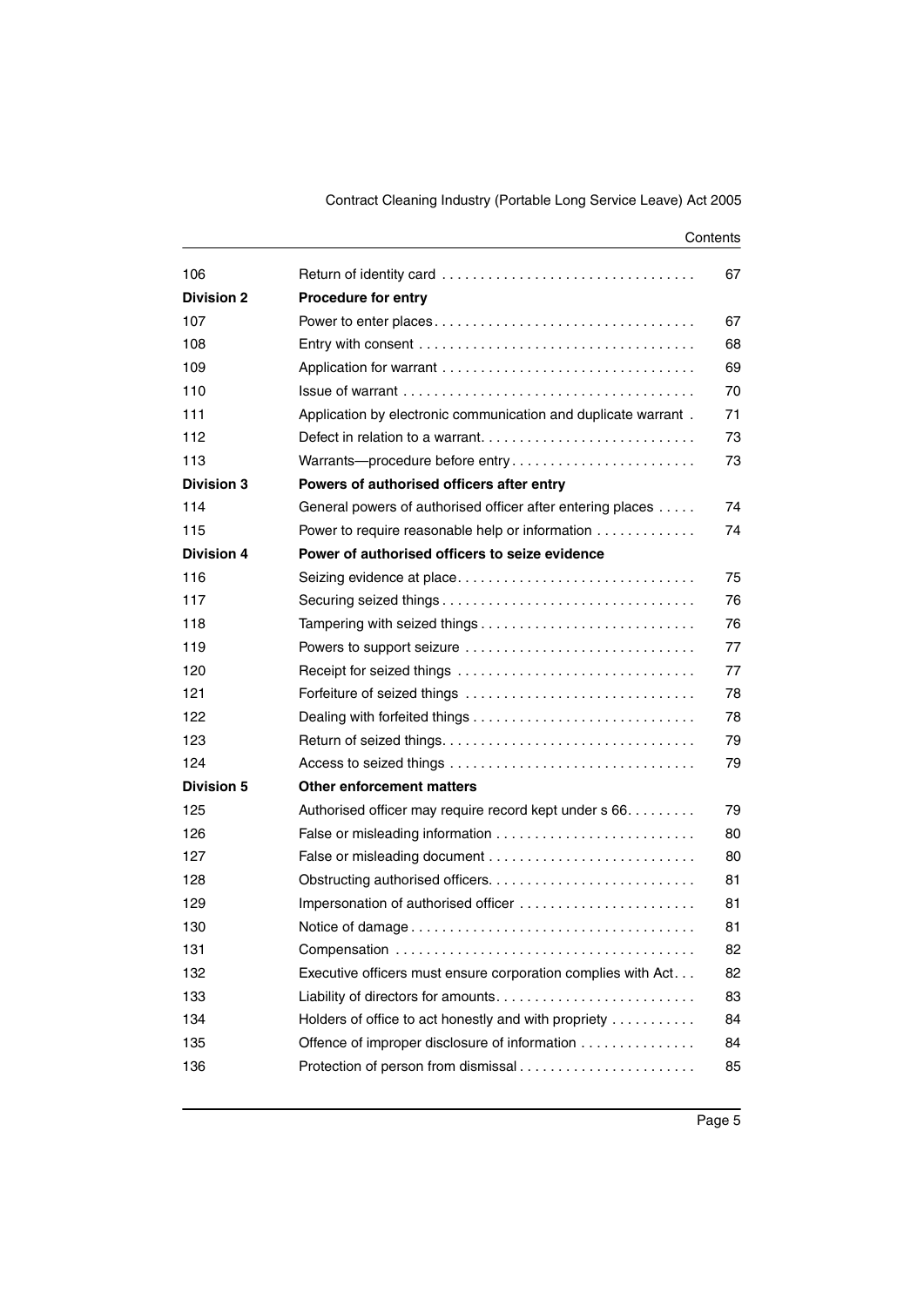| | | |
|---|---|---|
| 106 | Return of identity card | 67 |
| **Division 2** | **Procedure for entry** | |
| 107 | Power to enter places | 67 |
| 108 | Entry with consent | 68 |
| 109 | Application for warrant | 69 |
| 110 | Issue of warrant | 70 |
| 111 | Application by electronic communication and duplicate warrant | 71 |
| 112 | Defect in relation to a warrant | 73 |
| 113 | Warrants—procedure before entry | 73 |
| **Division 3** | **Powers of authorised officers after entry** | |
| 114 | General powers of authorised officer after entering places | 74 |
| 115 | Power to require reasonable help or information | 74 |
| **Division 4** | **Power of authorised officers to seize evidence** | |
| 116 | Seizing evidence at place | 75 |
| 117 | Securing seized things | 76 |
| 118 | Tampering with seized things | 76 |
| 119 | Powers to support seizure | 77 |
| 120 | Receipt for seized things | 77 |
| 121 | Forfeiture of seized things | 78 |
| 122 | Dealing with forfeited things | 78 |
| 123 | Return of seized things | 79 |
| 124 | Access to seized things | 79 |
| **Division 5** | **Other enforcement matters** | |
| 125 | Authorised officer may require record kept under s 66 | 79 |
| 126 | False or misleading information | 80 |
| 127 | False or misleading document | 80 |
| 128 | Obstructing authorised officers | 81 |
| 129 | Impersonation of authorised officer | 81 |
| 130 | Notice of damage | 81 |
| 131 | Compensation | 82 |
| 132 | Executive officers must ensure corporation complies with Act | 82 |
| 133 | Liability of directors for amounts | 83 |
| 134 | Holders of office to act honestly and with propriety | 84 |
| 135 | Offence of improper disclosure of information | 84 |
| 136 | Protection of person from dismissal | 85 |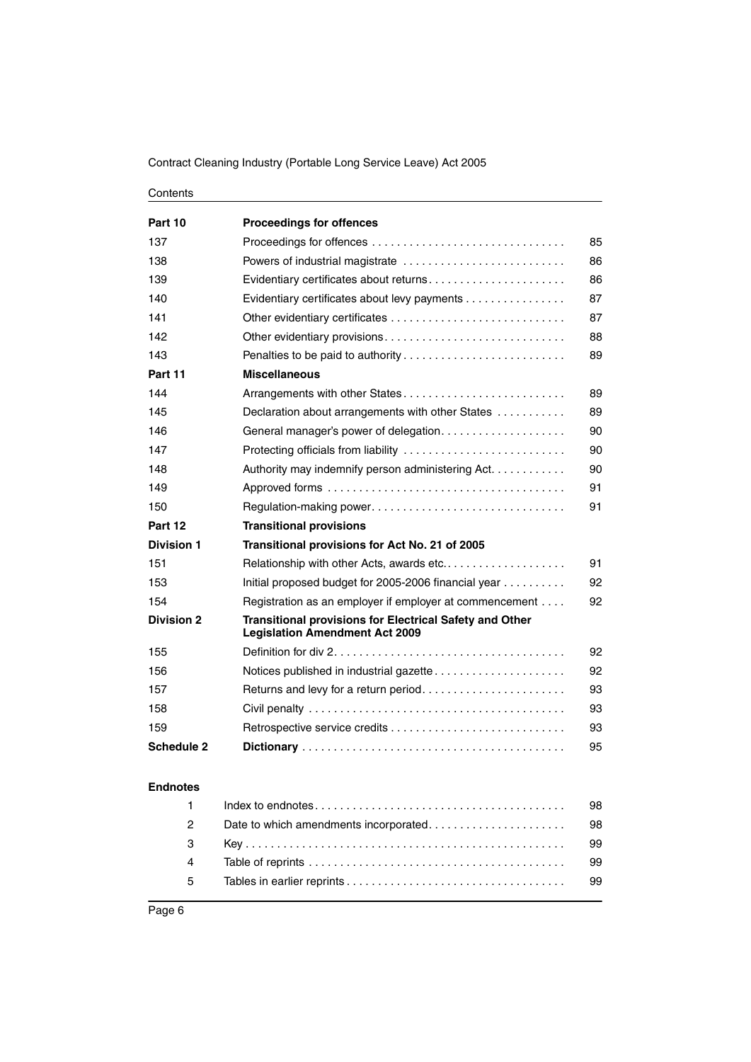| | | |
|---|---|---|
| **Part 10** | **Proceedings for offences** | |
| 137 | Proceedings for offences | 85 |
| 138 | Powers of industrial magistrate | 86 |
| 139 | Evidentiary certificates about returns | 86 |
| 140 | Evidentiary certificates about levy payments | 87 |
| 141 | Other evidentiary certificates | 87 |
| 142 | Other evidentiary provisions | 88 |
| 143 | Penalties to be paid to authority | 89 |
| **Part 11** | **Miscellaneous** | |
| 144 | Arrangements with other States | 89 |
| 145 | Declaration about arrangements with other States | 89 |
| 146 | General manager's power of delegation | 90 |
| 147 | Protecting officials from liability | 90 |
| 148 | Authority may indemnify person administering Act | 90 |
| 149 | Approved forms | 91 |
| 150 | Regulation-making power | 91 |
| **Part 12** | **Transitional provisions** | |
| **Division 1** | **Transitional provisions for Act No. 21 of 2005** | |
| 151 | Relationship with other Acts, awards etc. | 91 |
| 153 | Initial proposed budget for 2005-2006 financial year | 92 |
| 154 | Registration as an employer if employer at commencement | 92 |
| **Division 2** | **Transitional provisions for Electrical Safety and Other Legislation Amendment Act 2009** | |
| 155 | Definition for div 2 | 92 |
| 156 | Notices published in industrial gazette | 92 |
| 157 | Returns and levy for a return period | 93 |
| 158 | Civil penalty | 93 |
| 159 | Retrospective service credits | 93 |
| **Schedule 2** | **Dictionary** | 95 |

**Endnotes**

| | | |
|---|---|---|
| 1 | Index to endnotes | 98 |
| 2 | Date to which amendments incorporated | 98 |
| 3 | Key | 99 |
| 4 | Table of reprints | 99 |
| 5 | Tables in earlier reprints | 99 |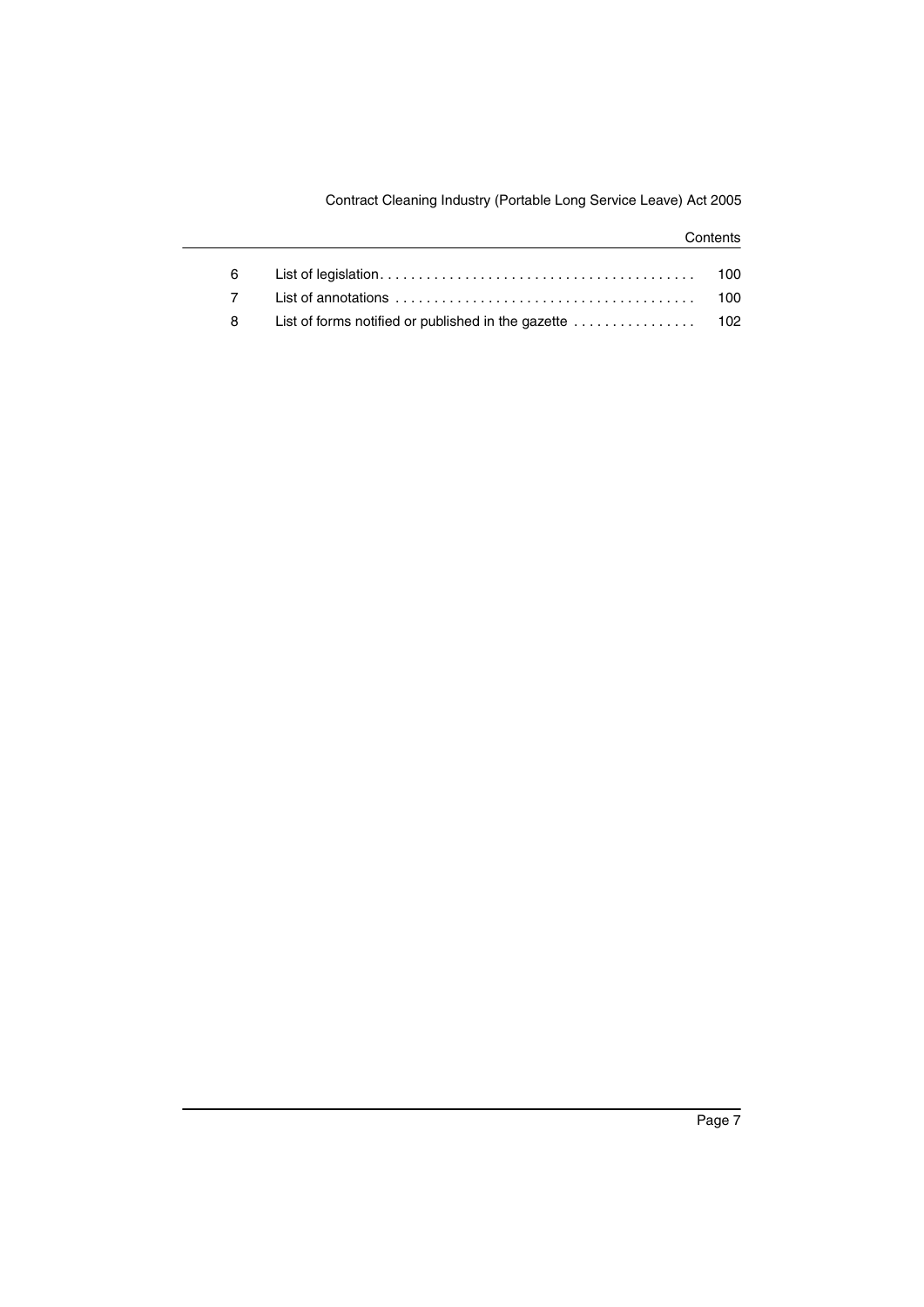| | | |
|---|---|---|
| 6 | List of legislation | 100 |
| 7 | List of annotations | 100 |
| 8 | List of forms notified or published in the gazette | 102 |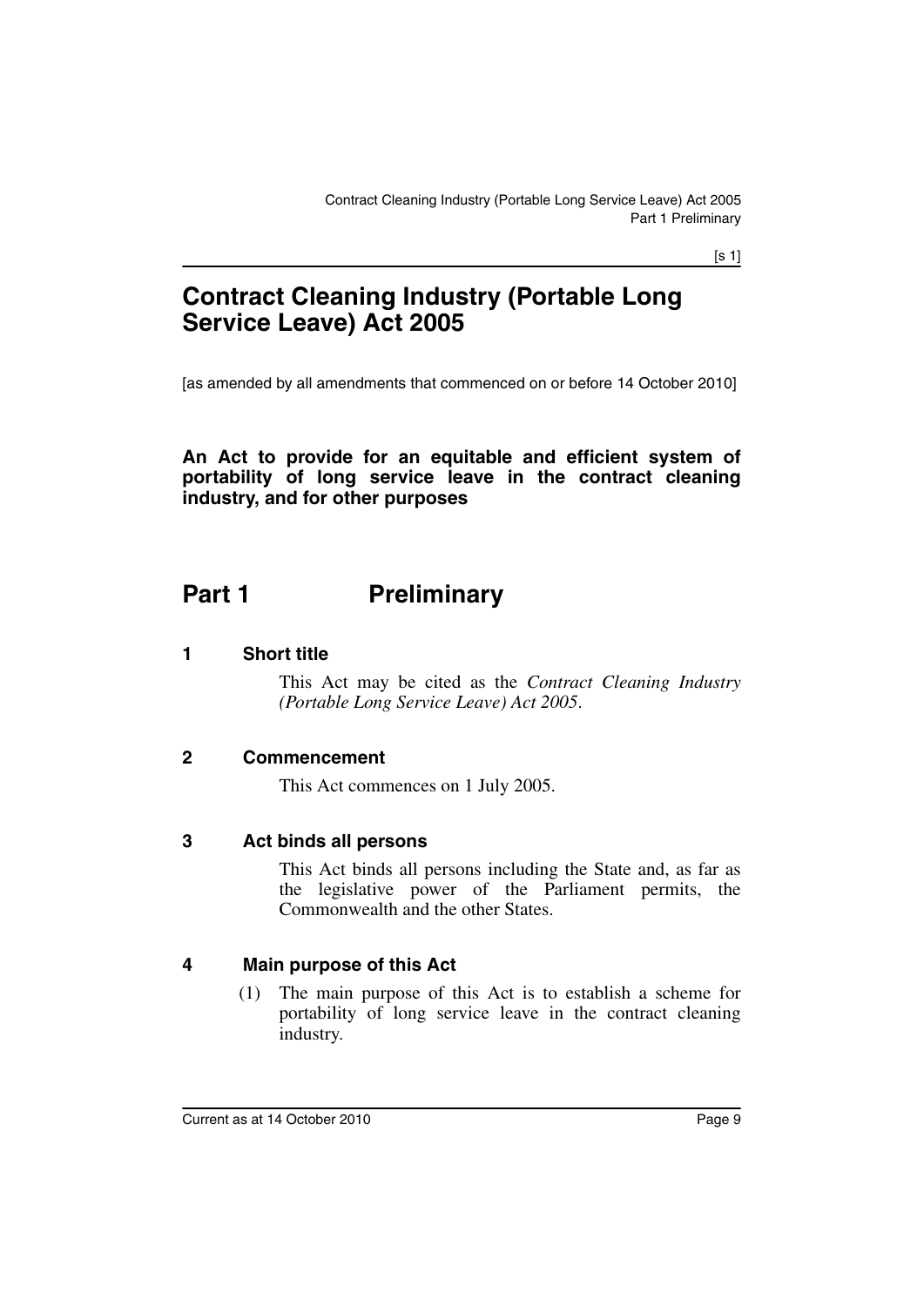# Contract Cleaning Industry (Portable Long Service Leave) Act 2005

[as amended by all amendments that commenced on or before 14 October 2010]

**An Act to provide for an equitable and efficient system of portability of long service leave in the contract cleaning industry, and for other purposes**

## Part 1 Preliminary

### 1 Short title

This Act may be cited as the *Contract Cleaning Industry (Portable Long Service Leave) Act 2005*.

### 2 Commencement

This Act commences on 1 July 2005.

### 3 Act binds all persons

This Act binds all persons including the State and, as far as the legislative power of the Parliament permits, the Commonwealth and the other States.

### 4 Main purpose of this Act

(1) The main purpose of this Act is to establish a scheme for portability of long service leave in the contract cleaning industry.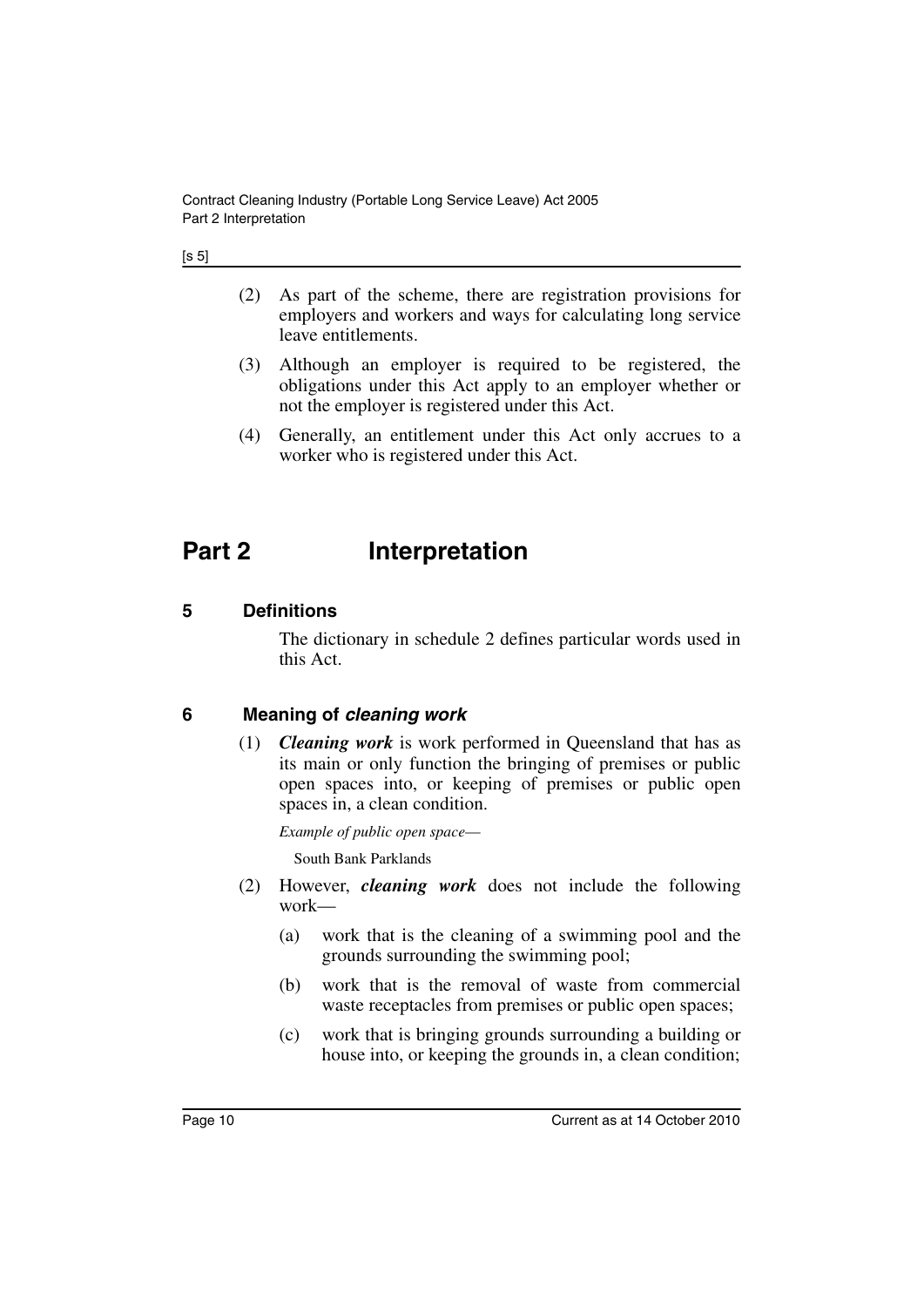(2) As part of the scheme, there are registration provisions for employers and workers and ways for calculating long service leave entitlements.

(3) Although an employer is required to be registered, the obligations under this Act apply to an employer whether or not the employer is registered under this Act.

(4) Generally, an entitlement under this Act only accrues to a worker who is registered under this Act.

# Part 2 Interpretation

### 5 Definitions

The dictionary in schedule 2 defines particular words used in this Act.

### 6 Meaning of *cleaning work*

(1) ***Cleaning work*** is work performed in Queensland that has as its main or only function the bringing of premises or public open spaces into, or keeping of premises or public open spaces in, a clean condition.

*Example of public open space—*

South Bank Parklands

(2) However, ***cleaning work*** does not include the following work—

(a) work that is the cleaning of a swimming pool and the grounds surrounding the swimming pool;

(b) work that is the removal of waste from commercial waste receptacles from premises or public open spaces;

(c) work that is bringing grounds surrounding a building or house into, or keeping the grounds in, a clean condition;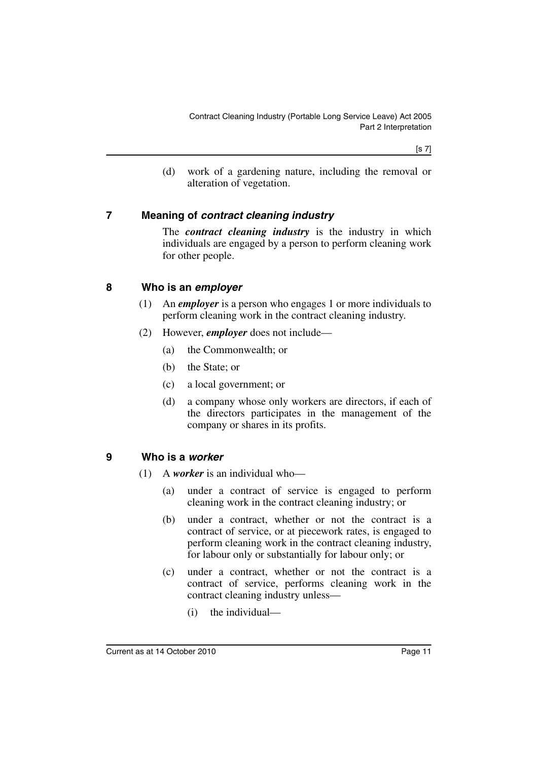(d) work of a gardening nature, including the removal or alteration of vegetation.

## 7 Meaning of *contract cleaning industry*

The ***contract cleaning industry*** is the industry in which individuals are engaged by a person to perform cleaning work for other people.

## 8 Who is an *employer*

(1) An ***employer*** is a person who engages 1 or more individuals to perform cleaning work in the contract cleaning industry.

(2) However, ***employer*** does not include—

(a) the Commonwealth; or

(b) the State; or

(c) a local government; or

(d) a company whose only workers are directors, if each of the directors participates in the management of the company or shares in its profits.

## 9 Who is a *worker*

(1) A ***worker*** is an individual who—

(a) under a contract of service is engaged to perform cleaning work in the contract cleaning industry; or

(b) under a contract, whether or not the contract is a contract of service, or at piecework rates, is engaged to perform cleaning work in the contract cleaning industry, for labour only or substantially for labour only; or

(c) under a contract, whether or not the contract is a contract of service, performs cleaning work in the contract cleaning industry unless—

(i) the individual—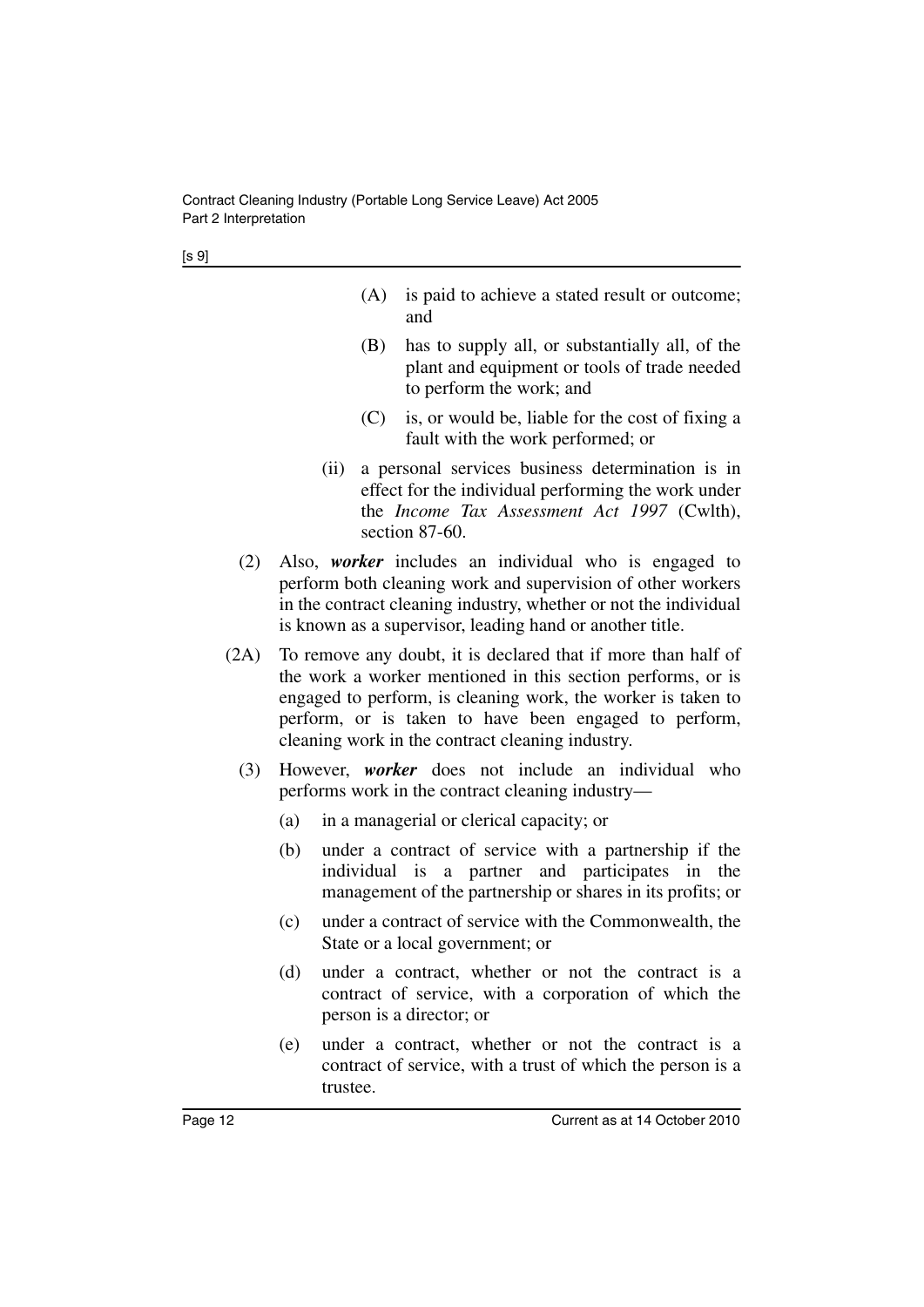(A) is paid to achieve a stated result or outcome; and

(B) has to supply all, or substantially all, of the plant and equipment or tools of trade needed to perform the work; and

(C) is, or would be, liable for the cost of fixing a fault with the work performed; or

(ii) a personal services business determination is in effect for the individual performing the work under the *Income Tax Assessment Act 1997* (Cwlth), section 87-60.

(2) Also, ***worker*** includes an individual who is engaged to perform both cleaning work and supervision of other workers in the contract cleaning industry, whether or not the individual is known as a supervisor, leading hand or another title.

(2A) To remove any doubt, it is declared that if more than half of the work a worker mentioned in this section performs, or is engaged to perform, is cleaning work, the worker is taken to perform, or is taken to have been engaged to perform, cleaning work in the contract cleaning industry.

(3) However, ***worker*** does not include an individual who performs work in the contract cleaning industry—

(a) in a managerial or clerical capacity; or

(b) under a contract of service with a partnership if the individual is a partner and participates in the management of the partnership or shares in its profits; or

(c) under a contract of service with the Commonwealth, the State or a local government; or

(d) under a contract, whether or not the contract is a contract of service, with a corporation of which the person is a director; or

(e) under a contract, whether or not the contract is a contract of service, with a trust of which the person is a trustee.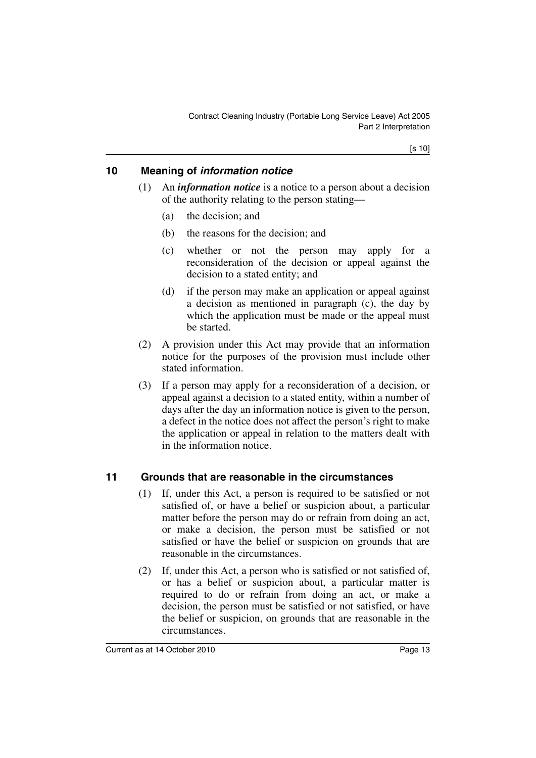## 10 Meaning of *information notice*

(1) An ***information notice*** is a notice to a person about a decision of the authority relating to the person stating—

(a) the decision; and

(b) the reasons for the decision; and

(c) whether or not the person may apply for a reconsideration of the decision or appeal against the decision to a stated entity; and

(d) if the person may make an application or appeal against a decision as mentioned in paragraph (c), the day by which the application must be made or the appeal must be started.

(2) A provision under this Act may provide that an information notice for the purposes of the provision must include other stated information.

(3) If a person may apply for a reconsideration of a decision, or appeal against a decision to a stated entity, within a number of days after the day an information notice is given to the person, a defect in the notice does not affect the person's right to make the application or appeal in relation to the matters dealt with in the information notice.

## 11 Grounds that are reasonable in the circumstances

(1) If, under this Act, a person is required to be satisfied or not satisfied of, or have a belief or suspicion about, a particular matter before the person may do or refrain from doing an act, or make a decision, the person must be satisfied or not satisfied or have the belief or suspicion on grounds that are reasonable in the circumstances.

(2) If, under this Act, a person who is satisfied or not satisfied of, or has a belief or suspicion about, a particular matter is required to do or refrain from doing an act, or make a decision, the person must be satisfied or not satisfied, or have the belief or suspicion, on grounds that are reasonable in the circumstances.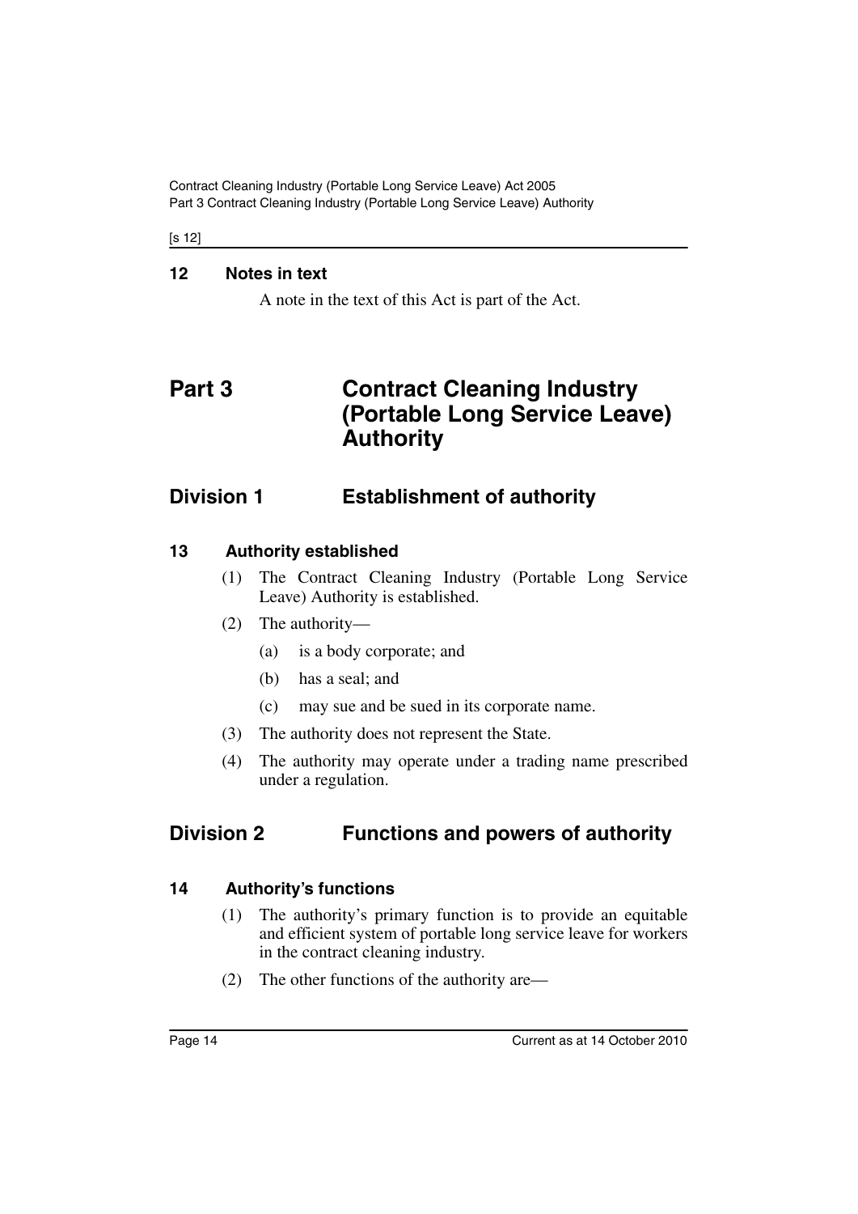## 12 Notes in text

A note in the text of this Act is part of the Act.

# Part 3 Contract Cleaning Industry (Portable Long Service Leave) Authority

## Division 1 Establishment of authority

### 13 Authority established

(1) The Contract Cleaning Industry (Portable Long Service Leave) Authority is established.

(2) The authority—

  (a) is a body corporate; and

  (b) has a seal; and

  (c) may sue and be sued in its corporate name.

(3) The authority does not represent the State.

(4) The authority may operate under a trading name prescribed under a regulation.

## Division 2 Functions and powers of authority

### 14 Authority's functions

(1) The authority's primary function is to provide an equitable and efficient system of portable long service leave for workers in the contract cleaning industry.

(2) The other functions of the authority are—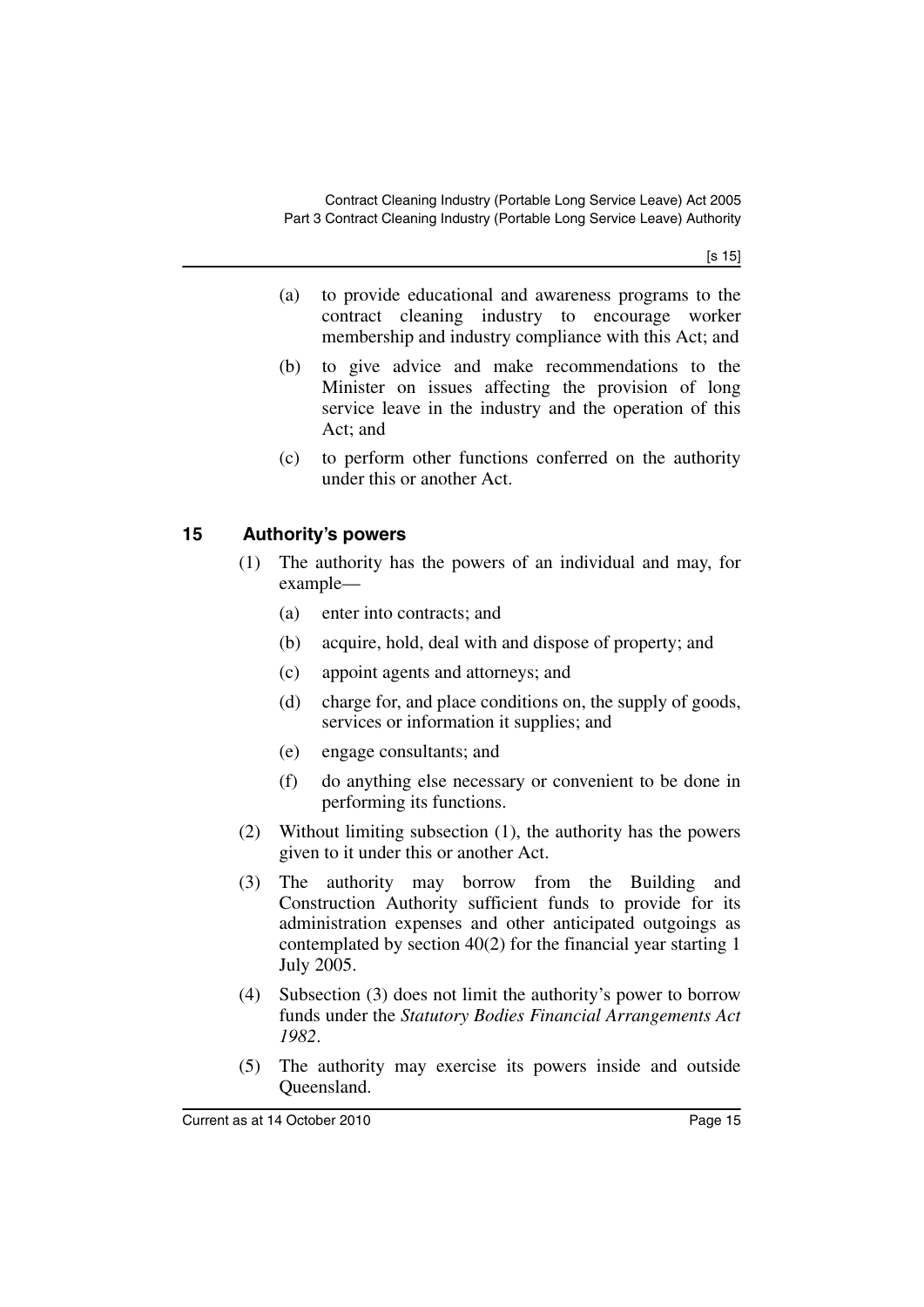(a) to provide educational and awareness programs to the contract cleaning industry to encourage worker membership and industry compliance with this Act; and

(b) to give advice and make recommendations to the Minister on issues affecting the provision of long service leave in the industry and the operation of this Act; and

(c) to perform other functions conferred on the authority under this or another Act.

## 15 Authority's powers

(1) The authority has the powers of an individual and may, for example—

(a) enter into contracts; and

(b) acquire, hold, deal with and dispose of property; and

(c) appoint agents and attorneys; and

(d) charge for, and place conditions on, the supply of goods, services or information it supplies; and

(e) engage consultants; and

(f) do anything else necessary or convenient to be done in performing its functions.

(2) Without limiting subsection (1), the authority has the powers given to it under this or another Act.

(3) The authority may borrow from the Building and Construction Authority sufficient funds to provide for its administration expenses and other anticipated outgoings as contemplated by section 40(2) for the financial year starting 1 July 2005.

(4) Subsection (3) does not limit the authority's power to borrow funds under the *Statutory Bodies Financial Arrangements Act 1982*.

(5) The authority may exercise its powers inside and outside Queensland.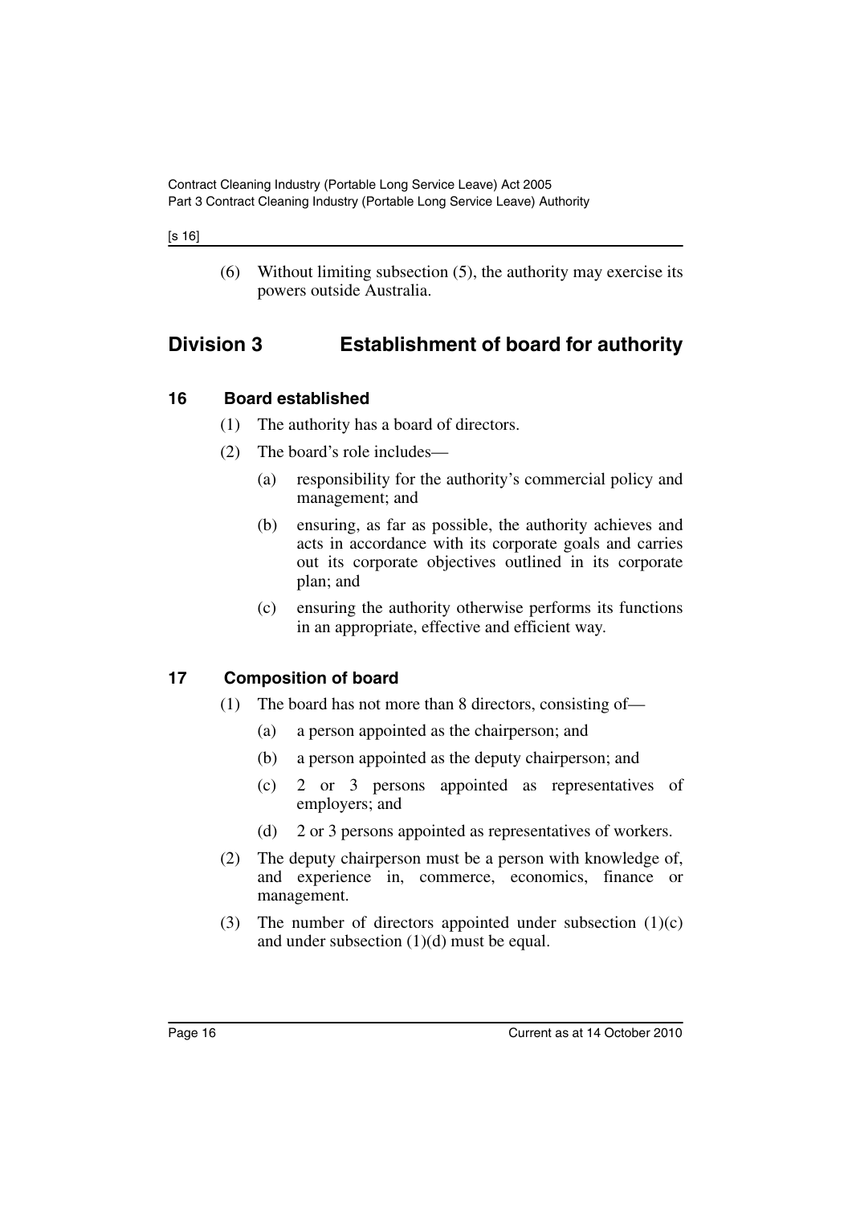(6) Without limiting subsection (5), the authority may exercise its powers outside Australia.

## Division 3 Establishment of board for authority

### 16 Board established

(1) The authority has a board of directors.

(2) The board's role includes—

(a) responsibility for the authority's commercial policy and management; and

(b) ensuring, as far as possible, the authority achieves and acts in accordance with its corporate goals and carries out its corporate objectives outlined in its corporate plan; and

(c) ensuring the authority otherwise performs its functions in an appropriate, effective and efficient way.

### 17 Composition of board

(1) The board has not more than 8 directors, consisting of—

(a) a person appointed as the chairperson; and

(b) a person appointed as the deputy chairperson; and

(c) 2 or 3 persons appointed as representatives of employers; and

(d) 2 or 3 persons appointed as representatives of workers.

(2) The deputy chairperson must be a person with knowledge of, and experience in, commerce, economics, finance or management.

(3) The number of directors appointed under subsection (1)(c) and under subsection (1)(d) must be equal.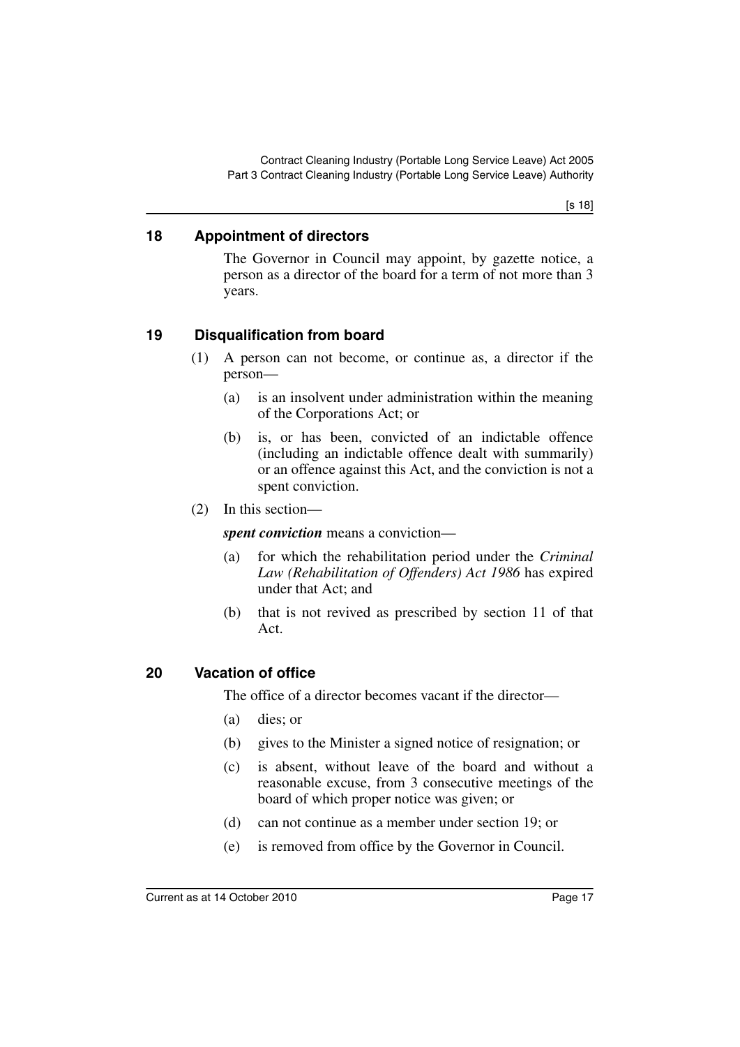## 18 Appointment of directors

The Governor in Council may appoint, by gazette notice, a person as a director of the board for a term of not more than 3 years.

## 19 Disqualification from board

(1) A person can not become, or continue as, a director if the person—

- (a) is an insolvent under administration within the meaning of the Corporations Act; or
- (b) is, or has been, convicted of an indictable offence (including an indictable offence dealt with summarily) or an offence against this Act, and the conviction is not a spent conviction.

(2) In this section—

***spent conviction*** means a conviction—

- (a) for which the rehabilitation period under the *Criminal Law (Rehabilitation of Offenders) Act 1986* has expired under that Act; and
- (b) that is not revived as prescribed by section 11 of that Act.

## 20 Vacation of office

The office of a director becomes vacant if the director—

- (a) dies; or
- (b) gives to the Minister a signed notice of resignation; or
- (c) is absent, without leave of the board and without a reasonable excuse, from 3 consecutive meetings of the board of which proper notice was given; or
- (d) can not continue as a member under section 19; or
- (e) is removed from office by the Governor in Council.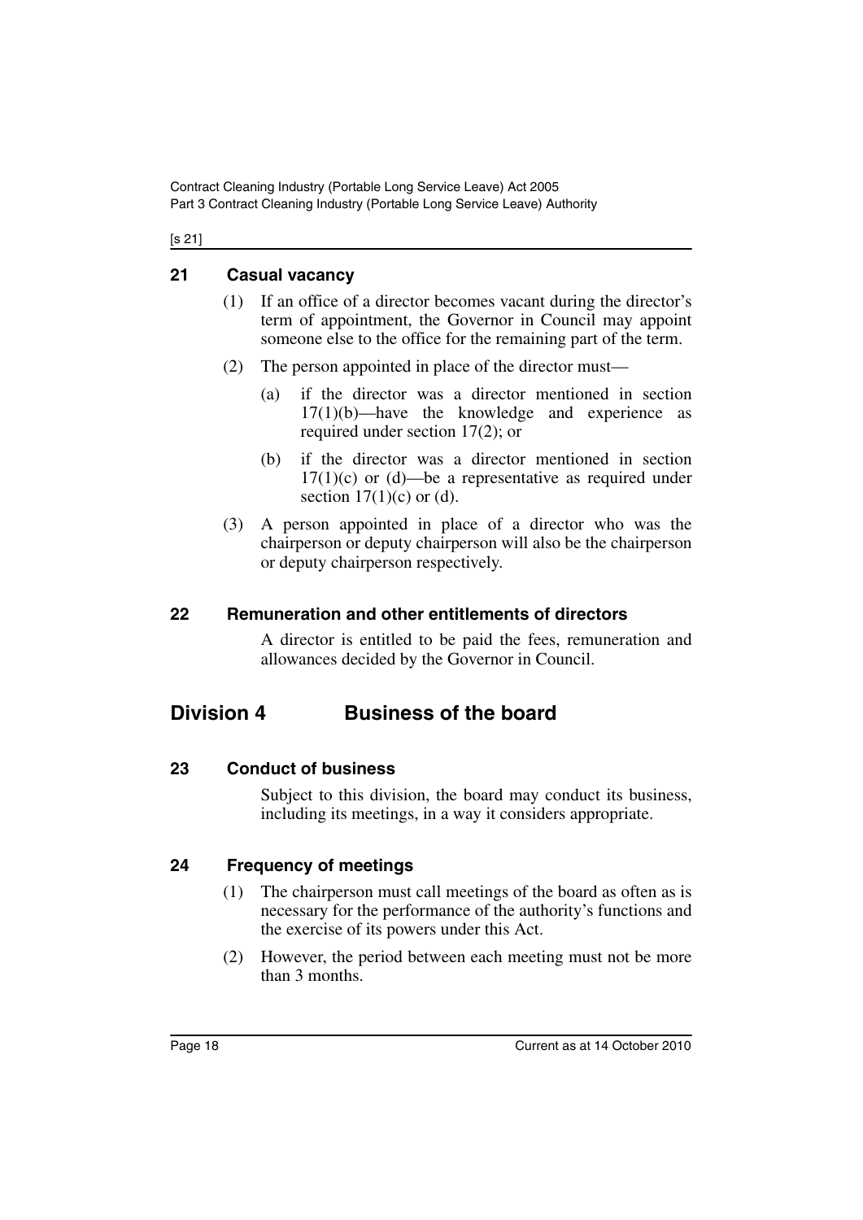## 21 Casual vacancy

(1) If an office of a director becomes vacant during the director's term of appointment, the Governor in Council may appoint someone else to the office for the remaining part of the term.

(2) The person appointed in place of the director must—

(a) if the director was a director mentioned in section 17(1)(b)—have the knowledge and experience as required under section 17(2); or

(b) if the director was a director mentioned in section 17(1)(c) or (d)—be a representative as required under section 17(1)(c) or (d).

(3) A person appointed in place of a director who was the chairperson or deputy chairperson will also be the chairperson or deputy chairperson respectively.

## 22 Remuneration and other entitlements of directors

A director is entitled to be paid the fees, remuneration and allowances decided by the Governor in Council.

# Division 4 Business of the board

## 23 Conduct of business

Subject to this division, the board may conduct its business, including its meetings, in a way it considers appropriate.

## 24 Frequency of meetings

(1) The chairperson must call meetings of the board as often as is necessary for the performance of the authority's functions and the exercise of its powers under this Act.

(2) However, the period between each meeting must not be more than 3 months.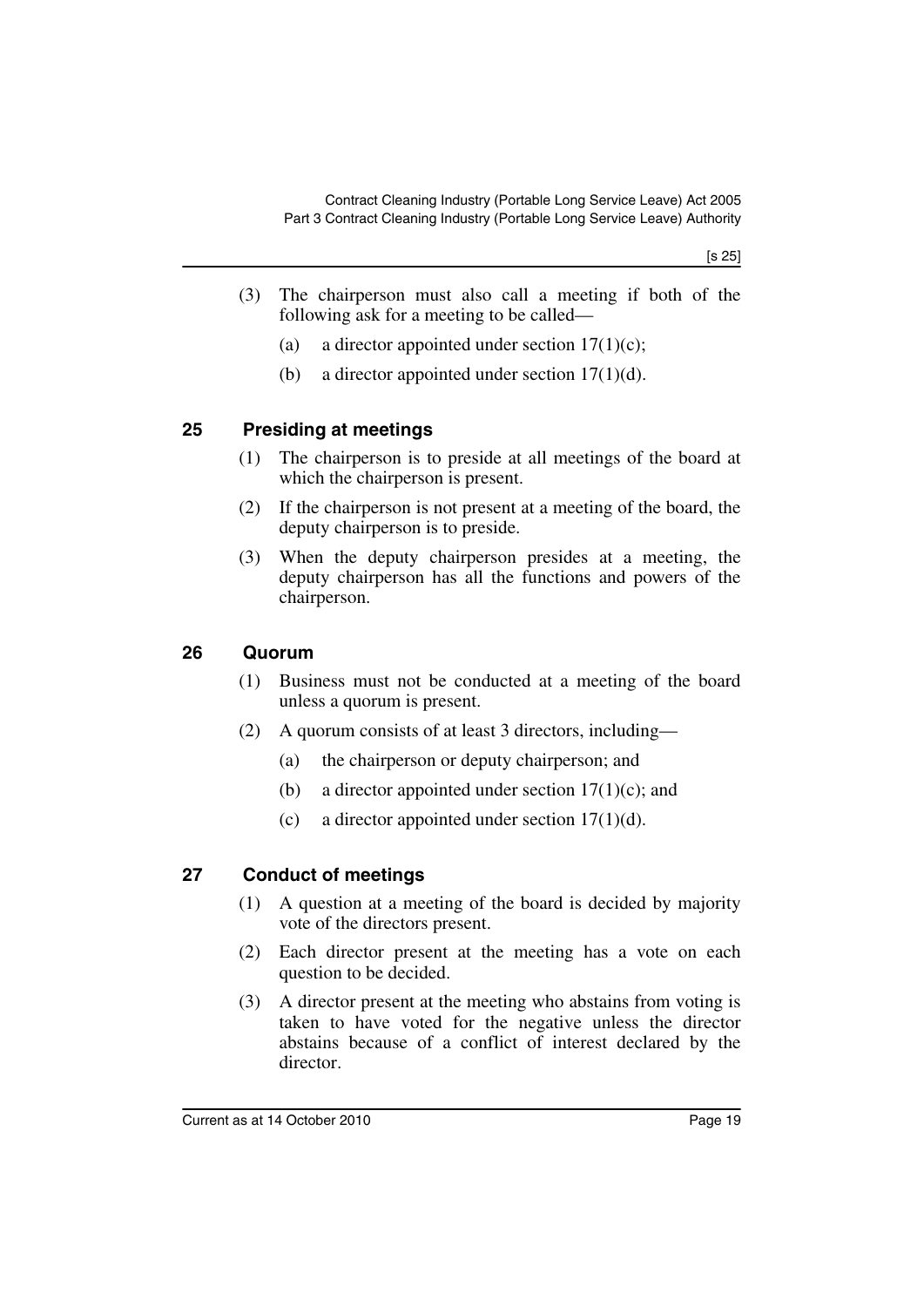(3) The chairperson must also call a meeting if both of the following ask for a meeting to be called—

(a) a director appointed under section 17(1)(c);

(b) a director appointed under section 17(1)(d).

## 25 Presiding at meetings

(1) The chairperson is to preside at all meetings of the board at which the chairperson is present.

(2) If the chairperson is not present at a meeting of the board, the deputy chairperson is to preside.

(3) When the deputy chairperson presides at a meeting, the deputy chairperson has all the functions and powers of the chairperson.

## 26 Quorum

(1) Business must not be conducted at a meeting of the board unless a quorum is present.

(2) A quorum consists of at least 3 directors, including—

(a) the chairperson or deputy chairperson; and

(b) a director appointed under section 17(1)(c); and

(c) a director appointed under section 17(1)(d).

## 27 Conduct of meetings

(1) A question at a meeting of the board is decided by majority vote of the directors present.

(2) Each director present at the meeting has a vote on each question to be decided.

(3) A director present at the meeting who abstains from voting is taken to have voted for the negative unless the director abstains because of a conflict of interest declared by the director.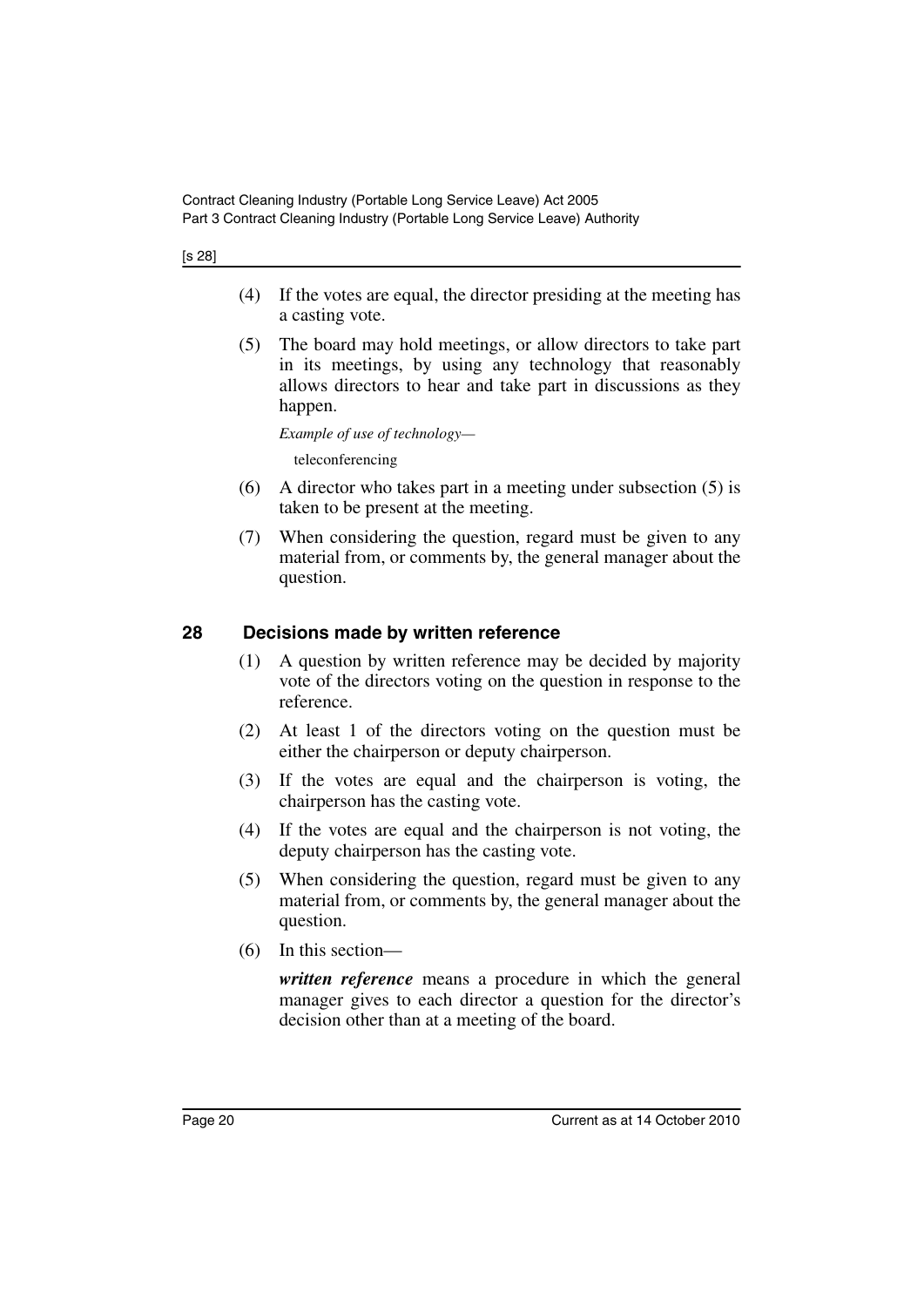(4) If the votes are equal, the director presiding at the meeting has a casting vote.

(5) The board may hold meetings, or allow directors to take part in its meetings, by using any technology that reasonably allows directors to hear and take part in discussions as they happen.

*Example of use of technology—*

teleconferencing

(6) A director who takes part in a meeting under subsection (5) is taken to be present at the meeting.

(7) When considering the question, regard must be given to any material from, or comments by, the general manager about the question.

## 28 Decisions made by written reference

(1) A question by written reference may be decided by majority vote of the directors voting on the question in response to the reference.

(2) At least 1 of the directors voting on the question must be either the chairperson or deputy chairperson.

(3) If the votes are equal and the chairperson is voting, the chairperson has the casting vote.

(4) If the votes are equal and the chairperson is not voting, the deputy chairperson has the casting vote.

(5) When considering the question, regard must be given to any material from, or comments by, the general manager about the question.

(6) In this section—

***written reference*** means a procedure in which the general manager gives to each director a question for the director's decision other than at a meeting of the board.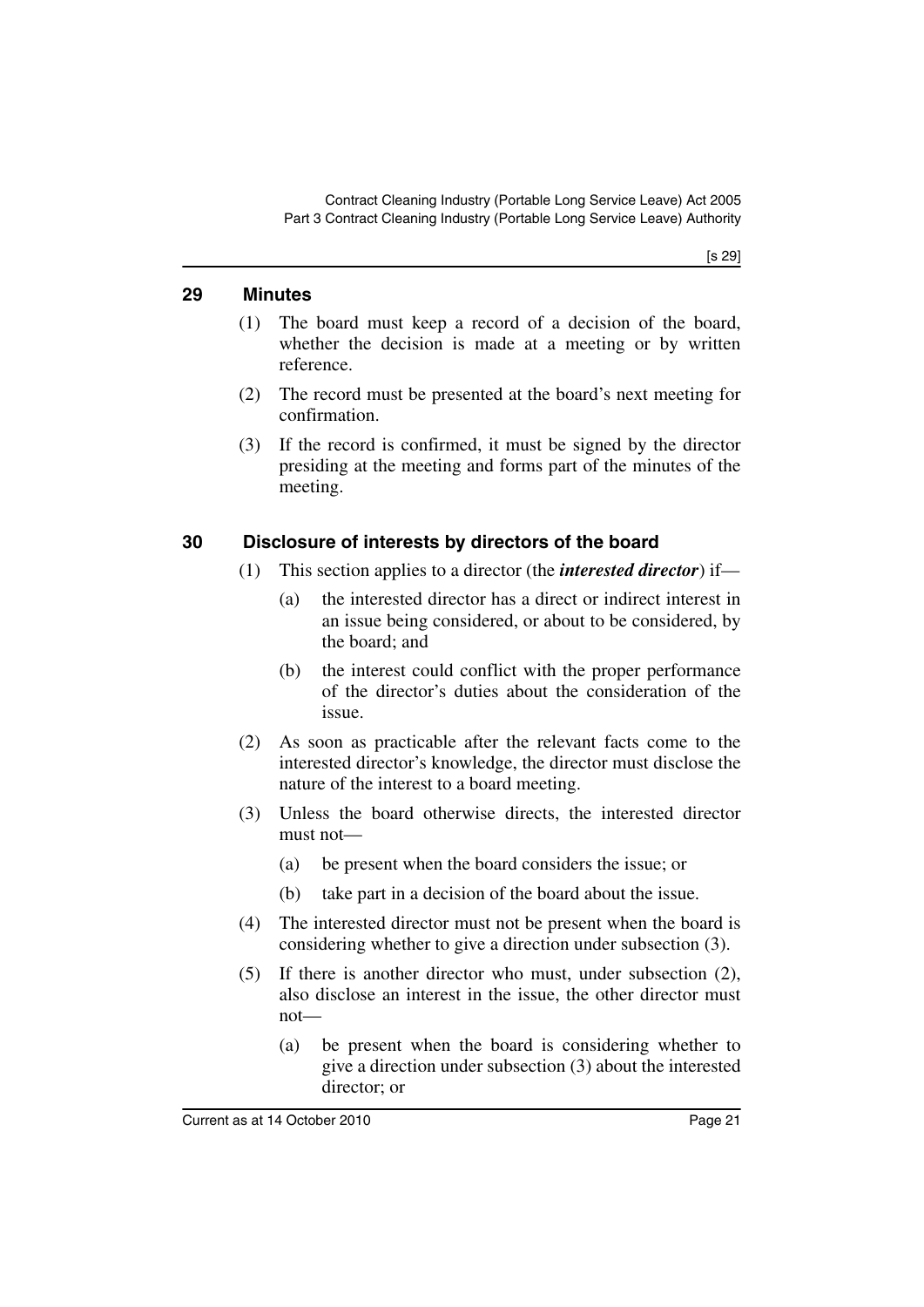## 29 Minutes

(1) The board must keep a record of a decision of the board, whether the decision is made at a meeting or by written reference.

(2) The record must be presented at the board's next meeting for confirmation.

(3) If the record is confirmed, it must be signed by the director presiding at the meeting and forms part of the minutes of the meeting.

## 30 Disclosure of interests by directors of the board

(1) This section applies to a director (the ***interested director***) if—

(a) the interested director has a direct or indirect interest in an issue being considered, or about to be considered, by the board; and

(b) the interest could conflict with the proper performance of the director's duties about the consideration of the issue.

(2) As soon as practicable after the relevant facts come to the interested director's knowledge, the director must disclose the nature of the interest to a board meeting.

(3) Unless the board otherwise directs, the interested director must not—

(a) be present when the board considers the issue; or

(b) take part in a decision of the board about the issue.

(4) The interested director must not be present when the board is considering whether to give a direction under subsection (3).

(5) If there is another director who must, under subsection (2), also disclose an interest in the issue, the other director must not—

(a) be present when the board is considering whether to give a direction under subsection (3) about the interested director; or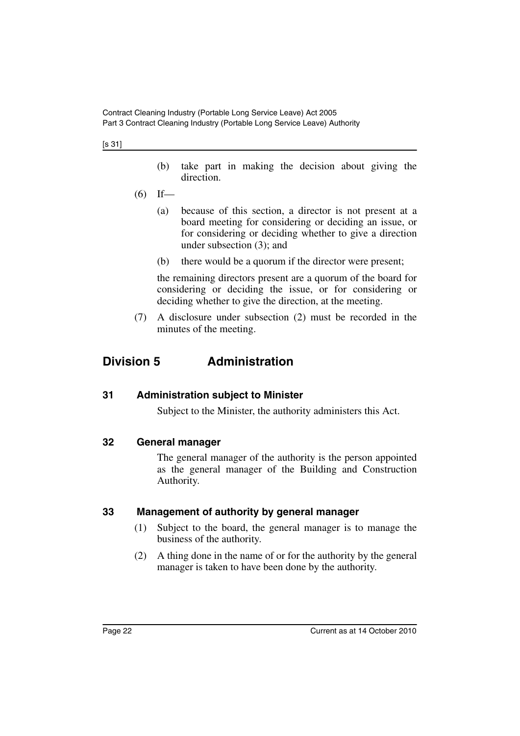(b) take part in making the decision about giving the direction.

(6) If—

(a) because of this section, a director is not present at a board meeting for considering or deciding an issue, or for considering or deciding whether to give a direction under subsection (3); and

(b) there would be a quorum if the director were present;

the remaining directors present are a quorum of the board for considering or deciding the issue, or for considering or deciding whether to give the direction, at the meeting.

(7) A disclosure under subsection (2) must be recorded in the minutes of the meeting.

## Division 5 Administration

### 31 Administration subject to Minister

Subject to the Minister, the authority administers this Act.

### 32 General manager

The general manager of the authority is the person appointed as the general manager of the Building and Construction Authority.

### 33 Management of authority by general manager

(1) Subject to the board, the general manager is to manage the business of the authority.

(2) A thing done in the name of or for the authority by the general manager is taken to have been done by the authority.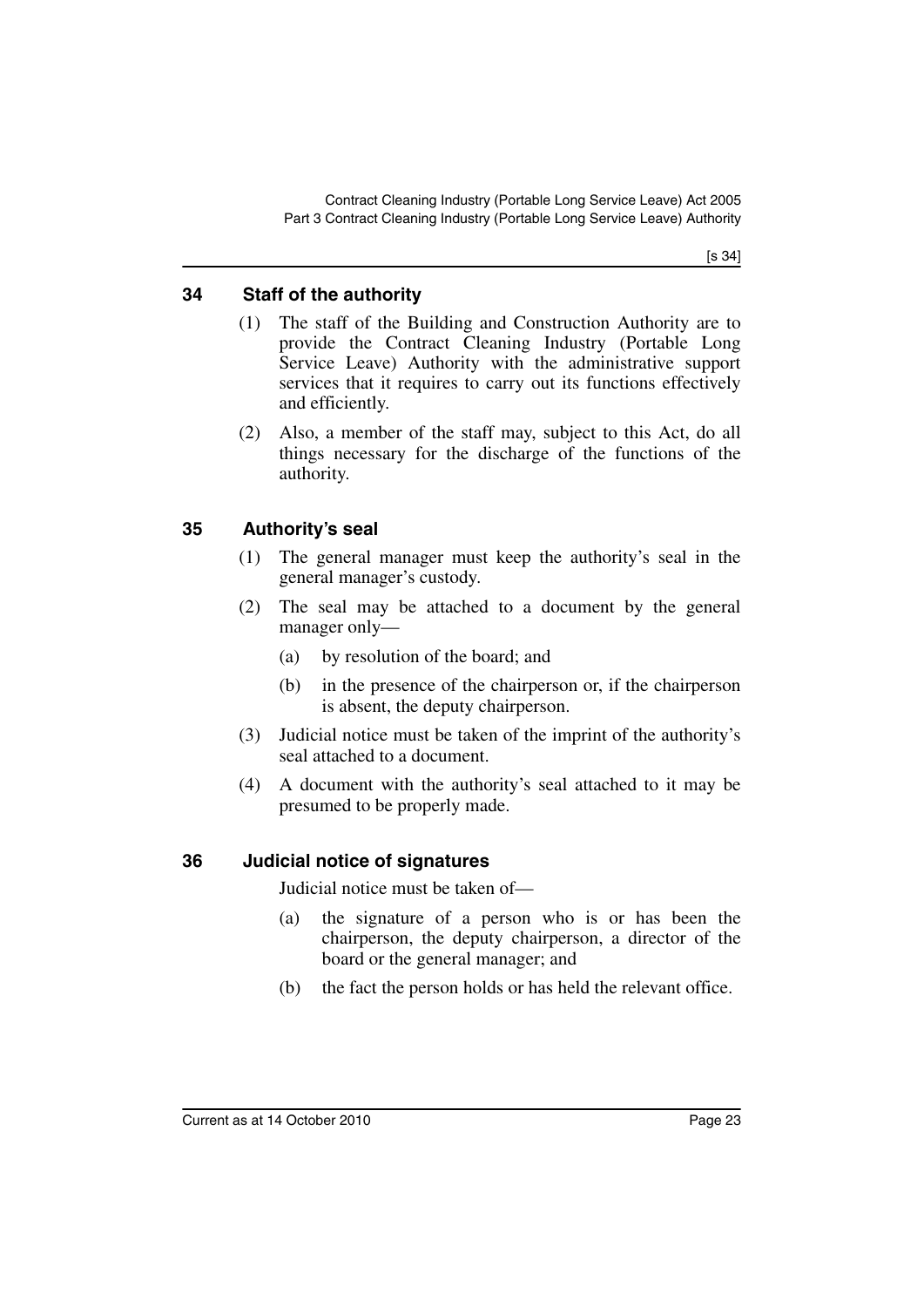## 34 Staff of the authority

(1) The staff of the Building and Construction Authority are to provide the Contract Cleaning Industry (Portable Long Service Leave) Authority with the administrative support services that it requires to carry out its functions effectively and efficiently.

(2) Also, a member of the staff may, subject to this Act, do all things necessary for the discharge of the functions of the authority.

## 35 Authority's seal

(1) The general manager must keep the authority's seal in the general manager's custody.

(2) The seal may be attached to a document by the general manager only—

  (a) by resolution of the board; and

  (b) in the presence of the chairperson or, if the chairperson is absent, the deputy chairperson.

(3) Judicial notice must be taken of the imprint of the authority's seal attached to a document.

(4) A document with the authority's seal attached to it may be presumed to be properly made.

## 36 Judicial notice of signatures

Judicial notice must be taken of—

  (a) the signature of a person who is or has been the chairperson, the deputy chairperson, a director of the board or the general manager; and

  (b) the fact the person holds or has held the relevant office.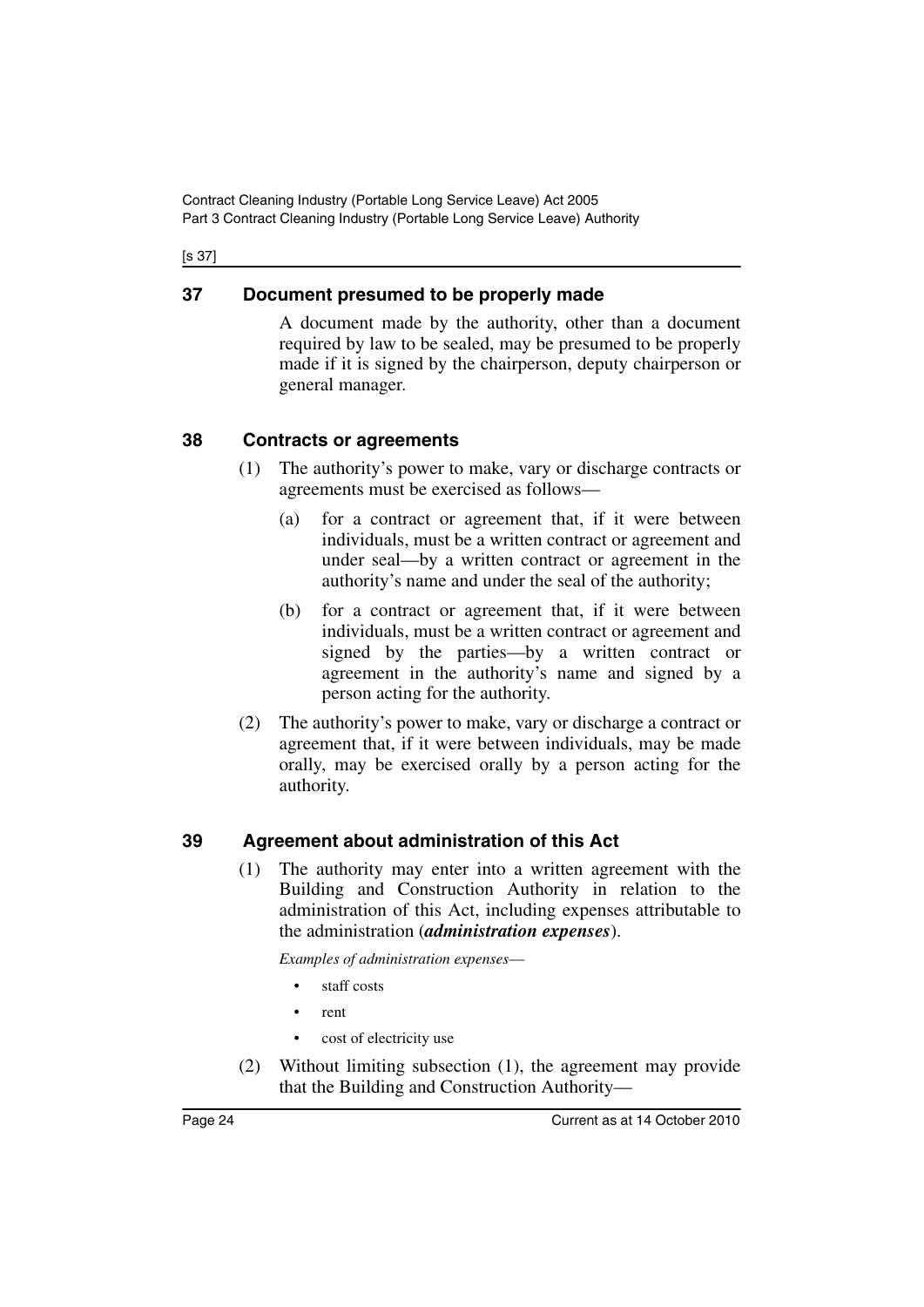## 37 Document presumed to be properly made

A document made by the authority, other than a document required by law to be sealed, may be presumed to be properly made if it is signed by the chairperson, deputy chairperson or general manager.

## 38 Contracts or agreements

(1) The authority's power to make, vary or discharge contracts or agreements must be exercised as follows—

(a) for a contract or agreement that, if it were between individuals, must be a written contract or agreement and under seal—by a written contract or agreement in the authority's name and under the seal of the authority;

(b) for a contract or agreement that, if it were between individuals, must be a written contract or agreement and signed by the parties—by a written contract or agreement in the authority's name and signed by a person acting for the authority.

(2) The authority's power to make, vary or discharge a contract or agreement that, if it were between individuals, may be made orally, may be exercised orally by a person acting for the authority.

## 39 Agreement about administration of this Act

(1) The authority may enter into a written agreement with the Building and Construction Authority in relation to the administration of this Act, including expenses attributable to the administration (***administration expenses***).

*Examples of administration expenses—*

- staff costs
- rent
- cost of electricity use

(2) Without limiting subsection (1), the agreement may provide that the Building and Construction Authority—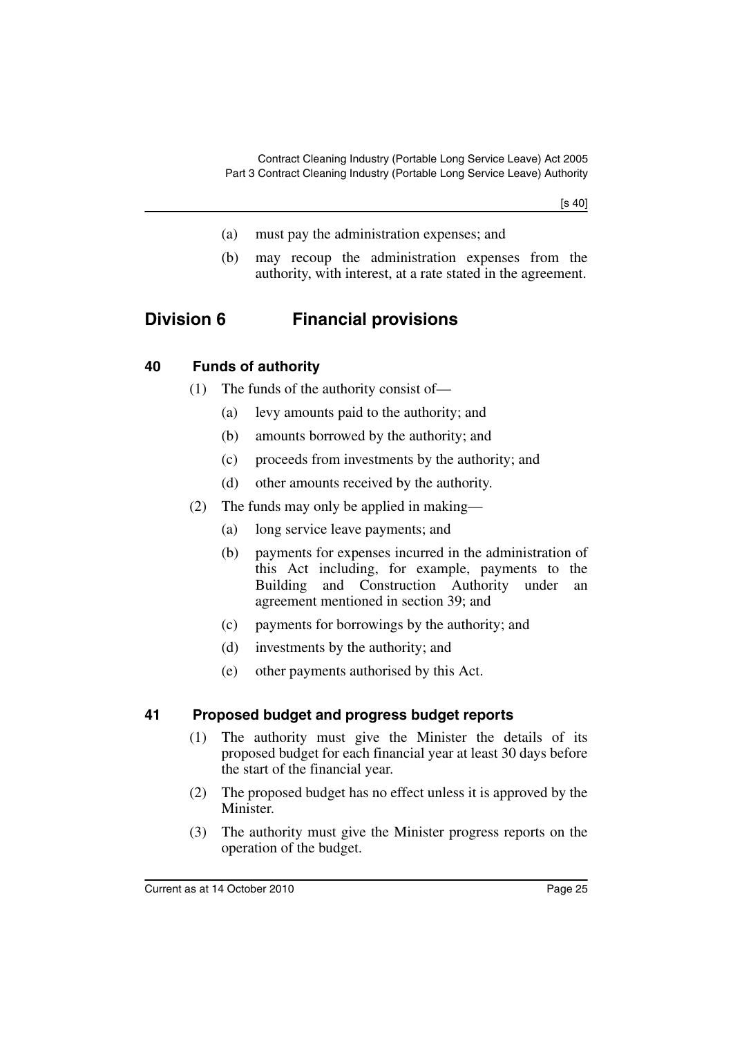(a) must pay the administration expenses; and

(b) may recoup the administration expenses from the authority, with interest, at a rate stated in the agreement.

## Division 6 Financial provisions

### 40 Funds of authority

(1) The funds of the authority consist of—

(a) levy amounts paid to the authority; and

(b) amounts borrowed by the authority; and

(c) proceeds from investments by the authority; and

(d) other amounts received by the authority.

(2) The funds may only be applied in making—

(a) long service leave payments; and

(b) payments for expenses incurred in the administration of this Act including, for example, payments to the Building and Construction Authority under an agreement mentioned in section 39; and

(c) payments for borrowings by the authority; and

(d) investments by the authority; and

(e) other payments authorised by this Act.

### 41 Proposed budget and progress budget reports

(1) The authority must give the Minister the details of its proposed budget for each financial year at least 30 days before the start of the financial year.

(2) The proposed budget has no effect unless it is approved by the Minister.

(3) The authority must give the Minister progress reports on the operation of the budget.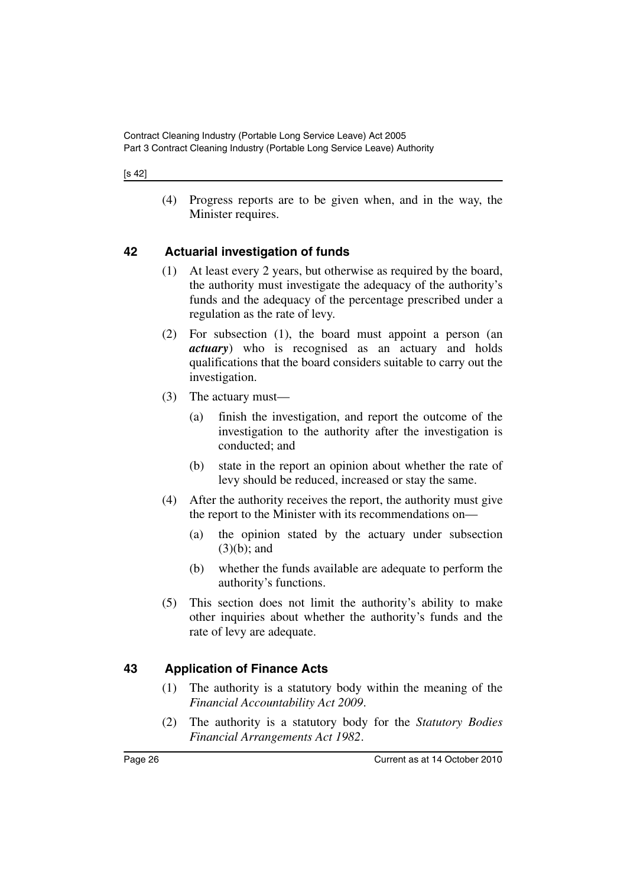(4) Progress reports are to be given when, and in the way, the Minister requires.

## 42 Actuarial investigation of funds

(1) At least every 2 years, but otherwise as required by the board, the authority must investigate the adequacy of the authority's funds and the adequacy of the percentage prescribed under a regulation as the rate of levy.

(2) For subsection (1), the board must appoint a person (an ***actuary***) who is recognised as an actuary and holds qualifications that the board considers suitable to carry out the investigation.

(3) The actuary must—

(a) finish the investigation, and report the outcome of the investigation to the authority after the investigation is conducted; and

(b) state in the report an opinion about whether the rate of levy should be reduced, increased or stay the same.

(4) After the authority receives the report, the authority must give the report to the Minister with its recommendations on—

(a) the opinion stated by the actuary under subsection (3)(b); and

(b) whether the funds available are adequate to perform the authority's functions.

(5) This section does not limit the authority's ability to make other inquiries about whether the authority's funds and the rate of levy are adequate.

## 43 Application of Finance Acts

(1) The authority is a statutory body within the meaning of the *Financial Accountability Act 2009*.

(2) The authority is a statutory body for the *Statutory Bodies Financial Arrangements Act 1982*.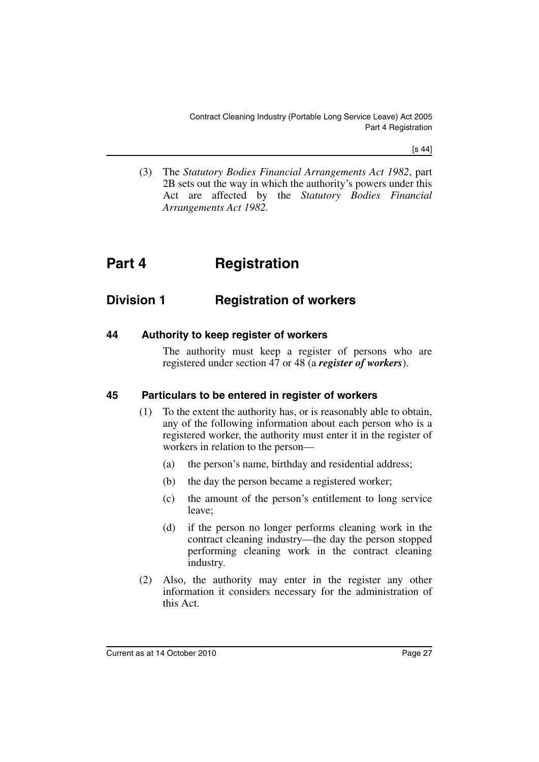(3) The *Statutory Bodies Financial Arrangements Act 1982*, part 2B sets out the way in which the authority's powers under this Act are affected by the *Statutory Bodies Financial Arrangements Act 1982*.

# Part 4 Registration

## Division 1 Registration of workers

### 44 Authority to keep register of workers

The authority must keep a register of persons who are registered under section 47 or 48 (a ***register of workers***).

### 45 Particulars to be entered in register of workers

(1) To the extent the authority has, or is reasonably able to obtain, any of the following information about each person who is a registered worker, the authority must enter it in the register of workers in relation to the person—

(a) the person's name, birthday and residential address;

(b) the day the person became a registered worker;

(c) the amount of the person's entitlement to long service leave;

(d) if the person no longer performs cleaning work in the contract cleaning industry—the day the person stopped performing cleaning work in the contract cleaning industry.

(2) Also, the authority may enter in the register any other information it considers necessary for the administration of this Act.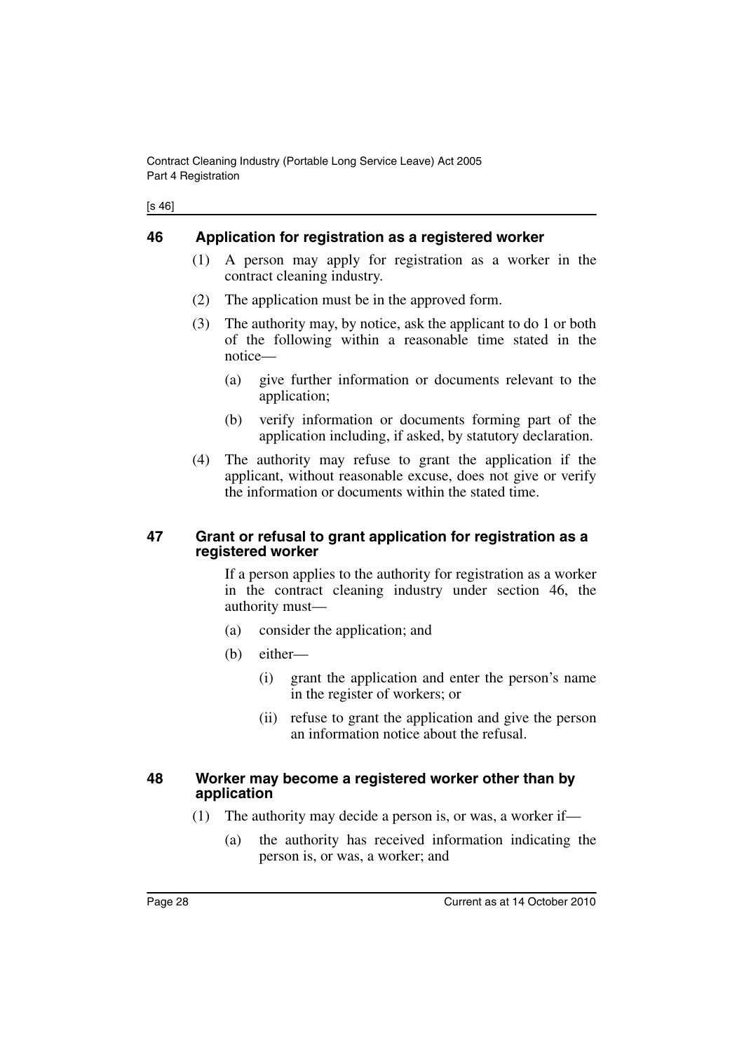## 46 Application for registration as a registered worker

(1) A person may apply for registration as a worker in the contract cleaning industry.

(2) The application must be in the approved form.

(3) The authority may, by notice, ask the applicant to do 1 or both of the following within a reasonable time stated in the notice—

(a) give further information or documents relevant to the application;

(b) verify information or documents forming part of the application including, if asked, by statutory declaration.

(4) The authority may refuse to grant the application if the applicant, without reasonable excuse, does not give or verify the information or documents within the stated time.

## 47 Grant or refusal to grant application for registration as a registered worker

If a person applies to the authority for registration as a worker in the contract cleaning industry under section 46, the authority must—

(a) consider the application; and

(b) either—

(i) grant the application and enter the person's name in the register of workers; or

(ii) refuse to grant the application and give the person an information notice about the refusal.

## 48 Worker may become a registered worker other than by application

(1) The authority may decide a person is, or was, a worker if—

(a) the authority has received information indicating the person is, or was, a worker; and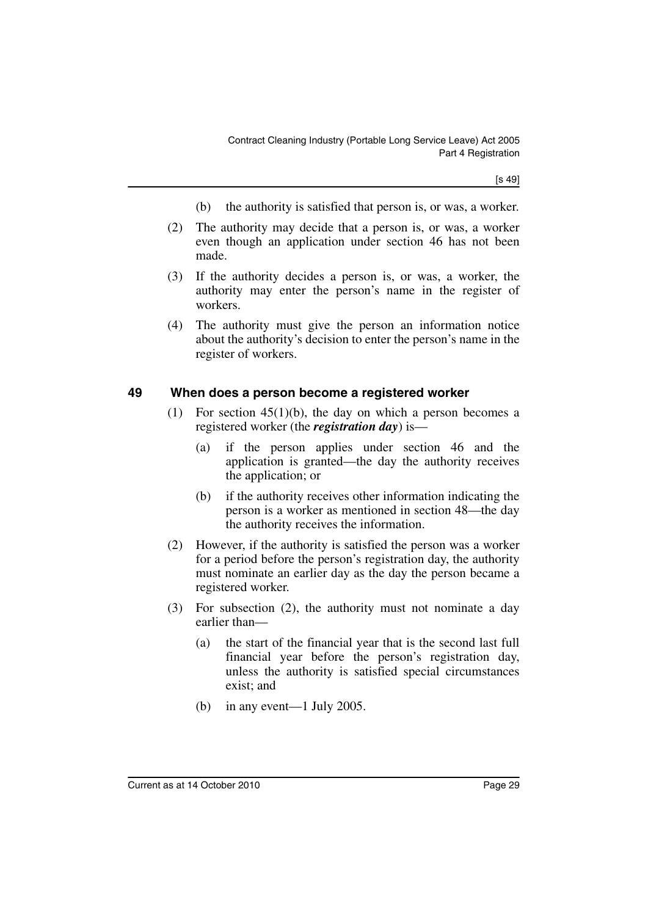(b) the authority is satisfied that person is, or was, a worker.

(2) The authority may decide that a person is, or was, a worker even though an application under section 46 has not been made.

(3) If the authority decides a person is, or was, a worker, the authority may enter the person's name in the register of workers.

(4) The authority must give the person an information notice about the authority's decision to enter the person's name in the register of workers.

## 49 When does a person become a registered worker

(1) For section 45(1)(b), the day on which a person becomes a registered worker (the ***registration day***) is—

(a) if the person applies under section 46 and the application is granted—the day the authority receives the application; or

(b) if the authority receives other information indicating the person is a worker as mentioned in section 48—the day the authority receives the information.

(2) However, if the authority is satisfied the person was a worker for a period before the person's registration day, the authority must nominate an earlier day as the day the person became a registered worker.

(3) For subsection (2), the authority must not nominate a day earlier than—

(a) the start of the financial year that is the second last full financial year before the person's registration day, unless the authority is satisfied special circumstances exist; and

(b) in any event—1 July 2005.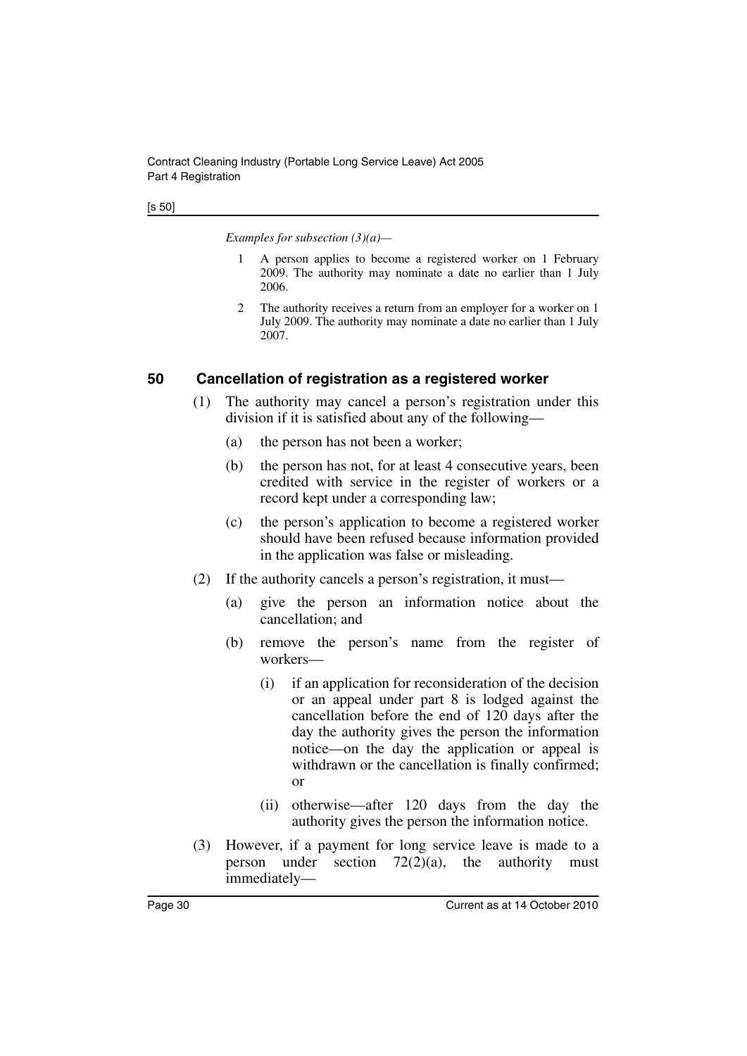*Examples for subsection (3)(a)—*

1. A person applies to become a registered worker on 1 February 2009. The authority may nominate a date no earlier than 1 July 2006.
2. The authority receives a return from an employer for a worker on 1 July 2009. The authority may nominate a date no earlier than 1 July 2007.

### 50 Cancellation of registration as a registered worker

(1) The authority may cancel a person's registration under this division if it is satisfied about any of the following—

(a) the person has not been a worker;

(b) the person has not, for at least 4 consecutive years, been credited with service in the register of workers or a record kept under a corresponding law;

(c) the person's application to become a registered worker should have been refused because information provided in the application was false or misleading.

(2) If the authority cancels a person's registration, it must—

(a) give the person an information notice about the cancellation; and

(b) remove the person's name from the register of workers—

(i) if an application for reconsideration of the decision or an appeal under part 8 is lodged against the cancellation before the end of 120 days after the day the authority gives the person the information notice—on the day the application or appeal is withdrawn or the cancellation is finally confirmed; or

(ii) otherwise—after 120 days from the day the authority gives the person the information notice.

(3) However, if a payment for long service leave is made to a person under section 72(2)(a), the authority must immediately—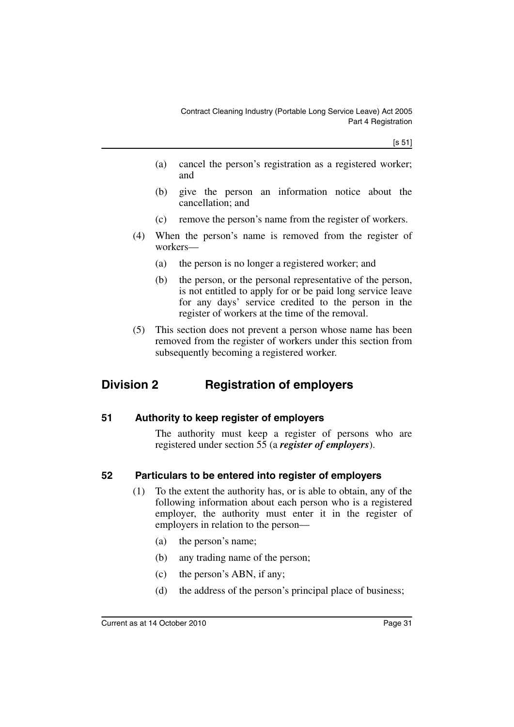(a) cancel the person's registration as a registered worker; and

(b) give the person an information notice about the cancellation; and

(c) remove the person's name from the register of workers.

(4) When the person's name is removed from the register of workers—

(a) the person is no longer a registered worker; and

(b) the person, or the personal representative of the person, is not entitled to apply for or be paid long service leave for any days' service credited to the person in the register of workers at the time of the removal.

(5) This section does not prevent a person whose name has been removed from the register of workers under this section from subsequently becoming a registered worker.

## Division 2 Registration of employers

### 51 Authority to keep register of employers

The authority must keep a register of persons who are registered under section 55 (a ***register of employers***).

### 52 Particulars to be entered into register of employers

(1) To the extent the authority has, or is able to obtain, any of the following information about each person who is a registered employer, the authority must enter it in the register of employers in relation to the person—

(a) the person's name;

(b) any trading name of the person;

(c) the person's ABN, if any;

(d) the address of the person's principal place of business;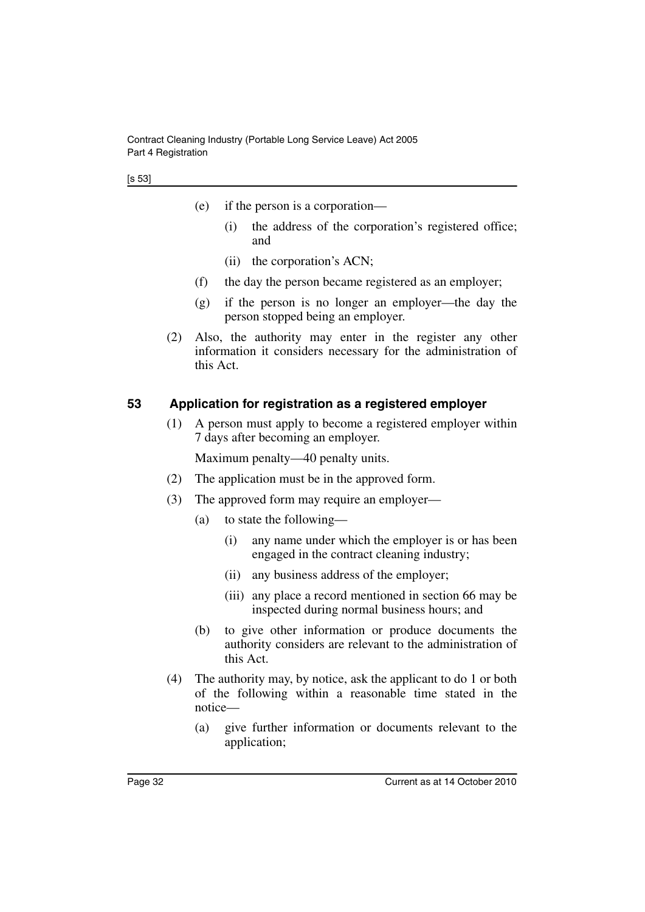(e) if the person is a corporation—

(i) the address of the corporation's registered office; and

(ii) the corporation's ACN;

(f) the day the person became registered as an employer;

(g) if the person is no longer an employer—the day the person stopped being an employer.

(2) Also, the authority may enter in the register any other information it considers necessary for the administration of this Act.

### 53 Application for registration as a registered employer

(1) A person must apply to become a registered employer within 7 days after becoming an employer.

Maximum penalty—40 penalty units.

(2) The application must be in the approved form.

(3) The approved form may require an employer—

(a) to state the following—

(i) any name under which the employer is or has been engaged in the contract cleaning industry;

(ii) any business address of the employer;

(iii) any place a record mentioned in section 66 may be inspected during normal business hours; and

(b) to give other information or produce documents the authority considers are relevant to the administration of this Act.

(4) The authority may, by notice, ask the applicant to do 1 or both of the following within a reasonable time stated in the notice—

(a) give further information or documents relevant to the application;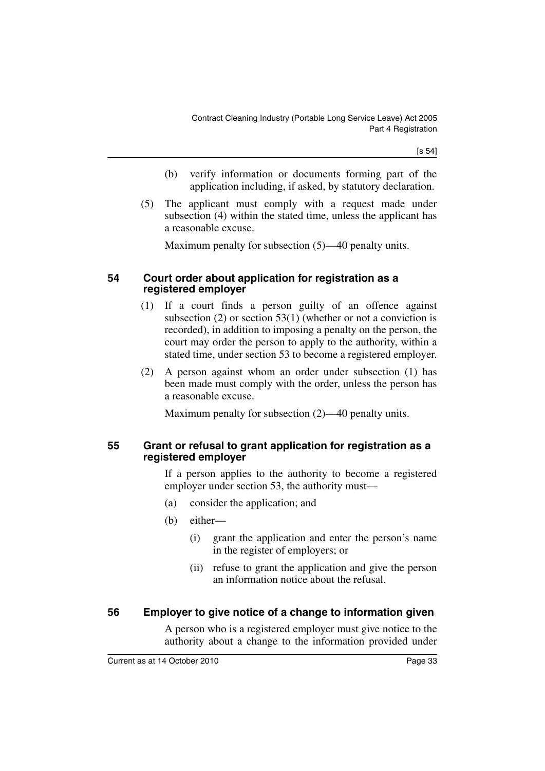(b) verify information or documents forming part of the application including, if asked, by statutory declaration.

(5) The applicant must comply with a request made under subsection (4) within the stated time, unless the applicant has a reasonable excuse.

Maximum penalty for subsection (5)—40 penalty units.

### 54 Court order about application for registration as a registered employer

(1) If a court finds a person guilty of an offence against subsection (2) or section 53(1) (whether or not a conviction is recorded), in addition to imposing a penalty on the person, the court may order the person to apply to the authority, within a stated time, under section 53 to become a registered employer.

(2) A person against whom an order under subsection (1) has been made must comply with the order, unless the person has a reasonable excuse.

Maximum penalty for subsection (2)—40 penalty units.

### 55 Grant or refusal to grant application for registration as a registered employer

If a person applies to the authority to become a registered employer under section 53, the authority must—

(a) consider the application; and

(b) either—

(i) grant the application and enter the person's name in the register of employers; or

(ii) refuse to grant the application and give the person an information notice about the refusal.

### 56 Employer to give notice of a change to information given

A person who is a registered employer must give notice to the authority about a change to the information provided under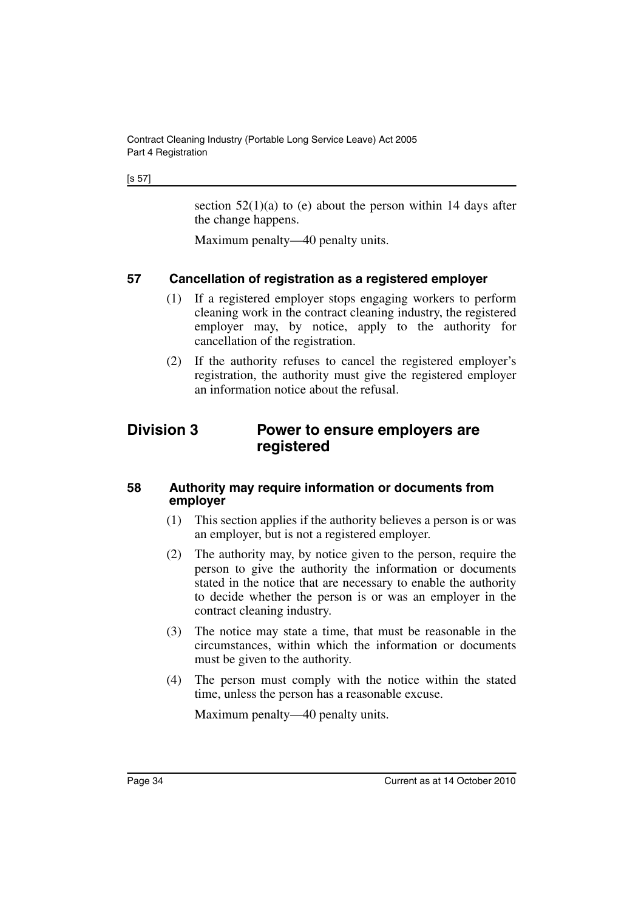section 52(1)(a) to (e) about the person within 14 days after the change happens.

Maximum penalty—40 penalty units.

### 57 Cancellation of registration as a registered employer

(1) If a registered employer stops engaging workers to perform cleaning work in the contract cleaning industry, the registered employer may, by notice, apply to the authority for cancellation of the registration.

(2) If the authority refuses to cancel the registered employer's registration, the authority must give the registered employer an information notice about the refusal.

## Division 3 Power to ensure employers are registered

### 58 Authority may require information or documents from employer

(1) This section applies if the authority believes a person is or was an employer, but is not a registered employer.

(2) The authority may, by notice given to the person, require the person to give the authority the information or documents stated in the notice that are necessary to enable the authority to decide whether the person is or was an employer in the contract cleaning industry.

(3) The notice may state a time, that must be reasonable in the circumstances, within which the information or documents must be given to the authority.

(4) The person must comply with the notice within the stated time, unless the person has a reasonable excuse.

Maximum penalty—40 penalty units.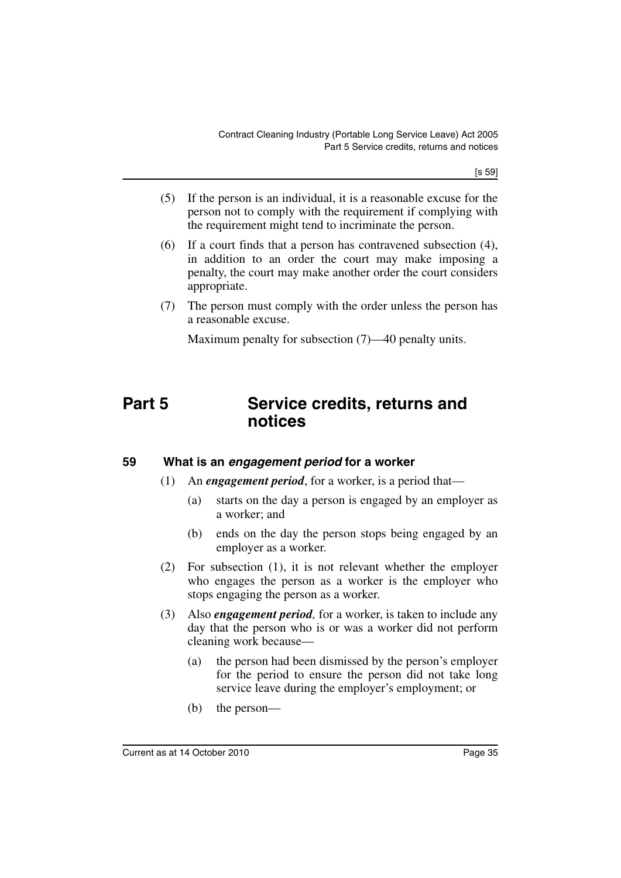(5) If the person is an individual, it is a reasonable excuse for the person not to comply with the requirement if complying with the requirement might tend to incriminate the person.

(6) If a court finds that a person has contravened subsection (4), in addition to an order the court may make imposing a penalty, the court may make another order the court considers appropriate.

(7) The person must comply with the order unless the person has a reasonable excuse.

Maximum penalty for subsection (7)—40 penalty units.

# Part 5 Service credits, returns and notices

## 59 What is an *engagement period* for a worker

(1) An ***engagement period***, for a worker, is a period that—

(a) starts on the day a person is engaged by an employer as a worker; and

(b) ends on the day the person stops being engaged by an employer as a worker.

(2) For subsection (1), it is not relevant whether the employer who engages the person as a worker is the employer who stops engaging the person as a worker.

(3) Also ***engagement period****,* for a worker, is taken to include any day that the person who is or was a worker did not perform cleaning work because—

(a) the person had been dismissed by the person's employer for the period to ensure the person did not take long service leave during the employer's employment; or

(b) the person—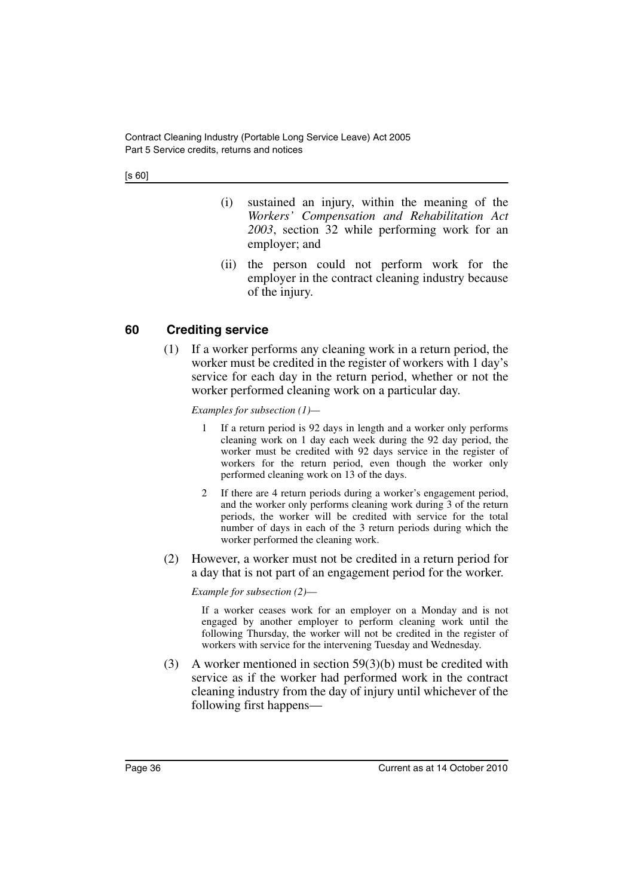(i) sustained an injury, within the meaning of the *Workers' Compensation and Rehabilitation Act 2003*, section 32 while performing work for an employer; and

(ii) the person could not perform work for the employer in the contract cleaning industry because of the injury.

## 60 Crediting service

(1) If a worker performs any cleaning work in a return period, the worker must be credited in the register of workers with 1 day's service for each day in the return period, whether or not the worker performed cleaning work on a particular day.

*Examples for subsection (1)—*

1 If a return period is 92 days in length and a worker only performs cleaning work on 1 day each week during the 92 day period, the worker must be credited with 92 days service in the register of workers for the return period, even though the worker only performed cleaning work on 13 of the days.

2 If there are 4 return periods during a worker's engagement period, and the worker only performs cleaning work during 3 of the return periods, the worker will be credited with service for the total number of days in each of the 3 return periods during which the worker performed the cleaning work.

(2) However, a worker must not be credited in a return period for a day that is not part of an engagement period for the worker.

*Example for subsection (2)—*

If a worker ceases work for an employer on a Monday and is not engaged by another employer to perform cleaning work until the following Thursday, the worker will not be credited in the register of workers with service for the intervening Tuesday and Wednesday.

(3) A worker mentioned in section 59(3)(b) must be credited with service as if the worker had performed work in the contract cleaning industry from the day of injury until whichever of the following first happens—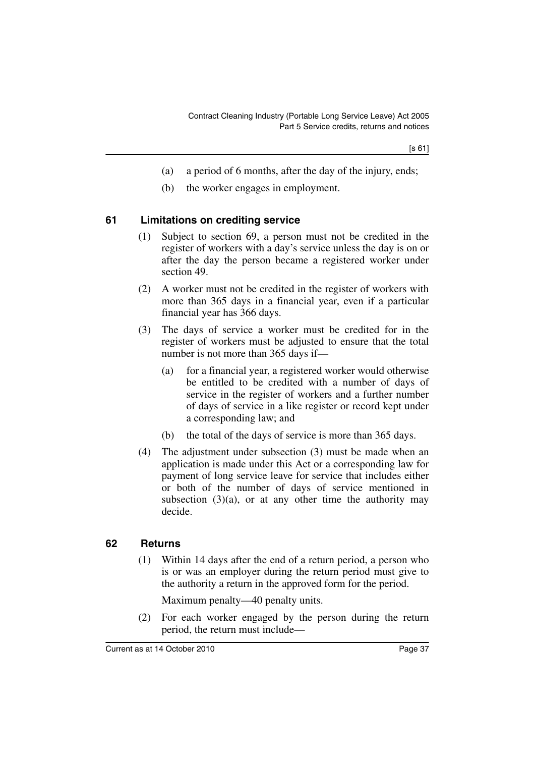(a) a period of 6 months, after the day of the injury, ends;

(b) the worker engages in employment.

## 61 Limitations on crediting service

(1) Subject to section 69, a person must not be credited in the register of workers with a day's service unless the day is on or after the day the person became a registered worker under section 49.

(2) A worker must not be credited in the register of workers with more than 365 days in a financial year, even if a particular financial year has 366 days.

(3) The days of service a worker must be credited for in the register of workers must be adjusted to ensure that the total number is not more than 365 days if—

(a) for a financial year, a registered worker would otherwise be entitled to be credited with a number of days of service in the register of workers and a further number of days of service in a like register or record kept under a corresponding law; and

(b) the total of the days of service is more than 365 days.

(4) The adjustment under subsection (3) must be made when an application is made under this Act or a corresponding law for payment of long service leave for service that includes either or both of the number of days of service mentioned in subsection (3)(a), or at any other time the authority may decide.

## 62 Returns

(1) Within 14 days after the end of a return period, a person who is or was an employer during the return period must give to the authority a return in the approved form for the period.

Maximum penalty—40 penalty units.

(2) For each worker engaged by the person during the return period, the return must include—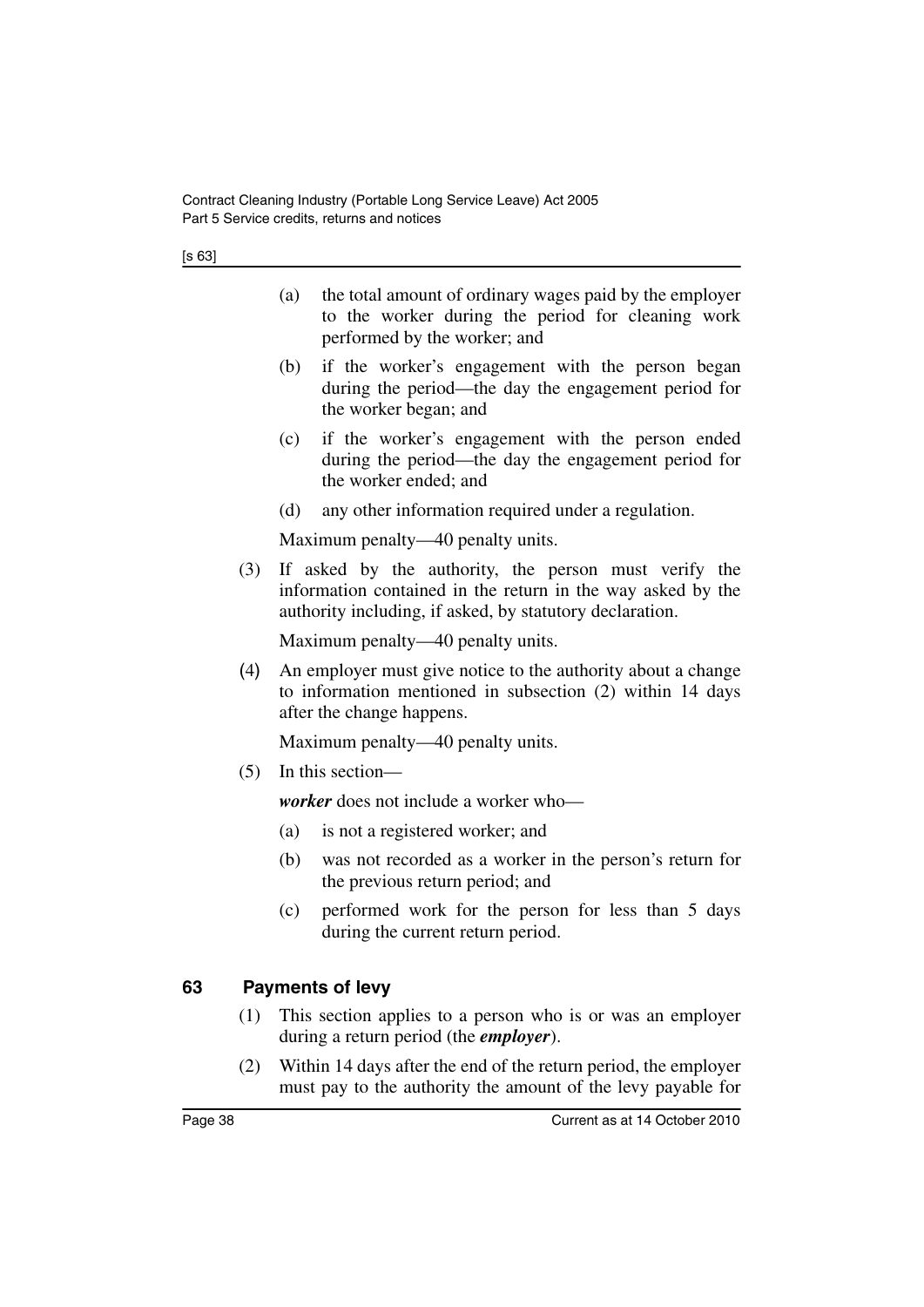(a) the total amount of ordinary wages paid by the employer to the worker during the period for cleaning work performed by the worker; and

(b) if the worker's engagement with the person began during the period—the day the engagement period for the worker began; and

(c) if the worker's engagement with the person ended during the period—the day the engagement period for the worker ended; and

(d) any other information required under a regulation.

Maximum penalty—40 penalty units.

(3) If asked by the authority, the person must verify the information contained in the return in the way asked by the authority including, if asked, by statutory declaration.

Maximum penalty—40 penalty units.

(4) An employer must give notice to the authority about a change to information mentioned in subsection (2) within 14 days after the change happens.

Maximum penalty—40 penalty units.

(5) In this section—

***worker*** does not include a worker who—

(a) is not a registered worker; and

(b) was not recorded as a worker in the person's return for the previous return period; and

(c) performed work for the person for less than 5 days during the current return period.

## 63 Payments of levy

(1) This section applies to a person who is or was an employer during a return period (the ***employer***).

(2) Within 14 days after the end of the return period, the employer must pay to the authority the amount of the levy payable for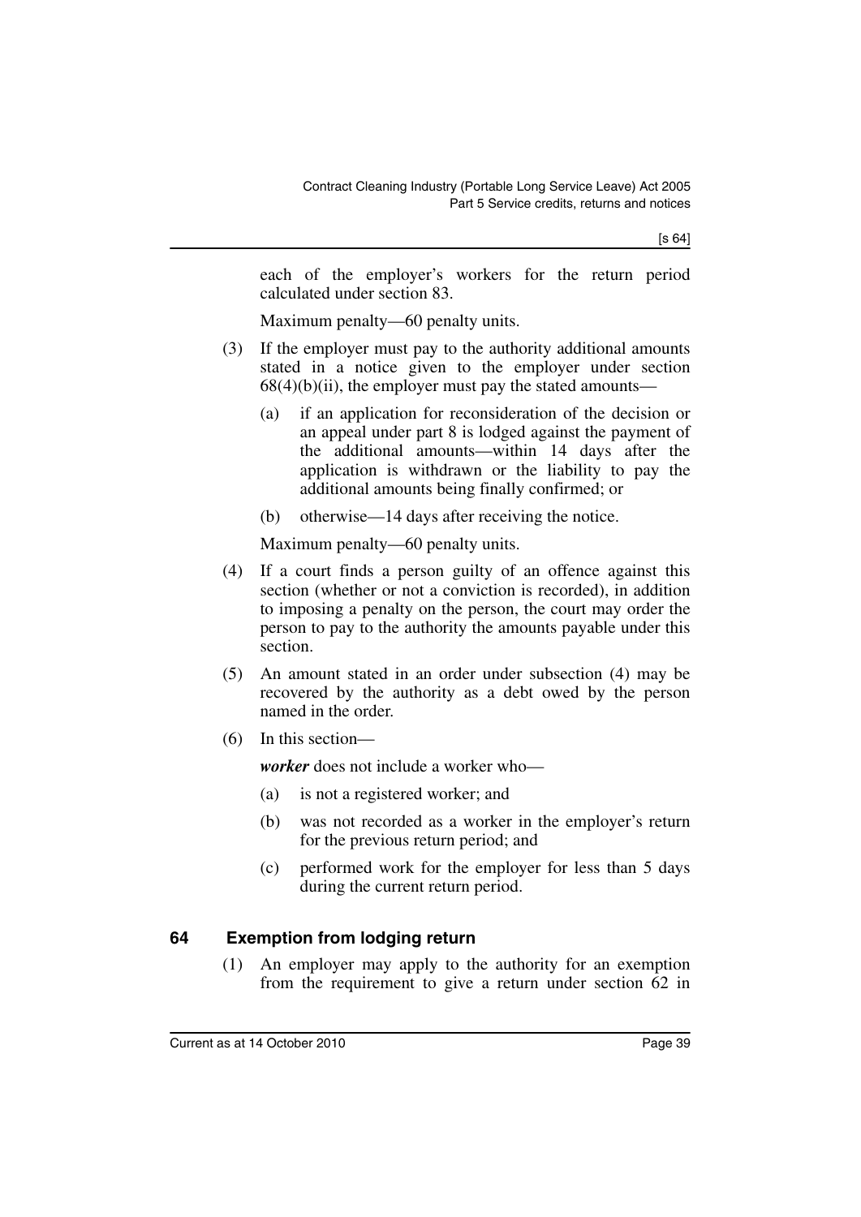each of the employer's workers for the return period calculated under section 83.

Maximum penalty—60 penalty units.

(3) If the employer must pay to the authority additional amounts stated in a notice given to the employer under section 68(4)(b)(ii), the employer must pay the stated amounts—

(a) if an application for reconsideration of the decision or an appeal under part 8 is lodged against the payment of the additional amounts—within 14 days after the application is withdrawn or the liability to pay the additional amounts being finally confirmed; or

(b) otherwise—14 days after receiving the notice.

Maximum penalty—60 penalty units.

(4) If a court finds a person guilty of an offence against this section (whether or not a conviction is recorded), in addition to imposing a penalty on the person, the court may order the person to pay to the authority the amounts payable under this section.

(5) An amount stated in an order under subsection (4) may be recovered by the authority as a debt owed by the person named in the order.

(6) In this section—

***worker*** does not include a worker who—

(a) is not a registered worker; and

(b) was not recorded as a worker in the employer's return for the previous return period; and

(c) performed work for the employer for less than 5 days during the current return period.

## 64 Exemption from lodging return

(1) An employer may apply to the authority for an exemption from the requirement to give a return under section 62 in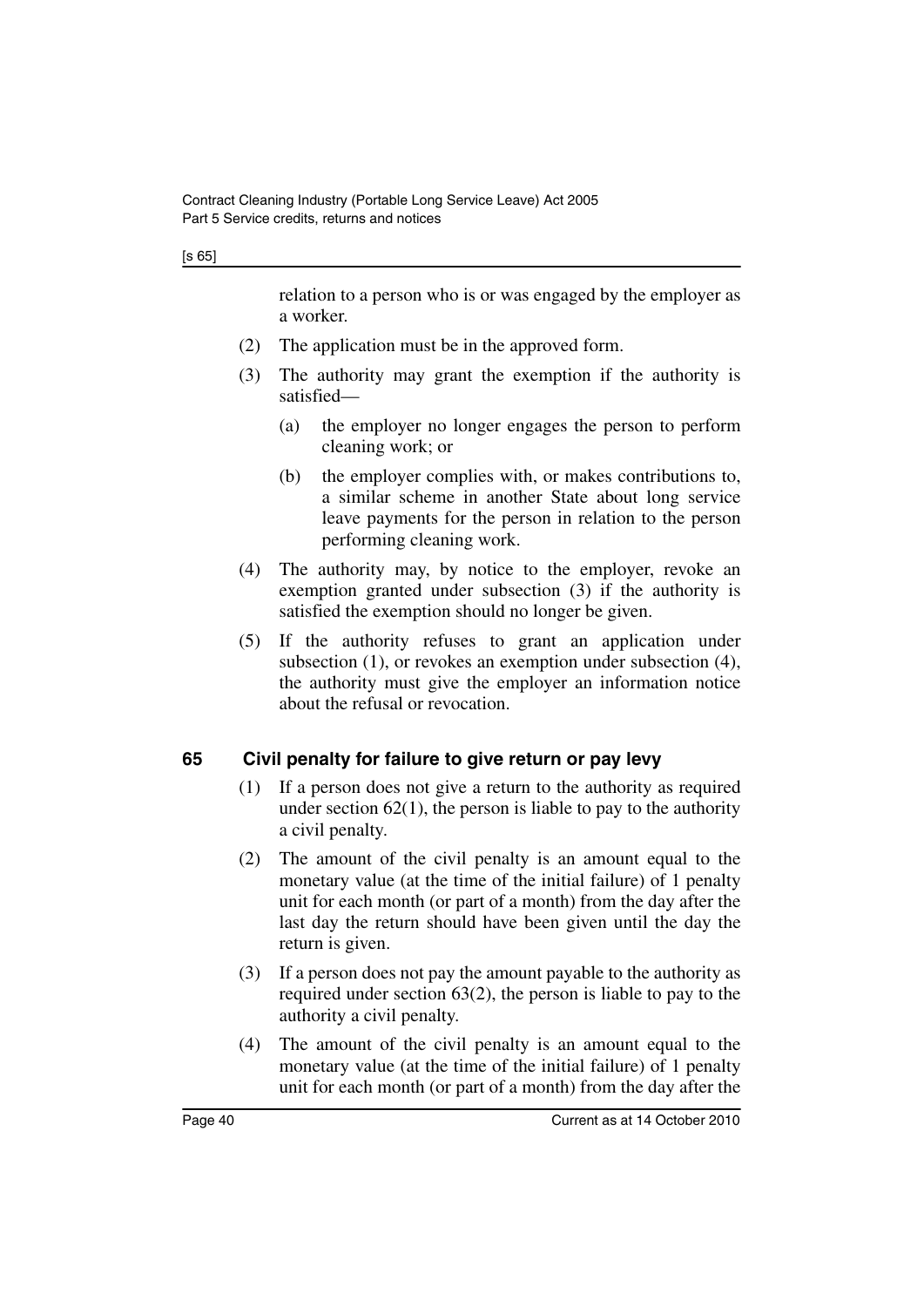relation to a person who is or was engaged by the employer as a worker.

(2) The application must be in the approved form.

(3) The authority may grant the exemption if the authority is satisfied—

(a) the employer no longer engages the person to perform cleaning work; or

(b) the employer complies with, or makes contributions to, a similar scheme in another State about long service leave payments for the person in relation to the person performing cleaning work.

(4) The authority may, by notice to the employer, revoke an exemption granted under subsection (3) if the authority is satisfied the exemption should no longer be given.

(5) If the authority refuses to grant an application under subsection (1), or revokes an exemption under subsection (4), the authority must give the employer an information notice about the refusal or revocation.

### 65 Civil penalty for failure to give return or pay levy

(1) If a person does not give a return to the authority as required under section 62(1), the person is liable to pay to the authority a civil penalty.

(2) The amount of the civil penalty is an amount equal to the monetary value (at the time of the initial failure) of 1 penalty unit for each month (or part of a month) from the day after the last day the return should have been given until the day the return is given.

(3) If a person does not pay the amount payable to the authority as required under section 63(2), the person is liable to pay to the authority a civil penalty.

(4) The amount of the civil penalty is an amount equal to the monetary value (at the time of the initial failure) of 1 penalty unit for each month (or part of a month) from the day after the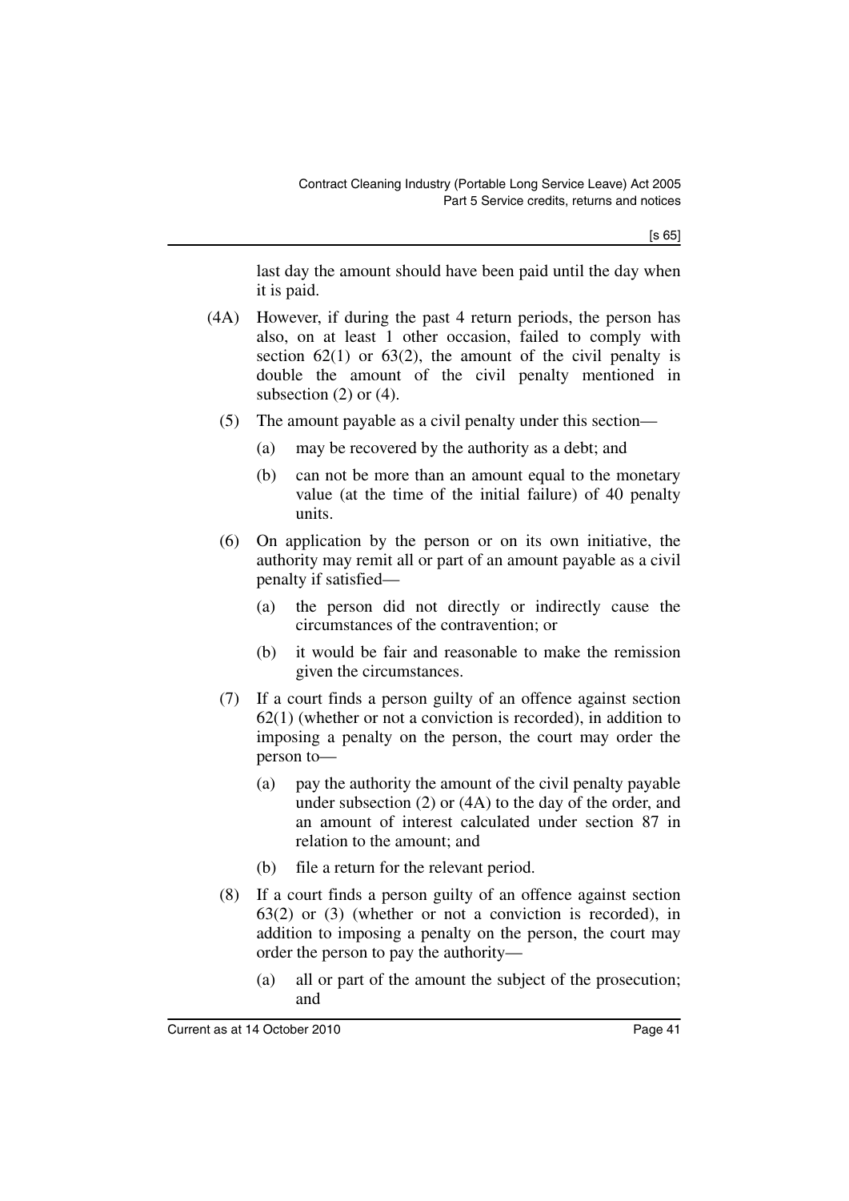last day the amount should have been paid until the day when it is paid.

(4A) However, if during the past 4 return periods, the person has also, on at least 1 other occasion, failed to comply with section 62(1) or 63(2), the amount of the civil penalty is double the amount of the civil penalty mentioned in subsection (2) or (4).

(5) The amount payable as a civil penalty under this section—

(a) may be recovered by the authority as a debt; and

(b) can not be more than an amount equal to the monetary value (at the time of the initial failure) of 40 penalty units.

(6) On application by the person or on its own initiative, the authority may remit all or part of an amount payable as a civil penalty if satisfied—

(a) the person did not directly or indirectly cause the circumstances of the contravention; or

(b) it would be fair and reasonable to make the remission given the circumstances.

(7) If a court finds a person guilty of an offence against section 62(1) (whether or not a conviction is recorded), in addition to imposing a penalty on the person, the court may order the person to—

(a) pay the authority the amount of the civil penalty payable under subsection (2) or (4A) to the day of the order, and an amount of interest calculated under section 87 in relation to the amount; and

(b) file a return for the relevant period.

(8) If a court finds a person guilty of an offence against section 63(2) or (3) (whether or not a conviction is recorded), in addition to imposing a penalty on the person, the court may order the person to pay the authority—

(a) all or part of the amount the subject of the prosecution; and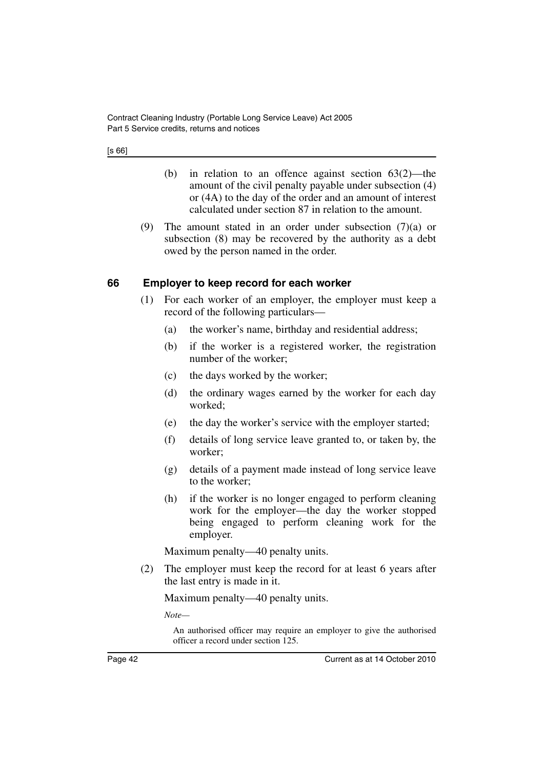(b) in relation to an offence against section 63(2)—the amount of the civil penalty payable under subsection (4) or (4A) to the day of the order and an amount of interest calculated under section 87 in relation to the amount.

(9) The amount stated in an order under subsection (7)(a) or subsection (8) may be recovered by the authority as a debt owed by the person named in the order.

## 66 Employer to keep record for each worker

(1) For each worker of an employer, the employer must keep a record of the following particulars—

(a) the worker's name, birthday and residential address;

(b) if the worker is a registered worker, the registration number of the worker;

(c) the days worked by the worker;

(d) the ordinary wages earned by the worker for each day worked;

(e) the day the worker's service with the employer started;

(f) details of long service leave granted to, or taken by, the worker;

(g) details of a payment made instead of long service leave to the worker;

(h) if the worker is no longer engaged to perform cleaning work for the employer—the day the worker stopped being engaged to perform cleaning work for the employer.

Maximum penalty—40 penalty units.

(2) The employer must keep the record for at least 6 years after the last entry is made in it.

Maximum penalty—40 penalty units.

*Note—*

An authorised officer may require an employer to give the authorised officer a record under section 125.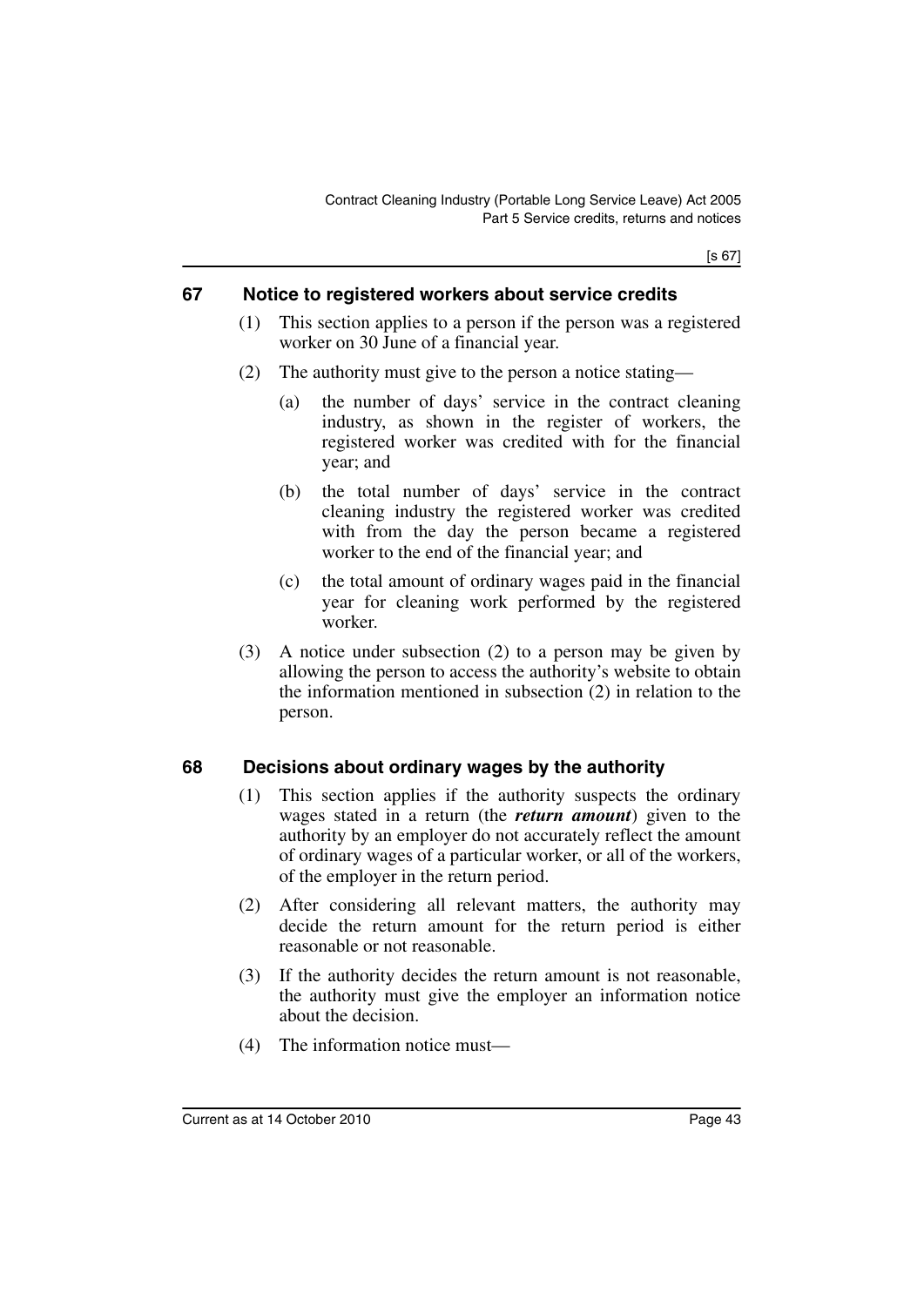## 67 Notice to registered workers about service credits

(1) This section applies to a person if the person was a registered worker on 30 June of a financial year.

(2) The authority must give to the person a notice stating—

(a) the number of days' service in the contract cleaning industry, as shown in the register of workers, the registered worker was credited with for the financial year; and

(b) the total number of days' service in the contract cleaning industry the registered worker was credited with from the day the person became a registered worker to the end of the financial year; and

(c) the total amount of ordinary wages paid in the financial year for cleaning work performed by the registered worker.

(3) A notice under subsection (2) to a person may be given by allowing the person to access the authority's website to obtain the information mentioned in subsection (2) in relation to the person.

## 68 Decisions about ordinary wages by the authority

(1) This section applies if the authority suspects the ordinary wages stated in a return (the ***return amount***) given to the authority by an employer do not accurately reflect the amount of ordinary wages of a particular worker, or all of the workers, of the employer in the return period.

(2) After considering all relevant matters, the authority may decide the return amount for the return period is either reasonable or not reasonable.

(3) If the authority decides the return amount is not reasonable, the authority must give the employer an information notice about the decision.

(4) The information notice must—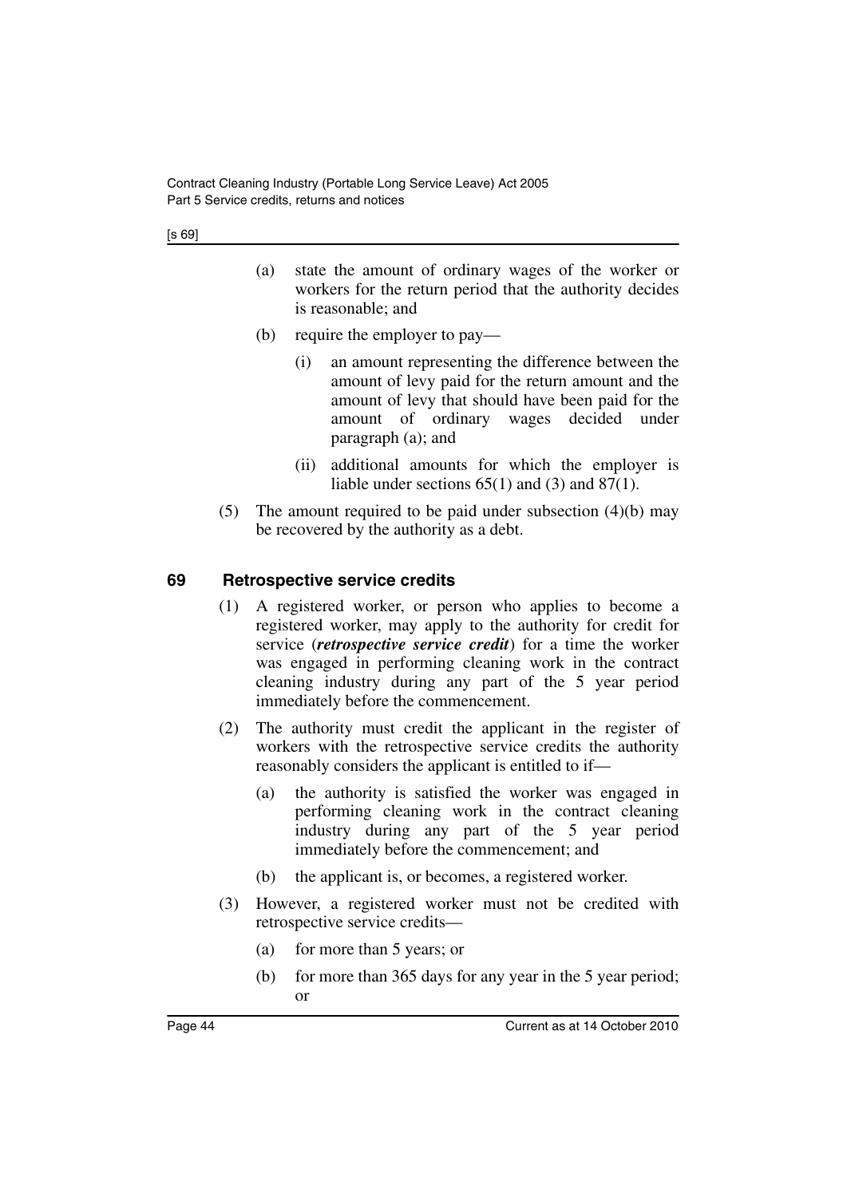(a) state the amount of ordinary wages of the worker or workers for the return period that the authority decides is reasonable; and

(b) require the employer to pay—

  (i) an amount representing the difference between the amount of levy paid for the return amount and the amount of levy that should have been paid for the amount of ordinary wages decided under paragraph (a); and

  (ii) additional amounts for which the employer is liable under sections 65(1) and (3) and 87(1).

(5) The amount required to be paid under subsection (4)(b) may be recovered by the authority as a debt.

## 69 Retrospective service credits

(1) A registered worker, or person who applies to become a registered worker, may apply to the authority for credit for service (***retrospective service credit***) for a time the worker was engaged in performing cleaning work in the contract cleaning industry during any part of the 5 year period immediately before the commencement.

(2) The authority must credit the applicant in the register of workers with the retrospective service credits the authority reasonably considers the applicant is entitled to if—

(a) the authority is satisfied the worker was engaged in performing cleaning work in the contract cleaning industry during any part of the 5 year period immediately before the commencement; and

(b) the applicant is, or becomes, a registered worker.

(3) However, a registered worker must not be credited with retrospective service credits—

(a) for more than 5 years; or

(b) for more than 365 days for any year in the 5 year period; or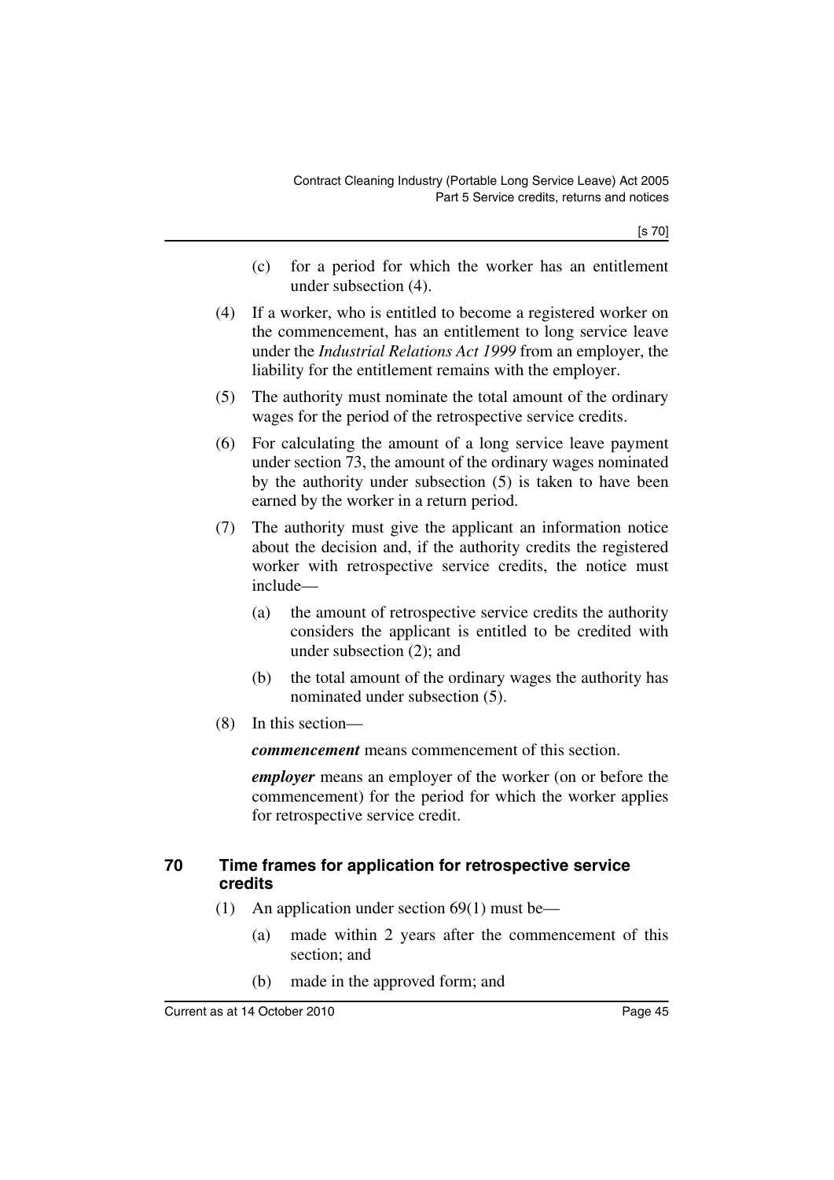(c) for a period for which the worker has an entitlement under subsection (4).

(4) If a worker, who is entitled to become a registered worker on the commencement, has an entitlement to long service leave under the *Industrial Relations Act 1999* from an employer, the liability for the entitlement remains with the employer.

(5) The authority must nominate the total amount of the ordinary wages for the period of the retrospective service credits.

(6) For calculating the amount of a long service leave payment under section 73, the amount of the ordinary wages nominated by the authority under subsection (5) is taken to have been earned by the worker in a return period.

(7) The authority must give the applicant an information notice about the decision and, if the authority credits the registered worker with retrospective service credits, the notice must include—

(a) the amount of retrospective service credits the authority considers the applicant is entitled to be credited with under subsection (2); and

(b) the total amount of the ordinary wages the authority has nominated under subsection (5).

(8) In this section—

***commencement*** means commencement of this section.

***employer*** means an employer of the worker (on or before the commencement) for the period for which the worker applies for retrospective service credit.

### 70 Time frames for application for retrospective service credits

(1) An application under section 69(1) must be—

(a) made within 2 years after the commencement of this section; and

(b) made in the approved form; and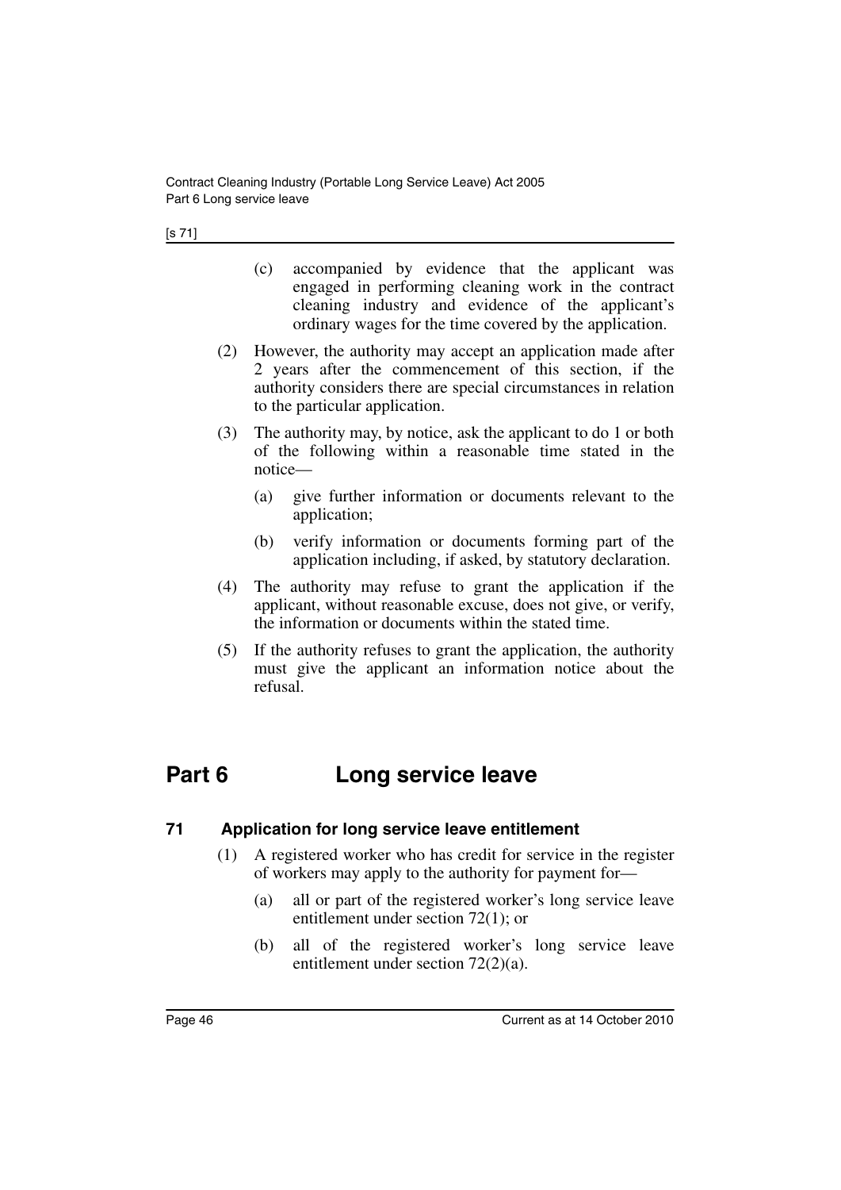(c) accompanied by evidence that the applicant was engaged in performing cleaning work in the contract cleaning industry and evidence of the applicant's ordinary wages for the time covered by the application.

(2) However, the authority may accept an application made after 2 years after the commencement of this section, if the authority considers there are special circumstances in relation to the particular application.

(3) The authority may, by notice, ask the applicant to do 1 or both of the following within a reasonable time stated in the notice—

(a) give further information or documents relevant to the application;

(b) verify information or documents forming part of the application including, if asked, by statutory declaration.

(4) The authority may refuse to grant the application if the applicant, without reasonable excuse, does not give, or verify, the information or documents within the stated time.

(5) If the authority refuses to grant the application, the authority must give the applicant an information notice about the refusal.

# Part 6 Long service leave

## 71 Application for long service leave entitlement

(1) A registered worker who has credit for service in the register of workers may apply to the authority for payment for—

(a) all or part of the registered worker's long service leave entitlement under section 72(1); or

(b) all of the registered worker's long service leave entitlement under section 72(2)(a).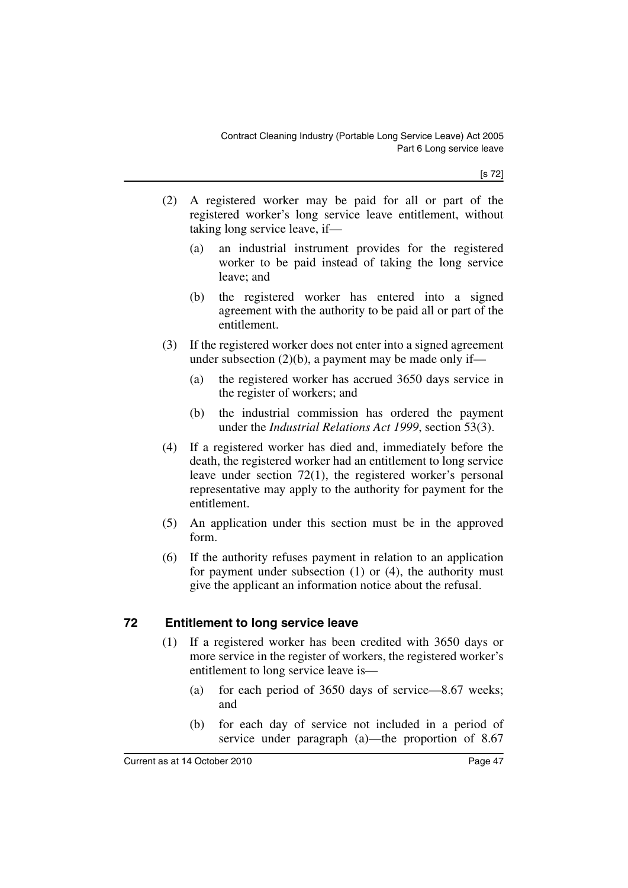(2) A registered worker may be paid for all or part of the registered worker's long service leave entitlement, without taking long service leave, if—

  (a) an industrial instrument provides for the registered worker to be paid instead of taking the long service leave; and

  (b) the registered worker has entered into a signed agreement with the authority to be paid all or part of the entitlement.

(3) If the registered worker does not enter into a signed agreement under subsection (2)(b), a payment may be made only if—

  (a) the registered worker has accrued 3650 days service in the register of workers; and

  (b) the industrial commission has ordered the payment under the *Industrial Relations Act 1999*, section 53(3).

(4) If a registered worker has died and, immediately before the death, the registered worker had an entitlement to long service leave under section 72(1), the registered worker's personal representative may apply to the authority for payment for the entitlement.

(5) An application under this section must be in the approved form.

(6) If the authority refuses payment in relation to an application for payment under subsection (1) or (4), the authority must give the applicant an information notice about the refusal.

## 72 Entitlement to long service leave

(1) If a registered worker has been credited with 3650 days or more service in the register of workers, the registered worker's entitlement to long service leave is—

  (a) for each period of 3650 days of service—8.67 weeks; and

  (b) for each day of service not included in a period of service under paragraph (a)—the proportion of 8.67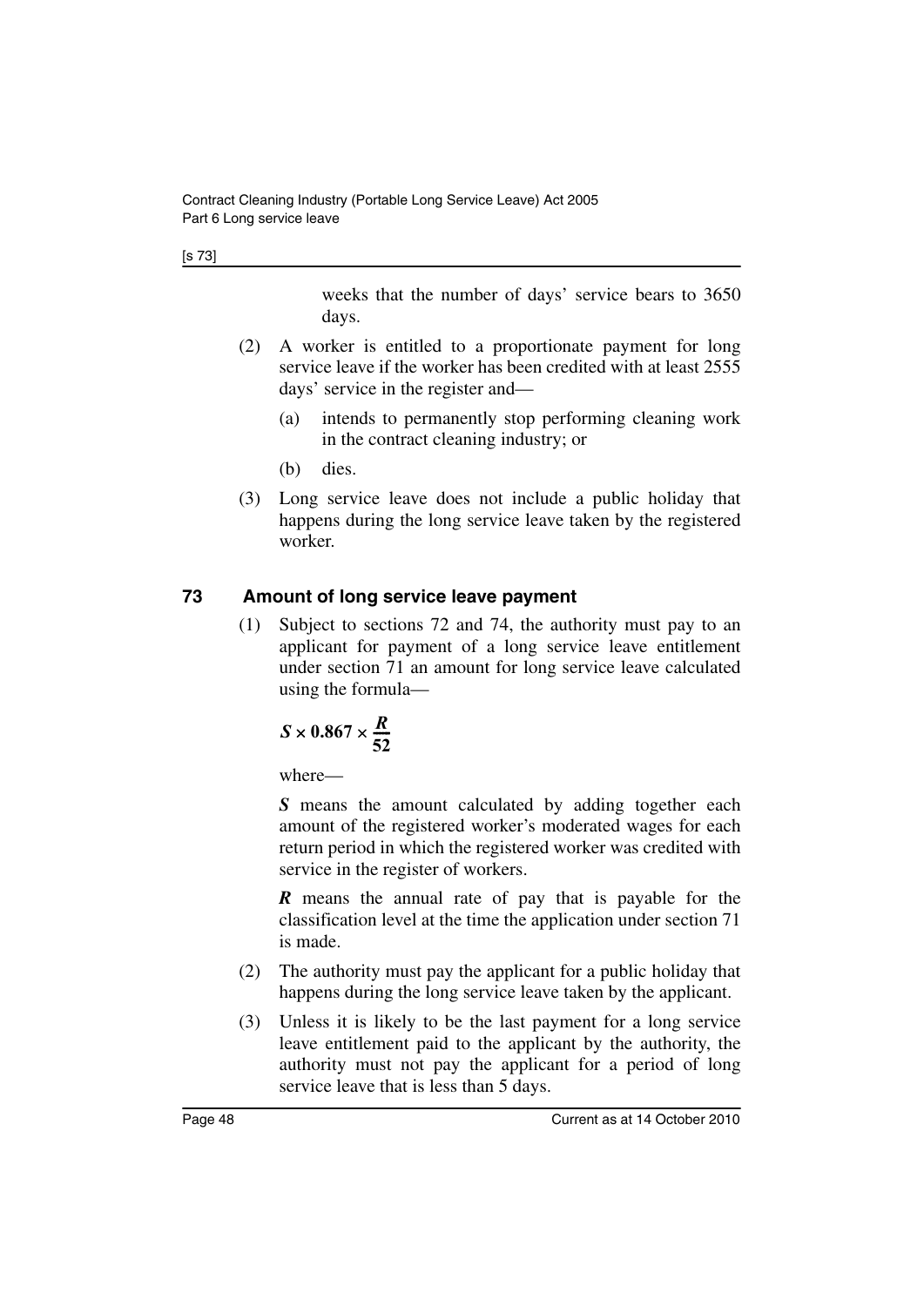weeks that the number of days' service bears to 3650 days.

(2) A worker is entitled to a proportionate payment for long service leave if the worker has been credited with at least 2555 days' service in the register and—

(a) intends to permanently stop performing cleaning work in the contract cleaning industry; or

(b) dies.

(3) Long service leave does not include a public holiday that happens during the long service leave taken by the registered worker.

### 73 Amount of long service leave payment

(1) Subject to sections 72 and 74, the authority must pay to an applicant for payment of a long service leave entitlement under section 71 an amount for long service leave calculated using the formula—

$$S \times 0.867 \times \frac{R}{52}$$

where—

***S*** means the amount calculated by adding together each amount of the registered worker's moderated wages for each return period in which the registered worker was credited with service in the register of workers.

***R*** means the annual rate of pay that is payable for the classification level at the time the application under section 71 is made.

(2) The authority must pay the applicant for a public holiday that happens during the long service leave taken by the applicant.

(3) Unless it is likely to be the last payment for a long service leave entitlement paid to the applicant by the authority, the authority must not pay the applicant for a period of long service leave that is less than 5 days.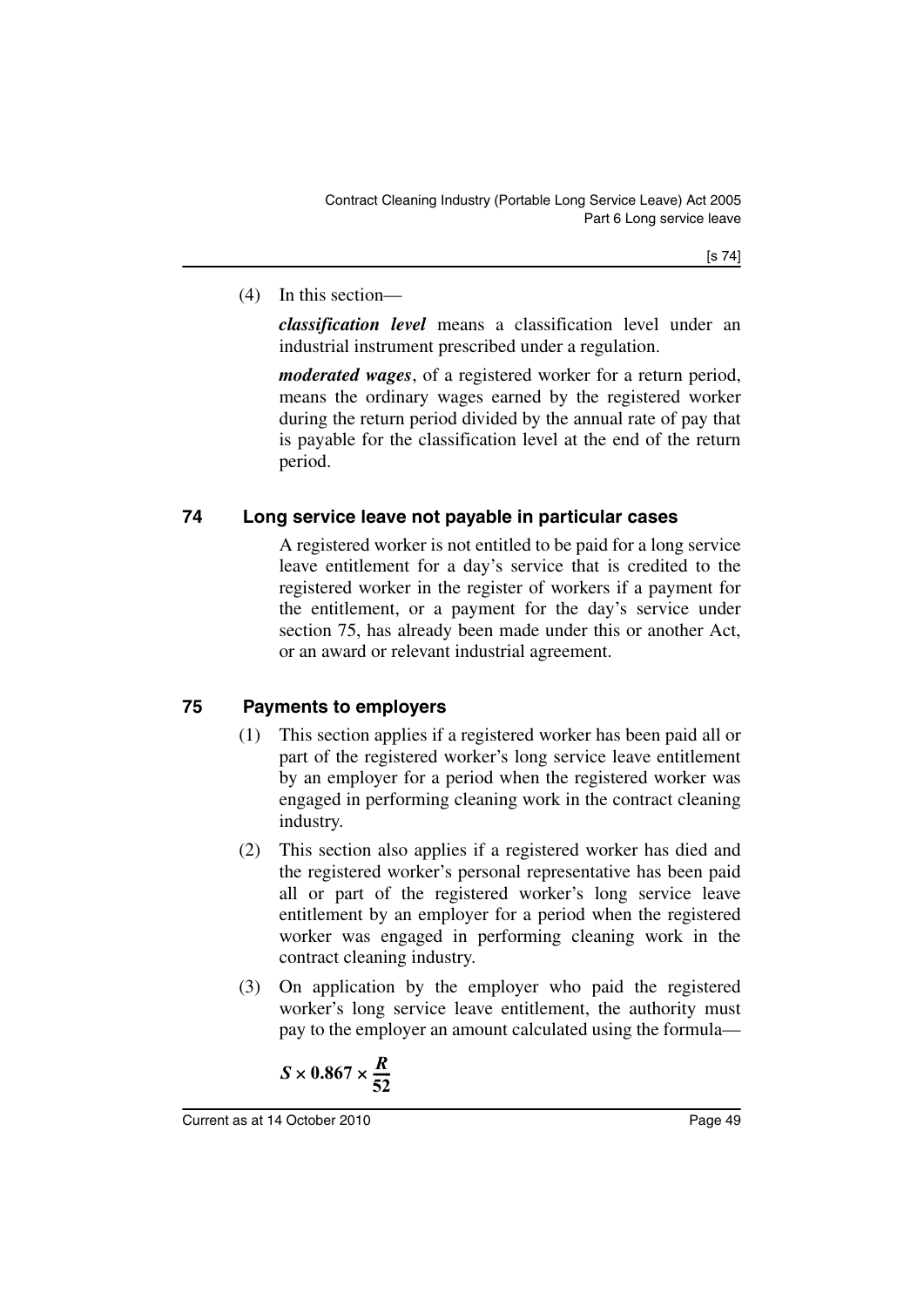(4) In this section—

***classification level*** means a classification level under an industrial instrument prescribed under a regulation.

***moderated wages***, of a registered worker for a return period, means the ordinary wages earned by the registered worker during the return period divided by the annual rate of pay that is payable for the classification level at the end of the return period.

## 74 Long service leave not payable in particular cases

A registered worker is not entitled to be paid for a long service leave entitlement for a day's service that is credited to the registered worker in the register of workers if a payment for the entitlement, or a payment for the day's service under section 75, has already been made under this or another Act, or an award or relevant industrial agreement.

## 75 Payments to employers

(1) This section applies if a registered worker has been paid all or part of the registered worker's long service leave entitlement by an employer for a period when the registered worker was engaged in performing cleaning work in the contract cleaning industry.

(2) This section also applies if a registered worker has died and the registered worker's personal representative has been paid all or part of the registered worker's long service leave entitlement by an employer for a period when the registered worker was engaged in performing cleaning work in the contract cleaning industry.

(3) On application by the employer who paid the registered worker's long service leave entitlement, the authority must pay to the employer an amount calculated using the formula—

$$\boldsymbol{S \times 0.867 \times \frac{R}{52}}$$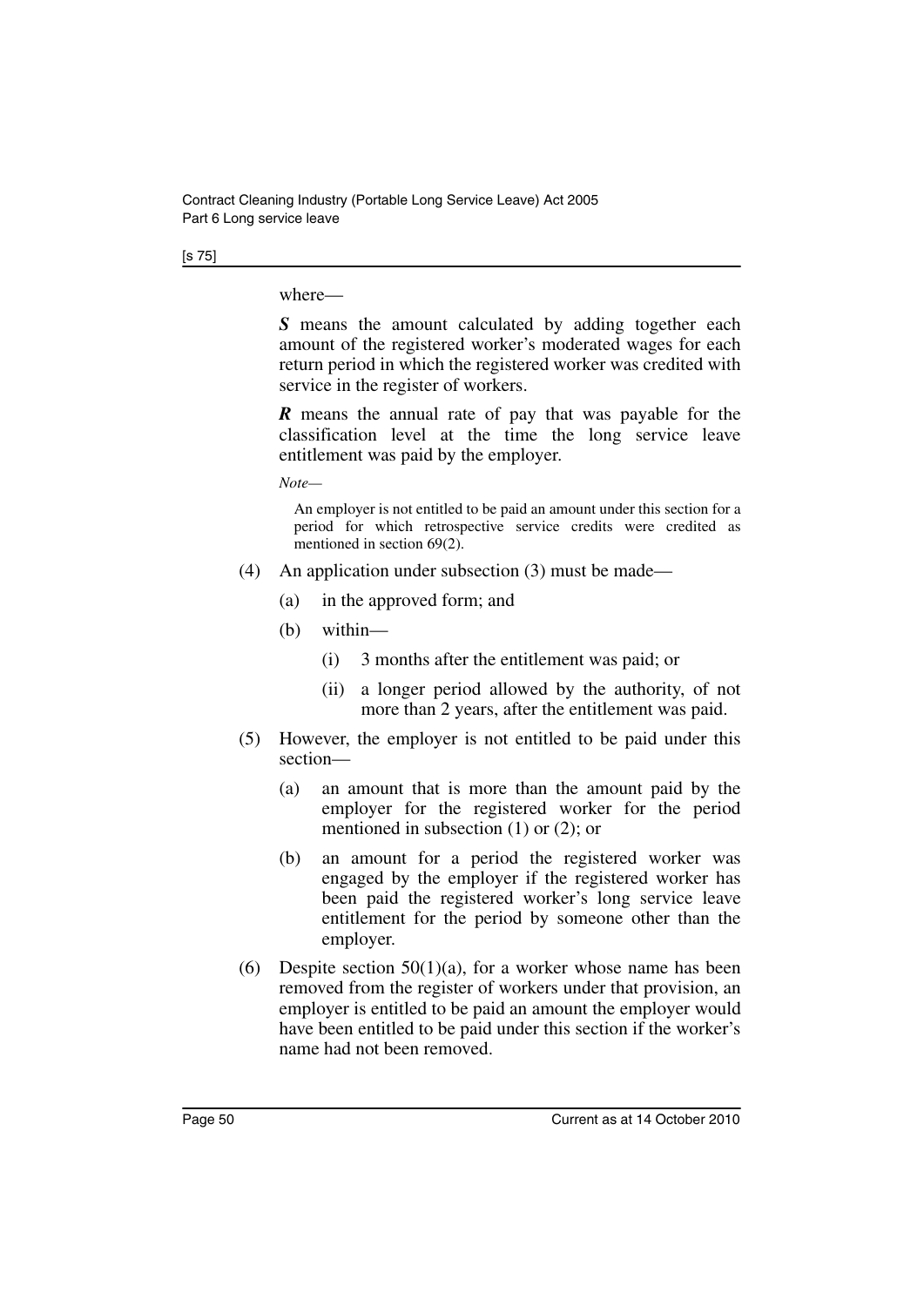where—

***S*** means the amount calculated by adding together each amount of the registered worker's moderated wages for each return period in which the registered worker was credited with service in the register of workers.

***R*** means the annual rate of pay that was payable for the classification level at the time the long service leave entitlement was paid by the employer.

*Note—*

An employer is not entitled to be paid an amount under this section for a period for which retrospective service credits were credited as mentioned in section 69(2).

(4) An application under subsection (3) must be made—

(a) in the approved form; and

(b) within—

(i) 3 months after the entitlement was paid; or

(ii) a longer period allowed by the authority, of not more than 2 years, after the entitlement was paid.

(5) However, the employer is not entitled to be paid under this section—

(a) an amount that is more than the amount paid by the employer for the registered worker for the period mentioned in subsection (1) or (2); or

(b) an amount for a period the registered worker was engaged by the employer if the registered worker has been paid the registered worker's long service leave entitlement for the period by someone other than the employer.

(6) Despite section 50(1)(a), for a worker whose name has been removed from the register of workers under that provision, an employer is entitled to be paid an amount the employer would have been entitled to be paid under this section if the worker's name had not been removed.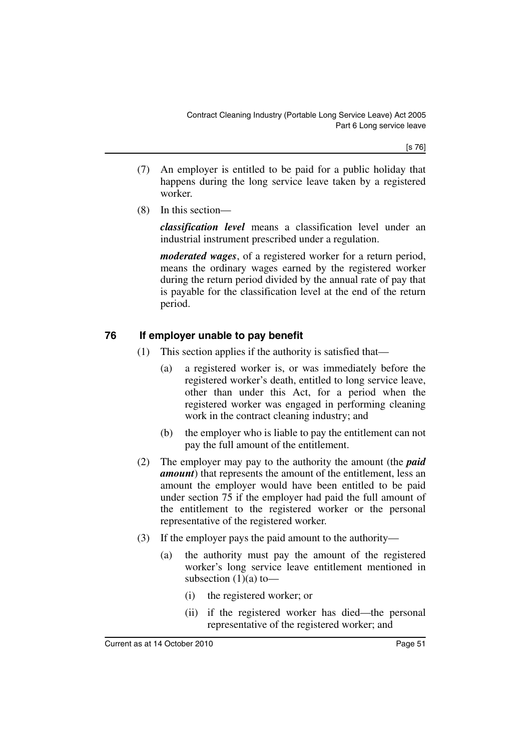(7) An employer is entitled to be paid for a public holiday that happens during the long service leave taken by a registered worker.

(8) In this section—

***classification level*** means a classification level under an industrial instrument prescribed under a regulation.

***moderated wages***, of a registered worker for a return period, means the ordinary wages earned by the registered worker during the return period divided by the annual rate of pay that is payable for the classification level at the end of the return period.

## 76 If employer unable to pay benefit

(1) This section applies if the authority is satisfied that—

(a) a registered worker is, or was immediately before the registered worker's death, entitled to long service leave, other than under this Act, for a period when the registered worker was engaged in performing cleaning work in the contract cleaning industry; and

(b) the employer who is liable to pay the entitlement can not pay the full amount of the entitlement.

(2) The employer may pay to the authority the amount (the ***paid amount***) that represents the amount of the entitlement, less an amount the employer would have been entitled to be paid under section 75 if the employer had paid the full amount of the entitlement to the registered worker or the personal representative of the registered worker.

(3) If the employer pays the paid amount to the authority—

(a) the authority must pay the amount of the registered worker's long service leave entitlement mentioned in subsection (1)(a) to—

(i) the registered worker; or

(ii) if the registered worker has died—the personal representative of the registered worker; and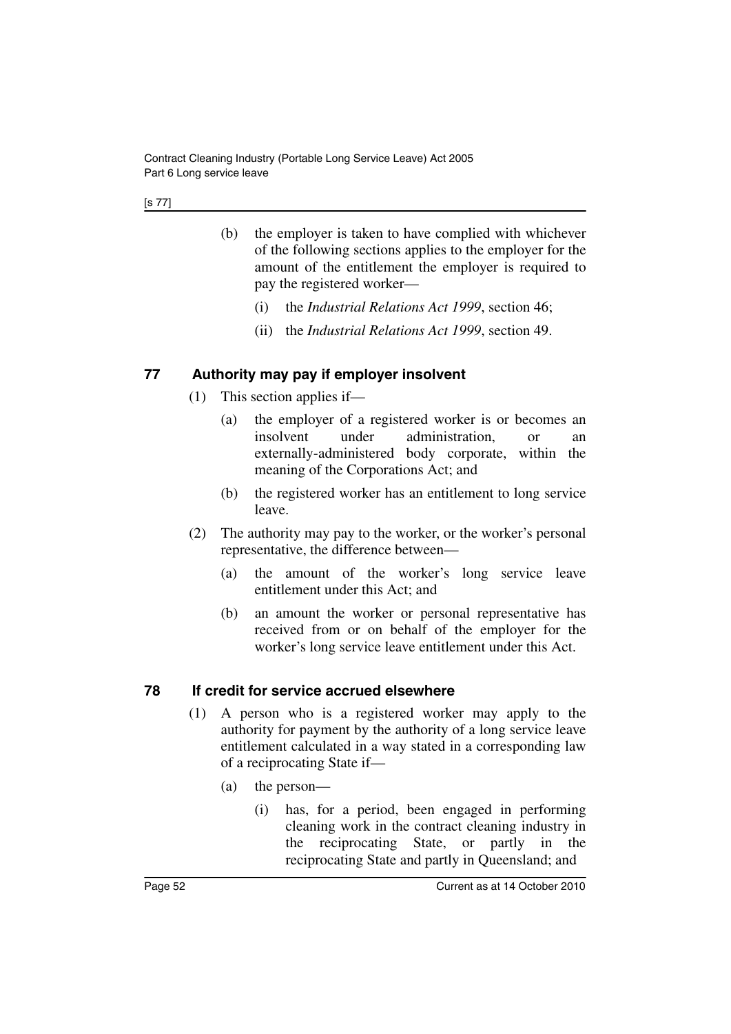(b) the employer is taken to have complied with whichever of the following sections applies to the employer for the amount of the entitlement the employer is required to pay the registered worker—

  (i) the *Industrial Relations Act 1999*, section 46;

  (ii) the *Industrial Relations Act 1999*, section 49.

## 77 Authority may pay if employer insolvent

(1) This section applies if—

  (a) the employer of a registered worker is or becomes an insolvent under administration, or an externally-administered body corporate, within the meaning of the Corporations Act; and

  (b) the registered worker has an entitlement to long service leave.

(2) The authority may pay to the worker, or the worker's personal representative, the difference between—

  (a) the amount of the worker's long service leave entitlement under this Act; and

  (b) an amount the worker or personal representative has received from or on behalf of the employer for the worker's long service leave entitlement under this Act.

## 78 If credit for service accrued elsewhere

(1) A person who is a registered worker may apply to the authority for payment by the authority of a long service leave entitlement calculated in a way stated in a corresponding law of a reciprocating State if—

  (a) the person—

    (i) has, for a period, been engaged in performing cleaning work in the contract cleaning industry in the reciprocating State, or partly in the reciprocating State and partly in Queensland; and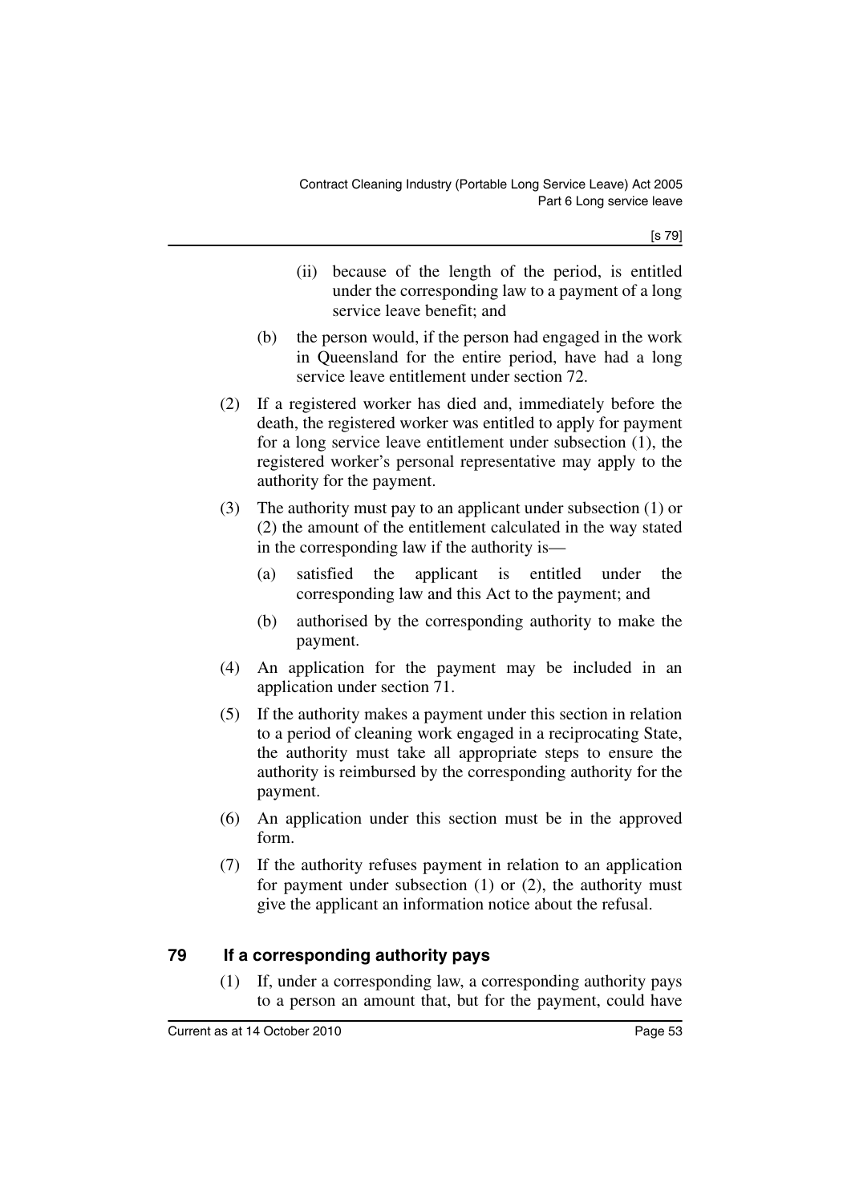(ii) because of the length of the period, is entitled under the corresponding law to a payment of a long service leave benefit; and

(b) the person would, if the person had engaged in the work in Queensland for the entire period, have had a long service leave entitlement under section 72.

(2) If a registered worker has died and, immediately before the death, the registered worker was entitled to apply for payment for a long service leave entitlement under subsection (1), the registered worker's personal representative may apply to the authority for the payment.

(3) The authority must pay to an applicant under subsection (1) or (2) the amount of the entitlement calculated in the way stated in the corresponding law if the authority is—

(a) satisfied the applicant is entitled under the corresponding law and this Act to the payment; and

(b) authorised by the corresponding authority to make the payment.

(4) An application for the payment may be included in an application under section 71.

(5) If the authority makes a payment under this section in relation to a period of cleaning work engaged in a reciprocating State, the authority must take all appropriate steps to ensure the authority is reimbursed by the corresponding authority for the payment.

(6) An application under this section must be in the approved form.

(7) If the authority refuses payment in relation to an application for payment under subsection (1) or (2), the authority must give the applicant an information notice about the refusal.

## 79 If a corresponding authority pays

(1) If, under a corresponding law, a corresponding authority pays to a person an amount that, but for the payment, could have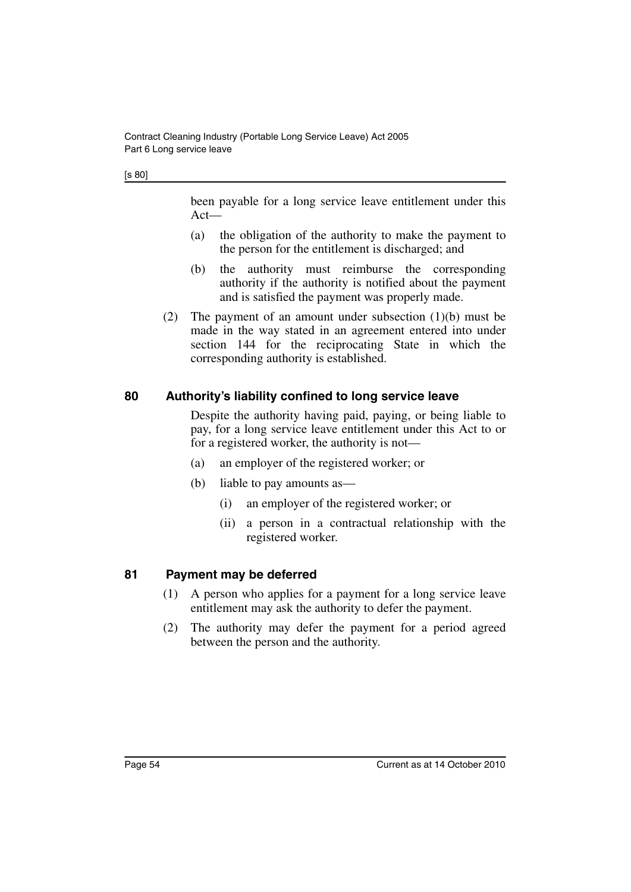been payable for a long service leave entitlement under this Act—

(a) the obligation of the authority to make the payment to the person for the entitlement is discharged; and

(b) the authority must reimburse the corresponding authority if the authority is notified about the payment and is satisfied the payment was properly made.

(2) The payment of an amount under subsection (1)(b) must be made in the way stated in an agreement entered into under section 144 for the reciprocating State in which the corresponding authority is established.

### 80 Authority's liability confined to long service leave

Despite the authority having paid, paying, or being liable to pay, for a long service leave entitlement under this Act to or for a registered worker, the authority is not—

(a) an employer of the registered worker; or

(b) liable to pay amounts as—

(i) an employer of the registered worker; or

(ii) a person in a contractual relationship with the registered worker.

### 81 Payment may be deferred

(1) A person who applies for a payment for a long service leave entitlement may ask the authority to defer the payment.

(2) The authority may defer the payment for a period agreed between the person and the authority.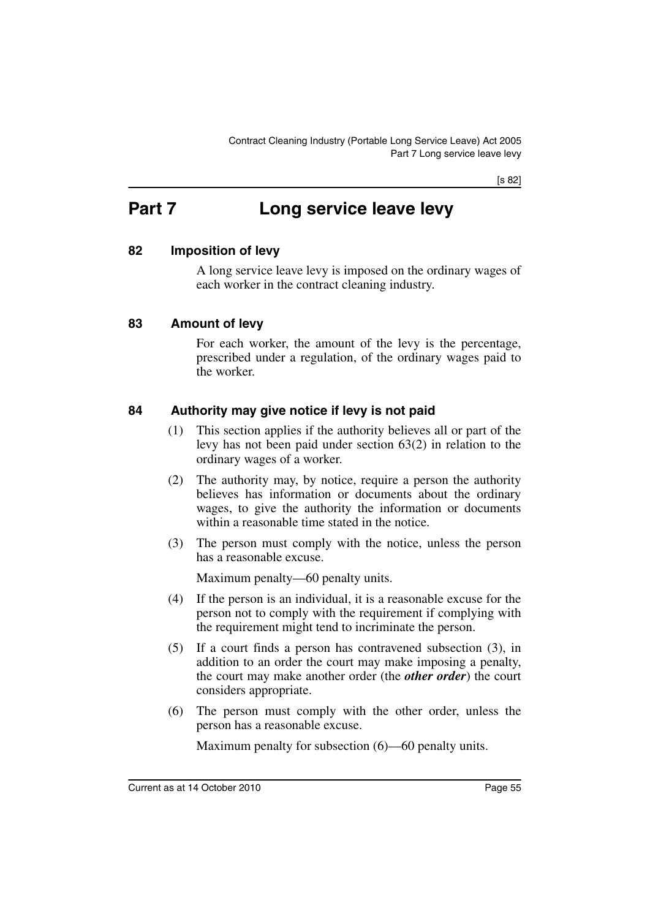# Part 7 Long service leave levy

## 82 Imposition of levy

A long service leave levy is imposed on the ordinary wages of each worker in the contract cleaning industry.

## 83 Amount of levy

For each worker, the amount of the levy is the percentage, prescribed under a regulation, of the ordinary wages paid to the worker.

## 84 Authority may give notice if levy is not paid

(1) This section applies if the authority believes all or part of the levy has not been paid under section 63(2) in relation to the ordinary wages of a worker.

(2) The authority may, by notice, require a person the authority believes has information or documents about the ordinary wages, to give the authority the information or documents within a reasonable time stated in the notice.

(3) The person must comply with the notice, unless the person has a reasonable excuse.

Maximum penalty—60 penalty units.

(4) If the person is an individual, it is a reasonable excuse for the person not to comply with the requirement if complying with the requirement might tend to incriminate the person.

(5) If a court finds a person has contravened subsection (3), in addition to an order the court may make imposing a penalty, the court may make another order (the ***other order***) the court considers appropriate.

(6) The person must comply with the other order, unless the person has a reasonable excuse.

Maximum penalty for subsection (6)—60 penalty units.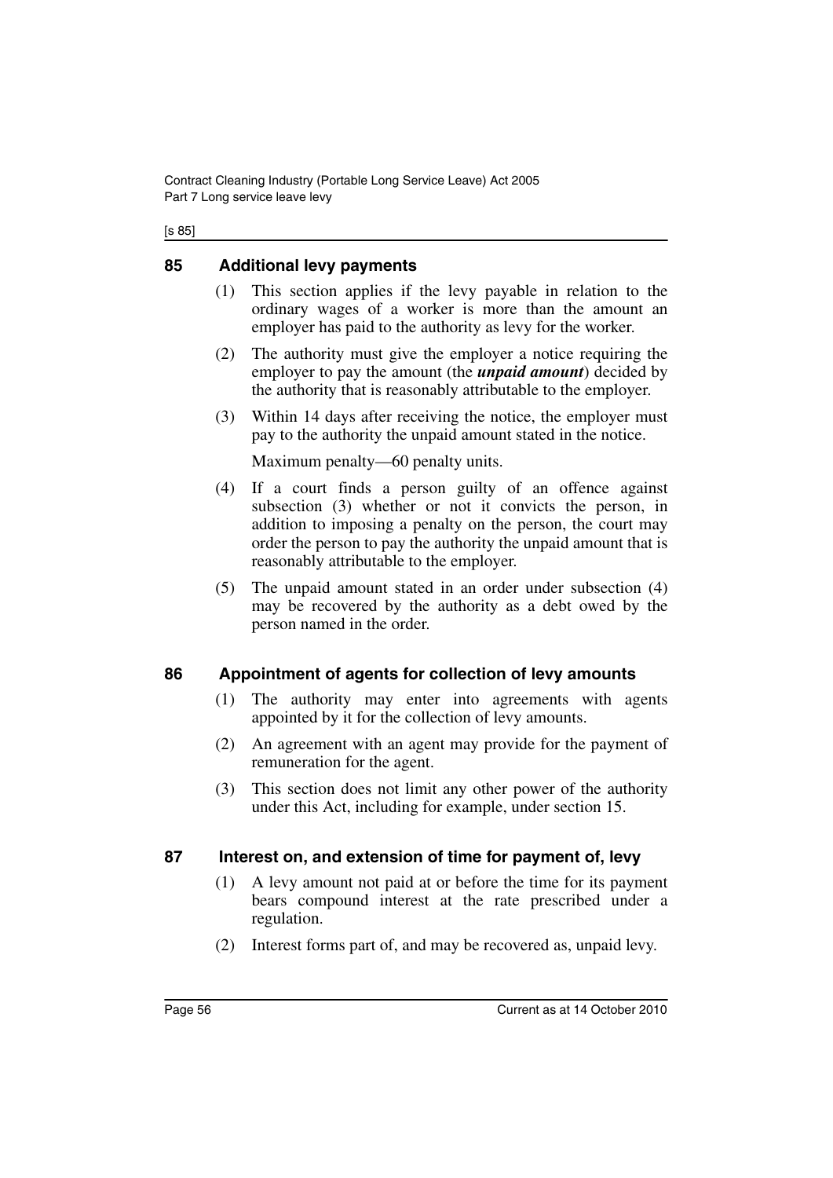## 85 Additional levy payments

(1) This section applies if the levy payable in relation to the ordinary wages of a worker is more than the amount an employer has paid to the authority as levy for the worker.

(2) The authority must give the employer a notice requiring the employer to pay the amount (the ***unpaid amount***) decided by the authority that is reasonably attributable to the employer.

(3) Within 14 days after receiving the notice, the employer must pay to the authority the unpaid amount stated in the notice.

Maximum penalty—60 penalty units.

(4) If a court finds a person guilty of an offence against subsection (3) whether or not it convicts the person, in addition to imposing a penalty on the person, the court may order the person to pay the authority the unpaid amount that is reasonably attributable to the employer.

(5) The unpaid amount stated in an order under subsection (4) may be recovered by the authority as a debt owed by the person named in the order.

## 86 Appointment of agents for collection of levy amounts

(1) The authority may enter into agreements with agents appointed by it for the collection of levy amounts.

(2) An agreement with an agent may provide for the payment of remuneration for the agent.

(3) This section does not limit any other power of the authority under this Act, including for example, under section 15.

## 87 Interest on, and extension of time for payment of, levy

(1) A levy amount not paid at or before the time for its payment bears compound interest at the rate prescribed under a regulation.

(2) Interest forms part of, and may be recovered as, unpaid levy.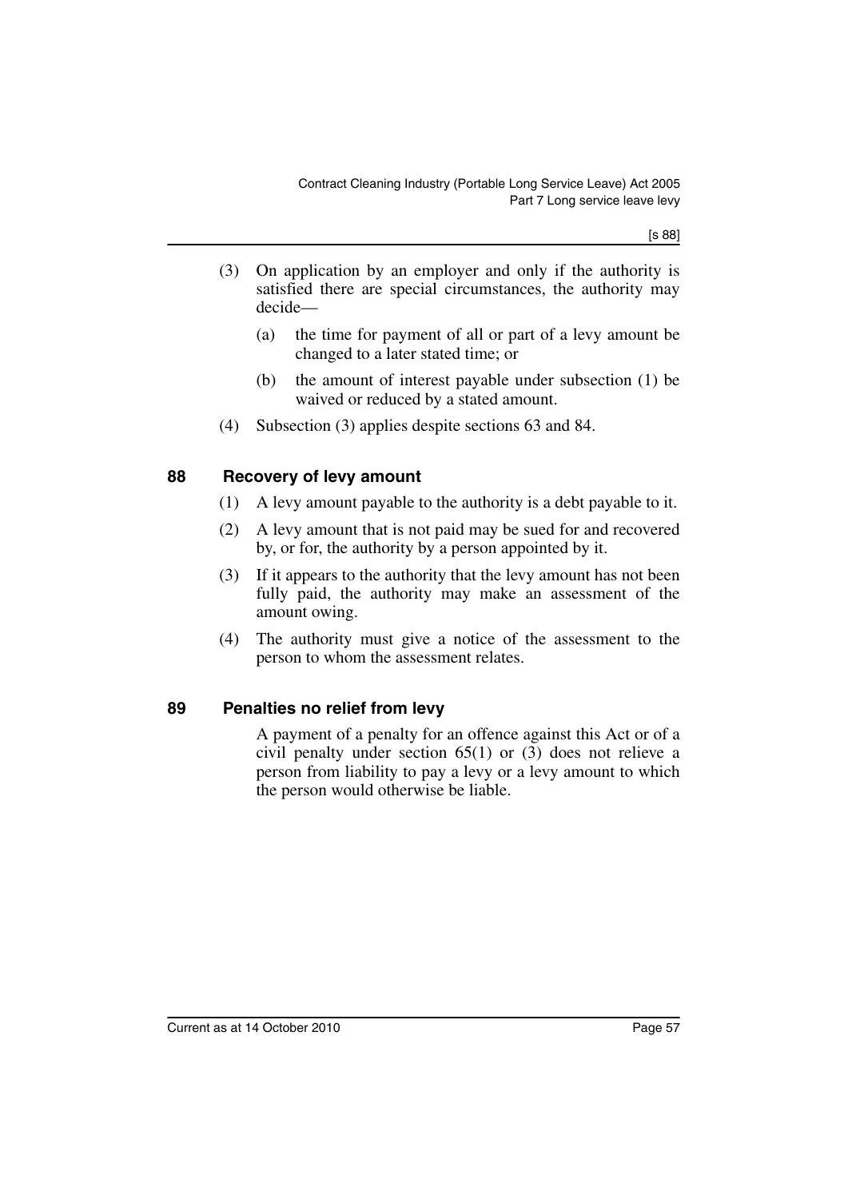(3) On application by an employer and only if the authority is satisfied there are special circumstances, the authority may decide—

(a) the time for payment of all or part of a levy amount be changed to a later stated time; or

(b) the amount of interest payable under subsection (1) be waived or reduced by a stated amount.

(4) Subsection (3) applies despite sections 63 and 84.

## 88 Recovery of levy amount

(1) A levy amount payable to the authority is a debt payable to it.

(2) A levy amount that is not paid may be sued for and recovered by, or for, the authority by a person appointed by it.

(3) If it appears to the authority that the levy amount has not been fully paid, the authority may make an assessment of the amount owing.

(4) The authority must give a notice of the assessment to the person to whom the assessment relates.

## 89 Penalties no relief from levy

A payment of a penalty for an offence against this Act or of a civil penalty under section 65(1) or (3) does not relieve a person from liability to pay a levy or a levy amount to which the person would otherwise be liable.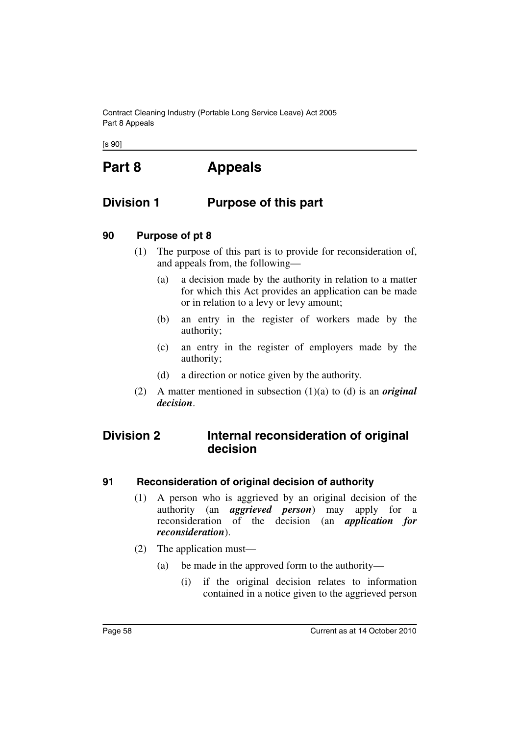# Part 8 Appeals

## Division 1 Purpose of this part

### 90 Purpose of pt 8

(1) The purpose of this part is to provide for reconsideration of, and appeals from, the following—

(a) a decision made by the authority in relation to a matter for which this Act provides an application can be made or in relation to a levy or levy amount;

(b) an entry in the register of workers made by the authority;

(c) an entry in the register of employers made by the authority;

(d) a direction or notice given by the authority.

(2) A matter mentioned in subsection (1)(a) to (d) is an ***original decision***.

## Division 2 Internal reconsideration of original decision

### 91 Reconsideration of original decision of authority

(1) A person who is aggrieved by an original decision of the authority (an ***aggrieved person***) may apply for a reconsideration of the decision (an ***application for reconsideration***).

(2) The application must—

(a) be made in the approved form to the authority—

(i) if the original decision relates to information contained in a notice given to the aggrieved person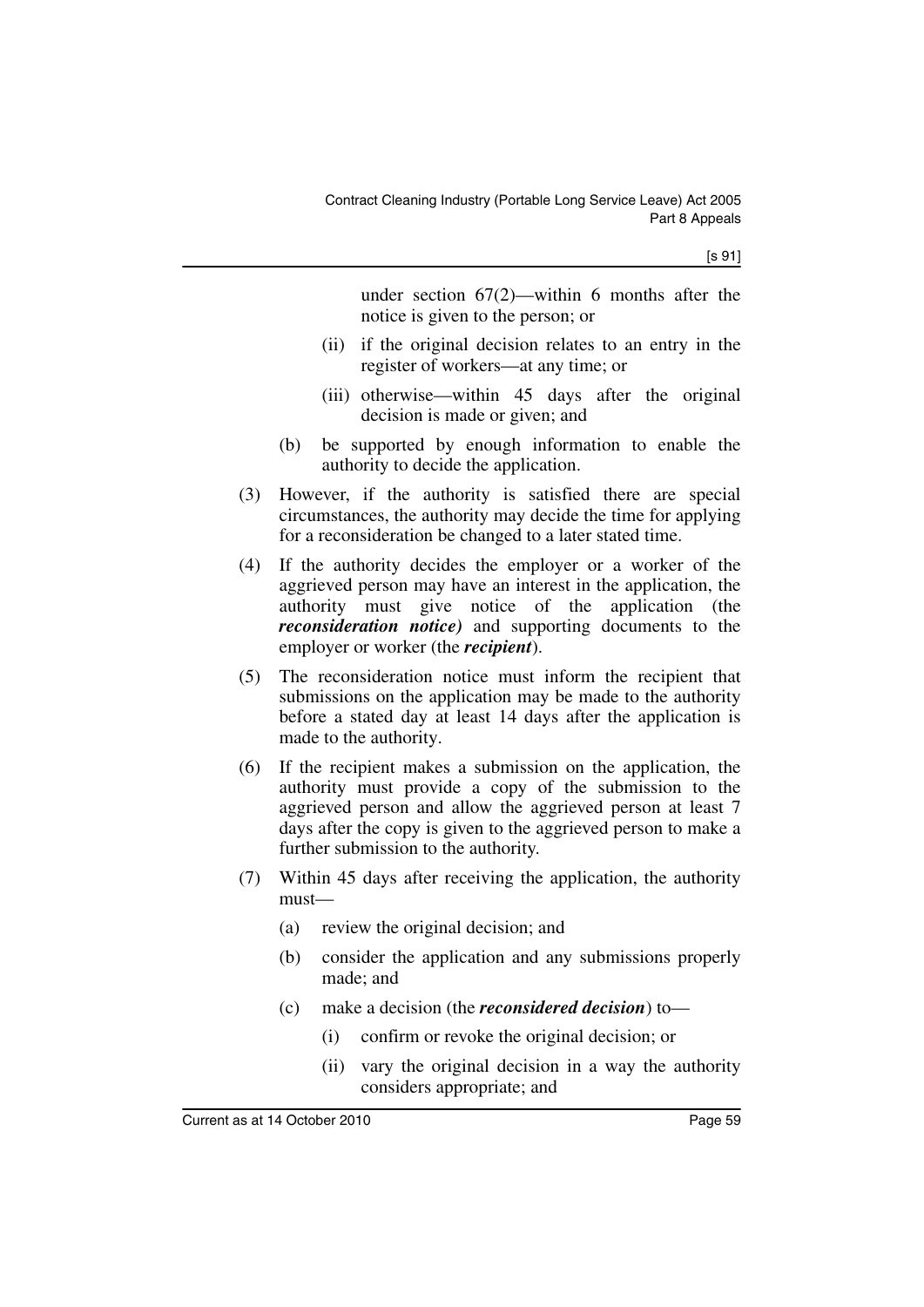under section 67(2)—within 6 months after the notice is given to the person; or

(ii) if the original decision relates to an entry in the register of workers—at any time; or

(iii) otherwise—within 45 days after the original decision is made or given; and

(b) be supported by enough information to enable the authority to decide the application.

(3) However, if the authority is satisfied there are special circumstances, the authority may decide the time for applying for a reconsideration be changed to a later stated time.

(4) If the authority decides the employer or a worker of the aggrieved person may have an interest in the application, the authority must give notice of the application (the ***reconsideration notice)*** and supporting documents to the employer or worker (the ***recipient***).

(5) The reconsideration notice must inform the recipient that submissions on the application may be made to the authority before a stated day at least 14 days after the application is made to the authority.

(6) If the recipient makes a submission on the application, the authority must provide a copy of the submission to the aggrieved person and allow the aggrieved person at least 7 days after the copy is given to the aggrieved person to make a further submission to the authority.

(7) Within 45 days after receiving the application, the authority must—

(a) review the original decision; and

(b) consider the application and any submissions properly made; and

(c) make a decision (the ***reconsidered decision***) to—

(i) confirm or revoke the original decision; or

(ii) vary the original decision in a way the authority considers appropriate; and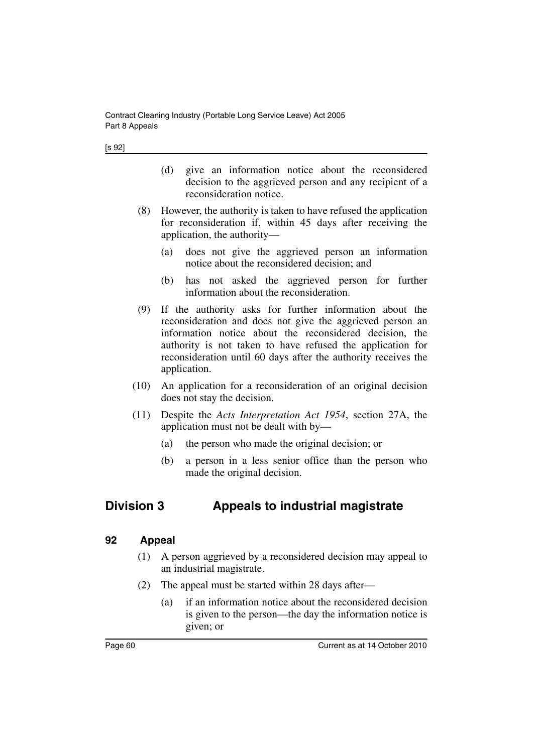(d) give an information notice about the reconsidered decision to the aggrieved person and any recipient of a reconsideration notice.

(8) However, the authority is taken to have refused the application for reconsideration if, within 45 days after receiving the application, the authority—

(a) does not give the aggrieved person an information notice about the reconsidered decision; and

(b) has not asked the aggrieved person for further information about the reconsideration.

(9) If the authority asks for further information about the reconsideration and does not give the aggrieved person an information notice about the reconsidered decision, the authority is not taken to have refused the application for reconsideration until 60 days after the authority receives the application.

(10) An application for a reconsideration of an original decision does not stay the decision.

(11) Despite the *Acts Interpretation Act 1954*, section 27A, the application must not be dealt with by—

(a) the person who made the original decision; or

(b) a person in a less senior office than the person who made the original decision.

## Division 3 Appeals to industrial magistrate

### 92 Appeal

(1) A person aggrieved by a reconsidered decision may appeal to an industrial magistrate.

(2) The appeal must be started within 28 days after—

(a) if an information notice about the reconsidered decision is given to the person—the day the information notice is given; or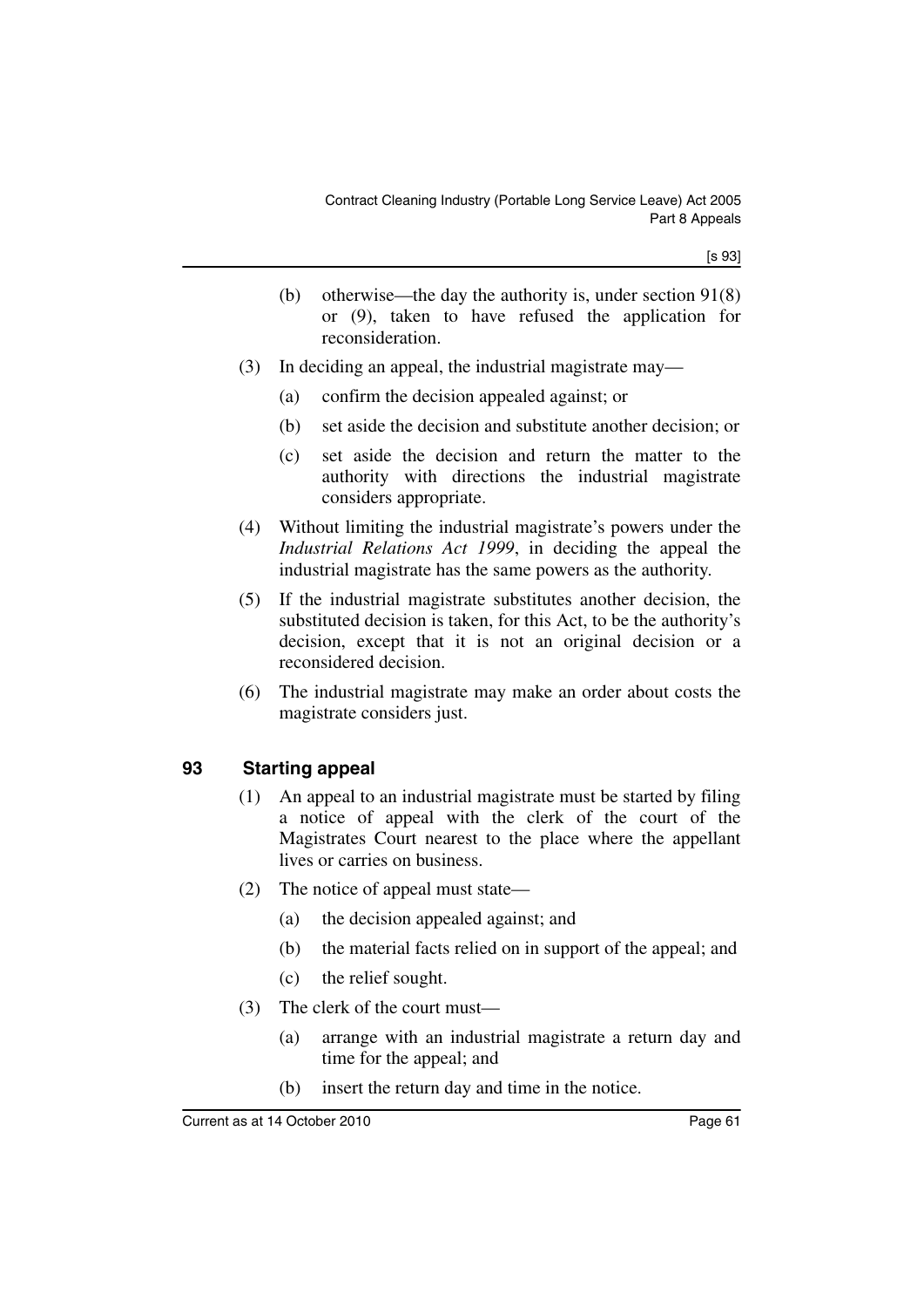(b) otherwise—the day the authority is, under section 91(8) or (9), taken to have refused the application for reconsideration.

(3) In deciding an appeal, the industrial magistrate may—

(a) confirm the decision appealed against; or

(b) set aside the decision and substitute another decision; or

(c) set aside the decision and return the matter to the authority with directions the industrial magistrate considers appropriate.

(4) Without limiting the industrial magistrate's powers under the *Industrial Relations Act 1999*, in deciding the appeal the industrial magistrate has the same powers as the authority.

(5) If the industrial magistrate substitutes another decision, the substituted decision is taken, for this Act, to be the authority's decision, except that it is not an original decision or a reconsidered decision.

(6) The industrial magistrate may make an order about costs the magistrate considers just.

## 93 Starting appeal

(1) An appeal to an industrial magistrate must be started by filing a notice of appeal with the clerk of the court of the Magistrates Court nearest to the place where the appellant lives or carries on business.

(2) The notice of appeal must state—

(a) the decision appealed against; and

(b) the material facts relied on in support of the appeal; and

(c) the relief sought.

(3) The clerk of the court must—

(a) arrange with an industrial magistrate a return day and time for the appeal; and

(b) insert the return day and time in the notice.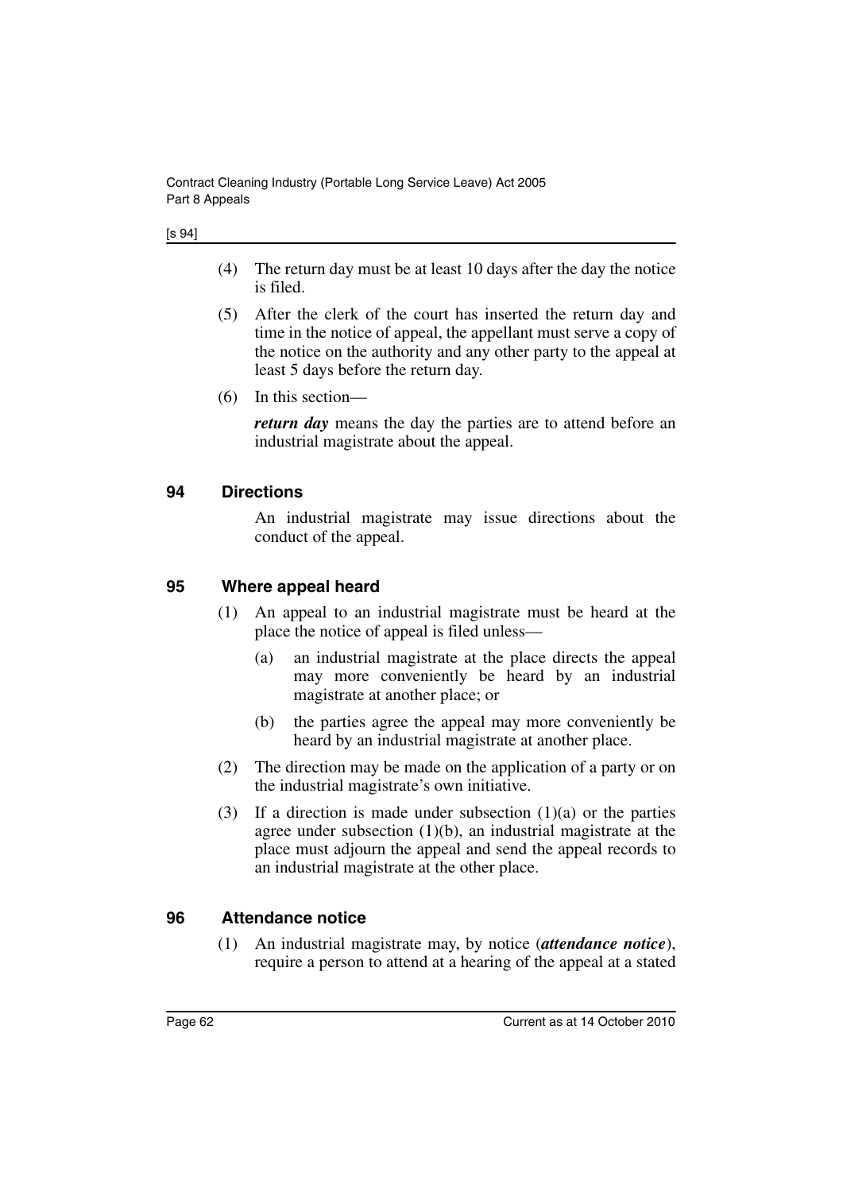(4) The return day must be at least 10 days after the day the notice is filed.

(5) After the clerk of the court has inserted the return day and time in the notice of appeal, the appellant must serve a copy of the notice on the authority and any other party to the appeal at least 5 days before the return day.

(6) In this section—

***return day*** means the day the parties are to attend before an industrial magistrate about the appeal.

### 94 Directions

An industrial magistrate may issue directions about the conduct of the appeal.

### 95 Where appeal heard

(1) An appeal to an industrial magistrate must be heard at the place the notice of appeal is filed unless—

(a) an industrial magistrate at the place directs the appeal may more conveniently be heard by an industrial magistrate at another place; or

(b) the parties agree the appeal may more conveniently be heard by an industrial magistrate at another place.

(2) The direction may be made on the application of a party or on the industrial magistrate's own initiative.

(3) If a direction is made under subsection (1)(a) or the parties agree under subsection (1)(b), an industrial magistrate at the place must adjourn the appeal and send the appeal records to an industrial magistrate at the other place.

### 96 Attendance notice

(1) An industrial magistrate may, by notice (***attendance notice***), require a person to attend at a hearing of the appeal at a stated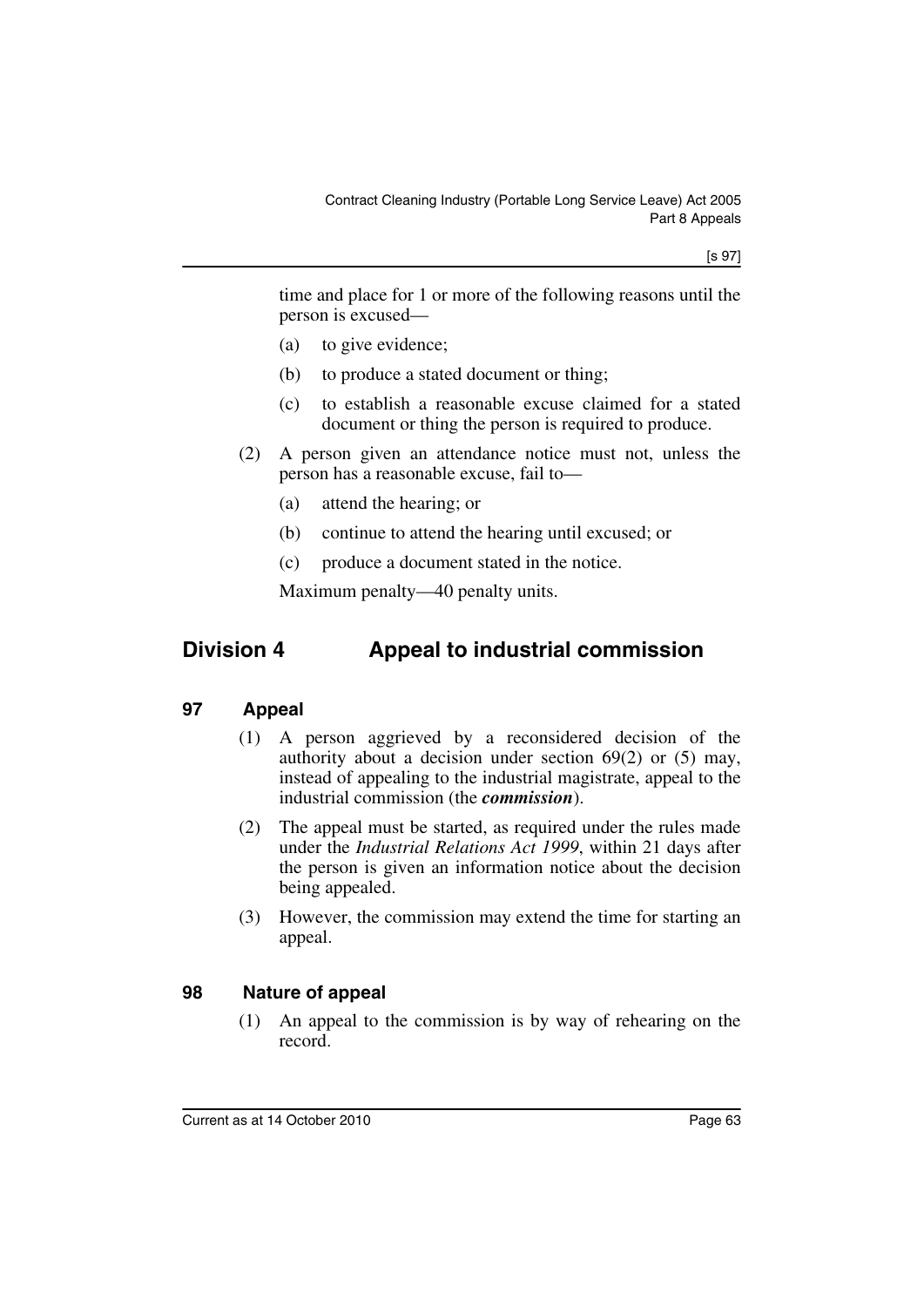time and place for 1 or more of the following reasons until the person is excused—

- (a) to give evidence;
- (b) to produce a stated document or thing;
- (c) to establish a reasonable excuse claimed for a stated document or thing the person is required to produce.

(2) A person given an attendance notice must not, unless the person has a reasonable excuse, fail to—

- (a) attend the hearing; or
- (b) continue to attend the hearing until excused; or
- (c) produce a document stated in the notice.

Maximum penalty—40 penalty units.

## Division 4 Appeal to industrial commission

### 97 Appeal

(1) A person aggrieved by a reconsidered decision of the authority about a decision under section 69(2) or (5) may, instead of appealing to the industrial magistrate, appeal to the industrial commission (the ***commission***).

(2) The appeal must be started, as required under the rules made under the *Industrial Relations Act 1999*, within 21 days after the person is given an information notice about the decision being appealed.

(3) However, the commission may extend the time for starting an appeal.

### 98 Nature of appeal

(1) An appeal to the commission is by way of rehearing on the record.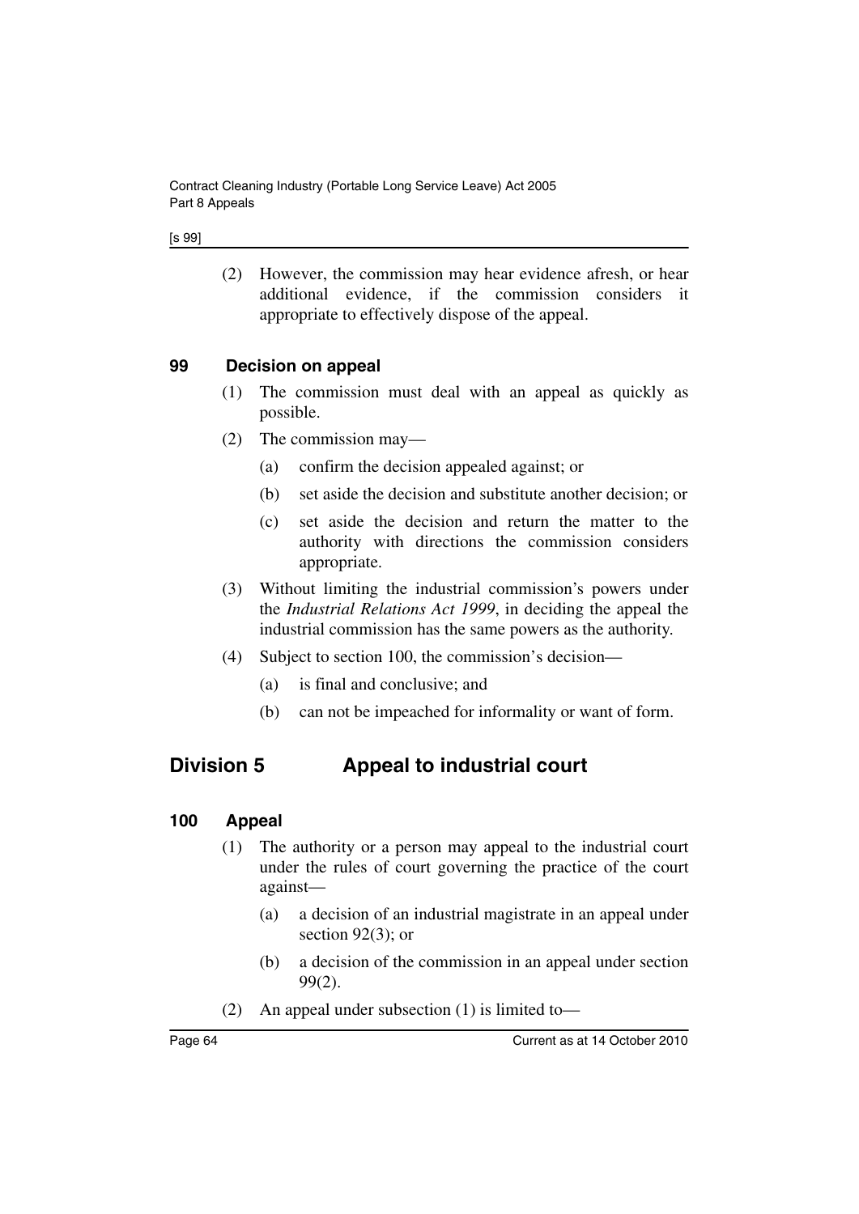(2) However, the commission may hear evidence afresh, or hear additional evidence, if the commission considers it appropriate to effectively dispose of the appeal.

### 99 Decision on appeal

(1) The commission must deal with an appeal as quickly as possible.

(2) The commission may—

(a) confirm the decision appealed against; or

(b) set aside the decision and substitute another decision; or

(c) set aside the decision and return the matter to the authority with directions the commission considers appropriate.

(3) Without limiting the industrial commission's powers under the *Industrial Relations Act 1999*, in deciding the appeal the industrial commission has the same powers as the authority.

(4) Subject to section 100, the commission's decision—

(a) is final and conclusive; and

(b) can not be impeached for informality or want of form.

## Division 5 Appeal to industrial court

### 100 Appeal

(1) The authority or a person may appeal to the industrial court under the rules of court governing the practice of the court against—

(a) a decision of an industrial magistrate in an appeal under section 92(3); or

(b) a decision of the commission in an appeal under section 99(2).

(2) An appeal under subsection (1) is limited to—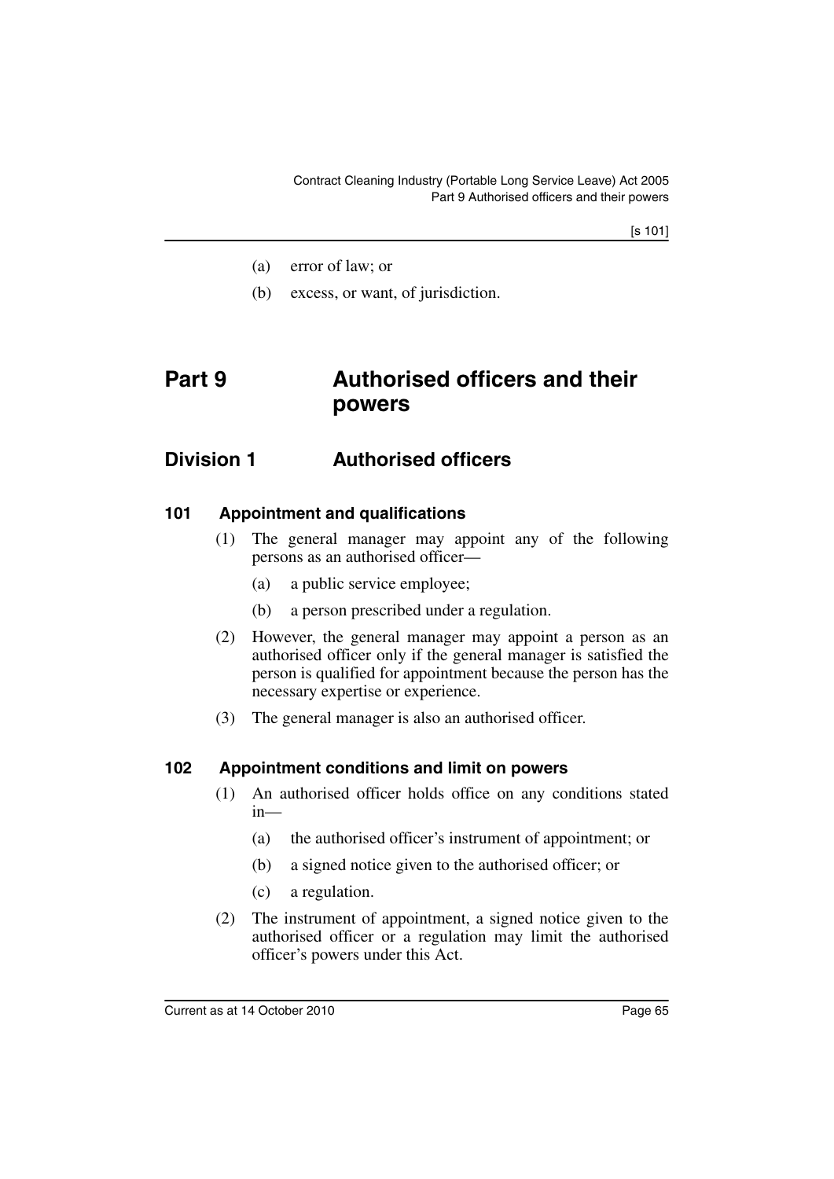(a) error of law; or

(b) excess, or want, of jurisdiction.

# Part 9 Authorised officers and their powers

## Division 1 Authorised officers

### 101 Appointment and qualifications

(1) The general manager may appoint any of the following persons as an authorised officer—

(a) a public service employee;

(b) a person prescribed under a regulation.

(2) However, the general manager may appoint a person as an authorised officer only if the general manager is satisfied the person is qualified for appointment because the person has the necessary expertise or experience.

(3) The general manager is also an authorised officer.

### 102 Appointment conditions and limit on powers

(1) An authorised officer holds office on any conditions stated in—

(a) the authorised officer's instrument of appointment; or

(b) a signed notice given to the authorised officer; or

(c) a regulation.

(2) The instrument of appointment, a signed notice given to the authorised officer or a regulation may limit the authorised officer's powers under this Act.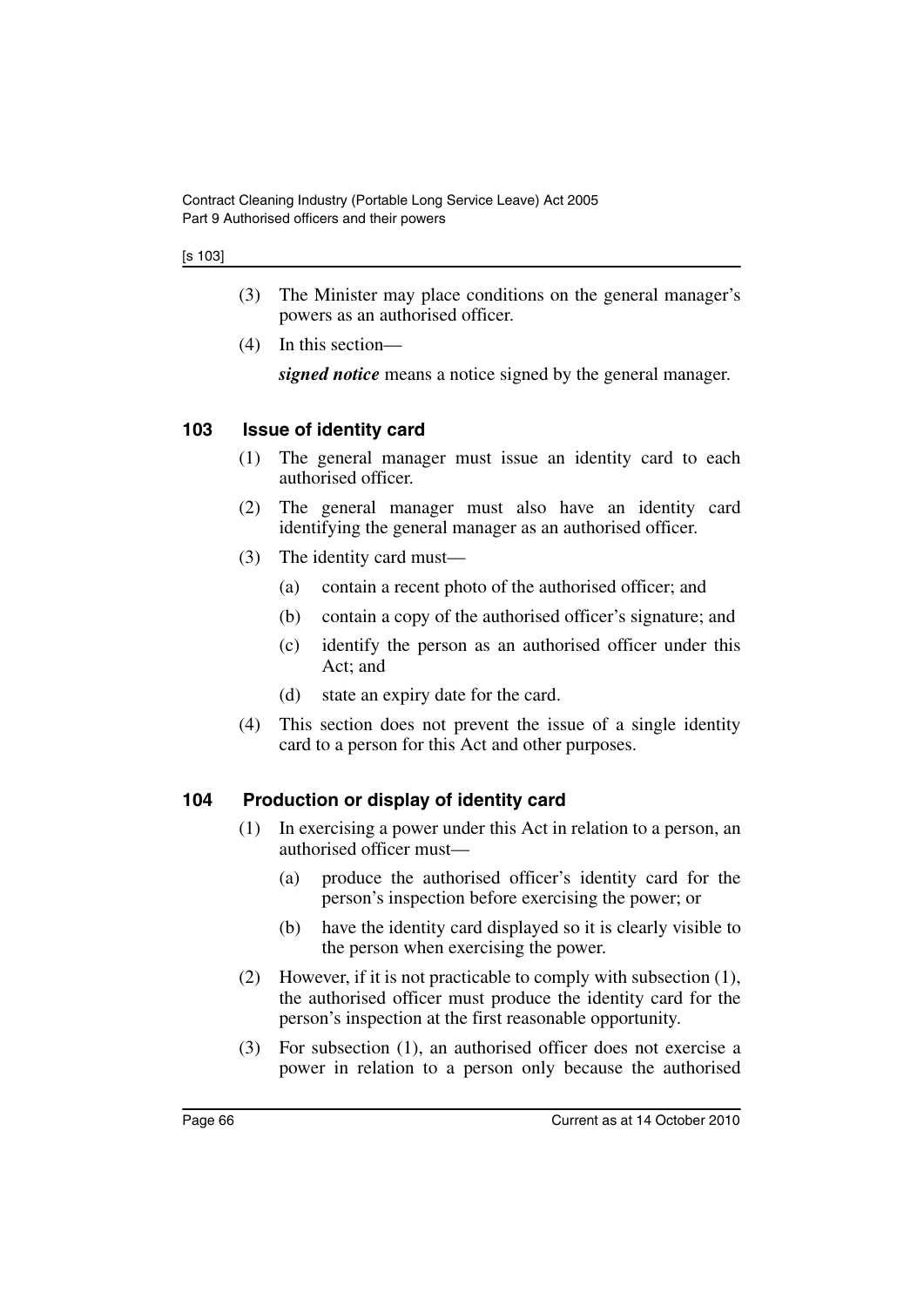(3) The Minister may place conditions on the general manager's powers as an authorised officer.

(4) In this section—

***signed notice*** means a notice signed by the general manager.

## 103 Issue of identity card

(1) The general manager must issue an identity card to each authorised officer.

(2) The general manager must also have an identity card identifying the general manager as an authorised officer.

(3) The identity card must—

- (a) contain a recent photo of the authorised officer; and
- (b) contain a copy of the authorised officer's signature; and
- (c) identify the person as an authorised officer under this Act; and
- (d) state an expiry date for the card.

(4) This section does not prevent the issue of a single identity card to a person for this Act and other purposes.

## 104 Production or display of identity card

(1) In exercising a power under this Act in relation to a person, an authorised officer must—

- (a) produce the authorised officer's identity card for the person's inspection before exercising the power; or
- (b) have the identity card displayed so it is clearly visible to the person when exercising the power.

(2) However, if it is not practicable to comply with subsection (1), the authorised officer must produce the identity card for the person's inspection at the first reasonable opportunity.

(3) For subsection (1), an authorised officer does not exercise a power in relation to a person only because the authorised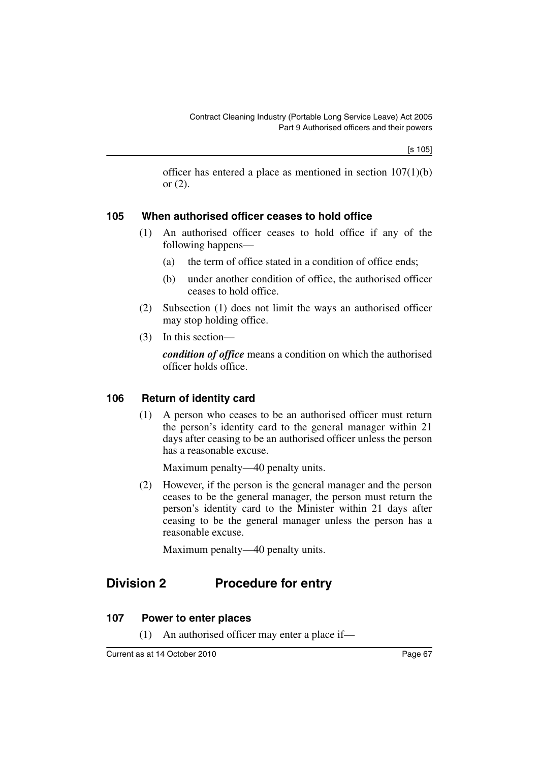officer has entered a place as mentioned in section 107(1)(b) or (2).

### 105 When authorised officer ceases to hold office

(1) An authorised officer ceases to hold office if any of the following happens—

(a) the term of office stated in a condition of office ends;

(b) under another condition of office, the authorised officer ceases to hold office.

(2) Subsection (1) does not limit the ways an authorised officer may stop holding office.

(3) In this section—

***condition of office*** means a condition on which the authorised officer holds office.

### 106 Return of identity card

(1) A person who ceases to be an authorised officer must return the person's identity card to the general manager within 21 days after ceasing to be an authorised officer unless the person has a reasonable excuse.

Maximum penalty—40 penalty units.

(2) However, if the person is the general manager and the person ceases to be the general manager, the person must return the person's identity card to the Minister within 21 days after ceasing to be the general manager unless the person has a reasonable excuse.

Maximum penalty—40 penalty units.

## Division 2 Procedure for entry

### 107 Power to enter places

(1) An authorised officer may enter a place if—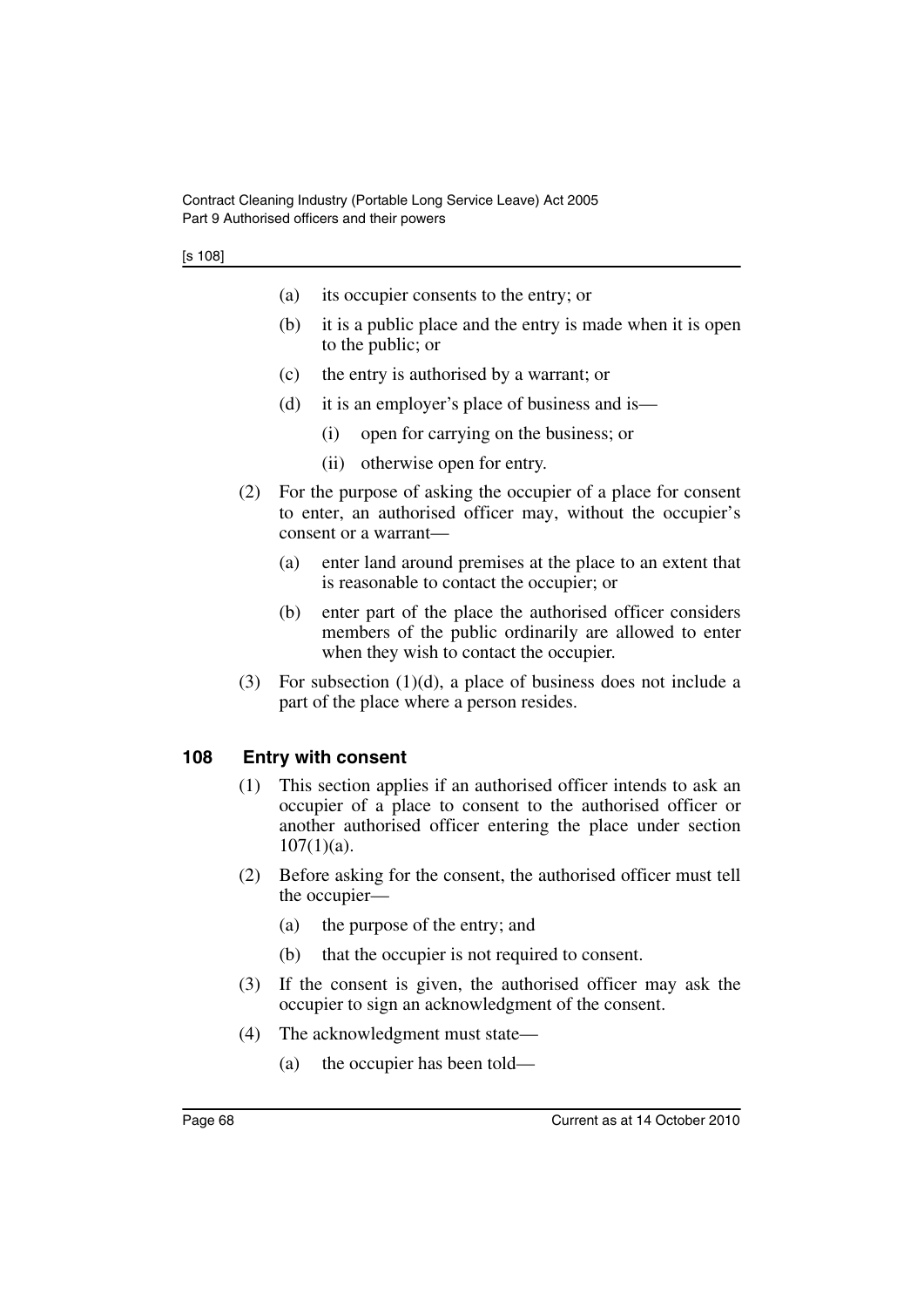(a) its occupier consents to the entry; or

(b) it is a public place and the entry is made when it is open to the public; or

(c) the entry is authorised by a warrant; or

(d) it is an employer's place of business and is—

(i) open for carrying on the business; or

(ii) otherwise open for entry.

(2) For the purpose of asking the occupier of a place for consent to enter, an authorised officer may, without the occupier's consent or a warrant—

(a) enter land around premises at the place to an extent that is reasonable to contact the occupier; or

(b) enter part of the place the authorised officer considers members of the public ordinarily are allowed to enter when they wish to contact the occupier.

(3) For subsection (1)(d), a place of business does not include a part of the place where a person resides.

## 108 Entry with consent

(1) This section applies if an authorised officer intends to ask an occupier of a place to consent to the authorised officer or another authorised officer entering the place under section 107(1)(a).

(2) Before asking for the consent, the authorised officer must tell the occupier—

(a) the purpose of the entry; and

(b) that the occupier is not required to consent.

(3) If the consent is given, the authorised officer may ask the occupier to sign an acknowledgment of the consent.

(4) The acknowledgment must state—

(a) the occupier has been told—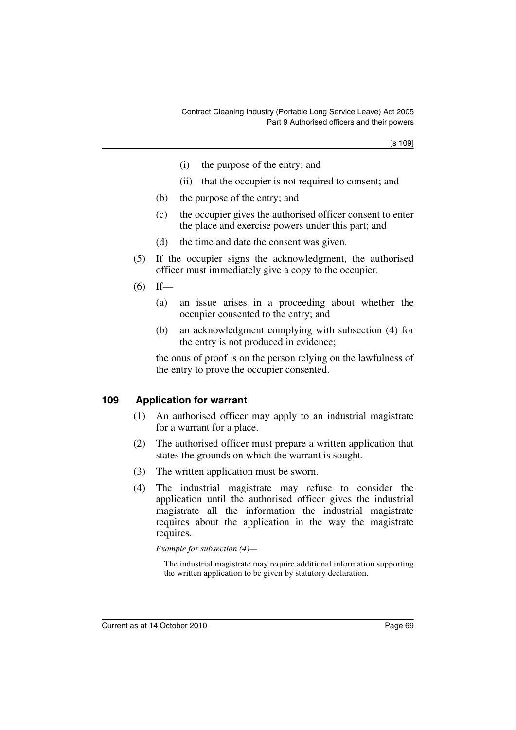(i) the purpose of the entry; and

(ii) that the occupier is not required to consent; and

(b) the purpose of the entry; and

(c) the occupier gives the authorised officer consent to enter the place and exercise powers under this part; and

(d) the time and date the consent was given.

(5) If the occupier signs the acknowledgment, the authorised officer must immediately give a copy to the occupier.

(6) If—

(a) an issue arises in a proceeding about whether the occupier consented to the entry; and

(b) an acknowledgment complying with subsection (4) for the entry is not produced in evidence;

the onus of proof is on the person relying on the lawfulness of the entry to prove the occupier consented.

## 109 Application for warrant

(1) An authorised officer may apply to an industrial magistrate for a warrant for a place.

(2) The authorised officer must prepare a written application that states the grounds on which the warrant is sought.

(3) The written application must be sworn.

(4) The industrial magistrate may refuse to consider the application until the authorised officer gives the industrial magistrate all the information the industrial magistrate requires about the application in the way the magistrate requires.

*Example for subsection (4)—*

The industrial magistrate may require additional information supporting the written application to be given by statutory declaration.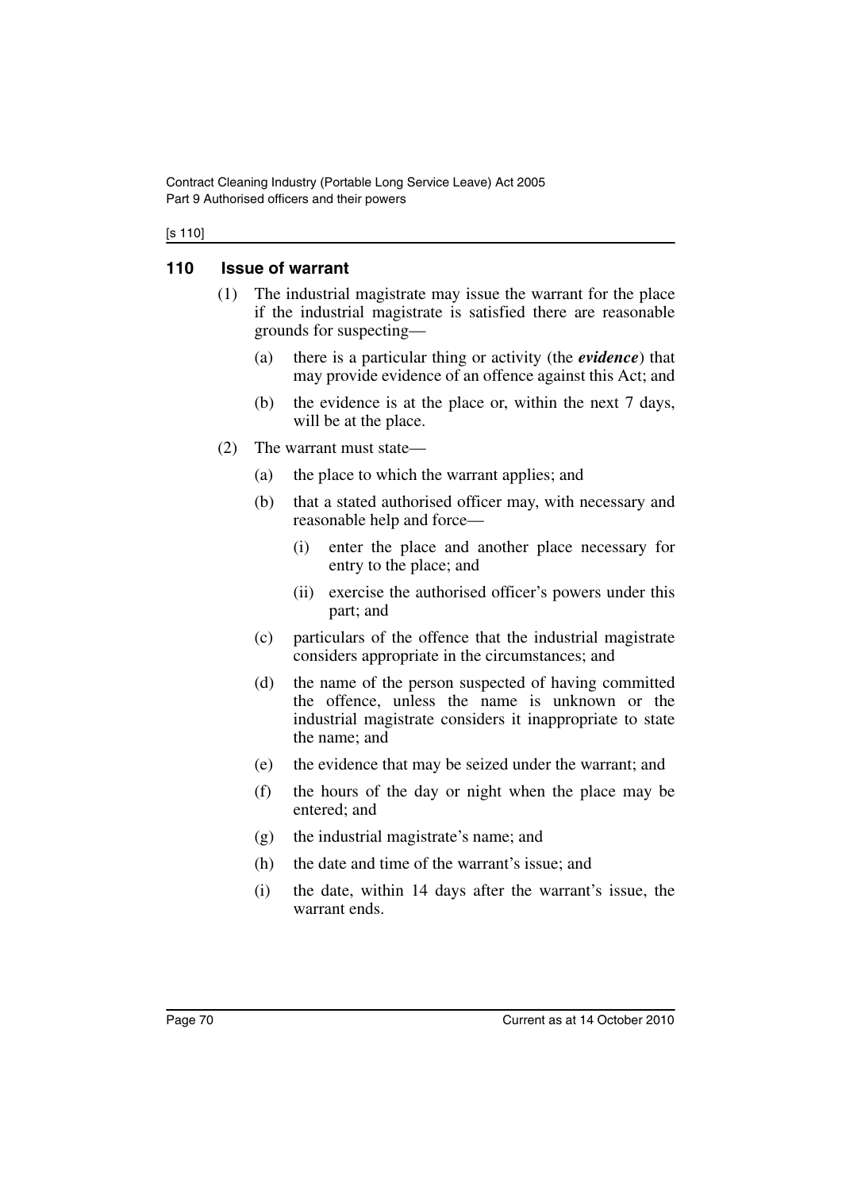## 110 Issue of warrant

(1) The industrial magistrate may issue the warrant for the place if the industrial magistrate is satisfied there are reasonable grounds for suspecting—

(a) there is a particular thing or activity (the ***evidence***) that may provide evidence of an offence against this Act; and

(b) the evidence is at the place or, within the next 7 days, will be at the place.

(2) The warrant must state—

(a) the place to which the warrant applies; and

(b) that a stated authorised officer may, with necessary and reasonable help and force—

(i) enter the place and another place necessary for entry to the place; and

(ii) exercise the authorised officer's powers under this part; and

(c) particulars of the offence that the industrial magistrate considers appropriate in the circumstances; and

(d) the name of the person suspected of having committed the offence, unless the name is unknown or the industrial magistrate considers it inappropriate to state the name; and

(e) the evidence that may be seized under the warrant; and

(f) the hours of the day or night when the place may be entered; and

(g) the industrial magistrate's name; and

(h) the date and time of the warrant's issue; and

(i) the date, within 14 days after the warrant's issue, the warrant ends.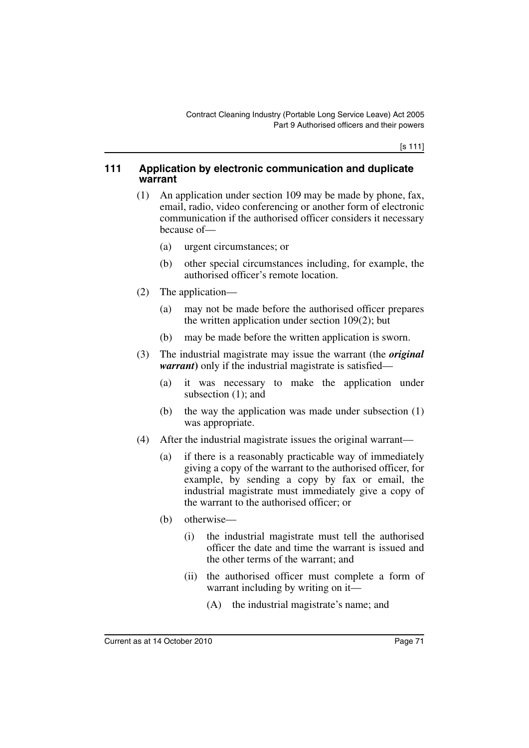## 111 Application by electronic communication and duplicate warrant

(1) An application under section 109 may be made by phone, fax, email, radio, video conferencing or another form of electronic communication if the authorised officer considers it necessary because of—

(a) urgent circumstances; or

(b) other special circumstances including, for example, the authorised officer's remote location.

(2) The application—

(a) may not be made before the authorised officer prepares the written application under section 109(2); but

(b) may be made before the written application is sworn.

(3) The industrial magistrate may issue the warrant (the ***original warrant***) only if the industrial magistrate is satisfied—

(a) it was necessary to make the application under subsection (1); and

(b) the way the application was made under subsection (1) was appropriate.

(4) After the industrial magistrate issues the original warrant—

(a) if there is a reasonably practicable way of immediately giving a copy of the warrant to the authorised officer, for example, by sending a copy by fax or email, the industrial magistrate must immediately give a copy of the warrant to the authorised officer; or

(b) otherwise—

(i) the industrial magistrate must tell the authorised officer the date and time the warrant is issued and the other terms of the warrant; and

(ii) the authorised officer must complete a form of warrant including by writing on it—

(A) the industrial magistrate's name; and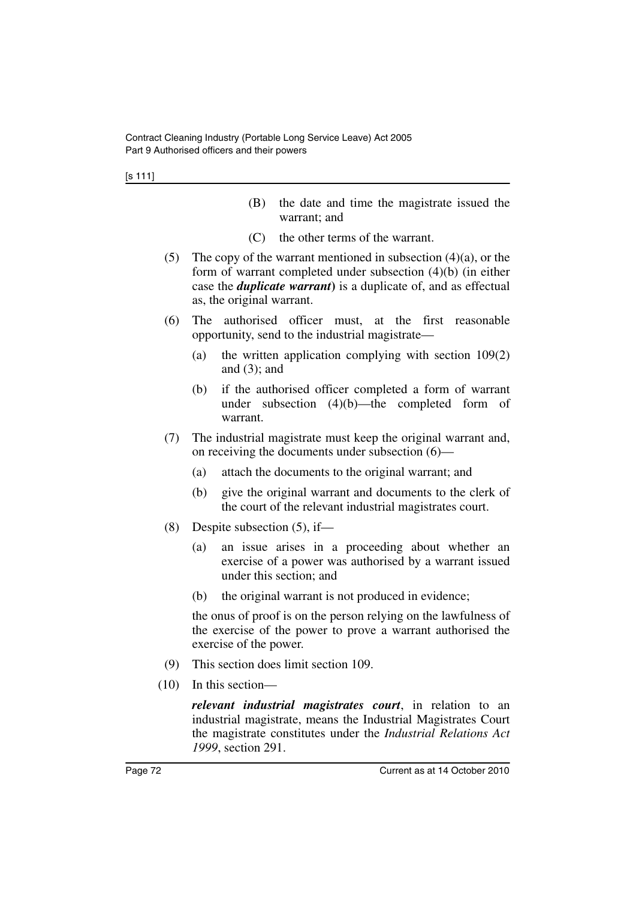(B) the date and time the magistrate issued the warrant; and

(C) the other terms of the warrant.

(5) The copy of the warrant mentioned in subsection (4)(a), or the form of warrant completed under subsection (4)(b) (in either case the ***duplicate warrant***) is a duplicate of, and as effectual as, the original warrant.

(6) The authorised officer must, at the first reasonable opportunity, send to the industrial magistrate—

(a) the written application complying with section 109(2) and (3); and

(b) if the authorised officer completed a form of warrant under subsection (4)(b)—the completed form of warrant.

(7) The industrial magistrate must keep the original warrant and, on receiving the documents under subsection (6)—

(a) attach the documents to the original warrant; and

(b) give the original warrant and documents to the clerk of the court of the relevant industrial magistrates court.

(8) Despite subsection (5), if—

(a) an issue arises in a proceeding about whether an exercise of a power was authorised by a warrant issued under this section; and

(b) the original warrant is not produced in evidence;

the onus of proof is on the person relying on the lawfulness of the exercise of the power to prove a warrant authorised the exercise of the power.

(9) This section does limit section 109.

(10) In this section—

***relevant industrial magistrates court***, in relation to an industrial magistrate, means the Industrial Magistrates Court the magistrate constitutes under the *Industrial Relations Act 1999*, section 291.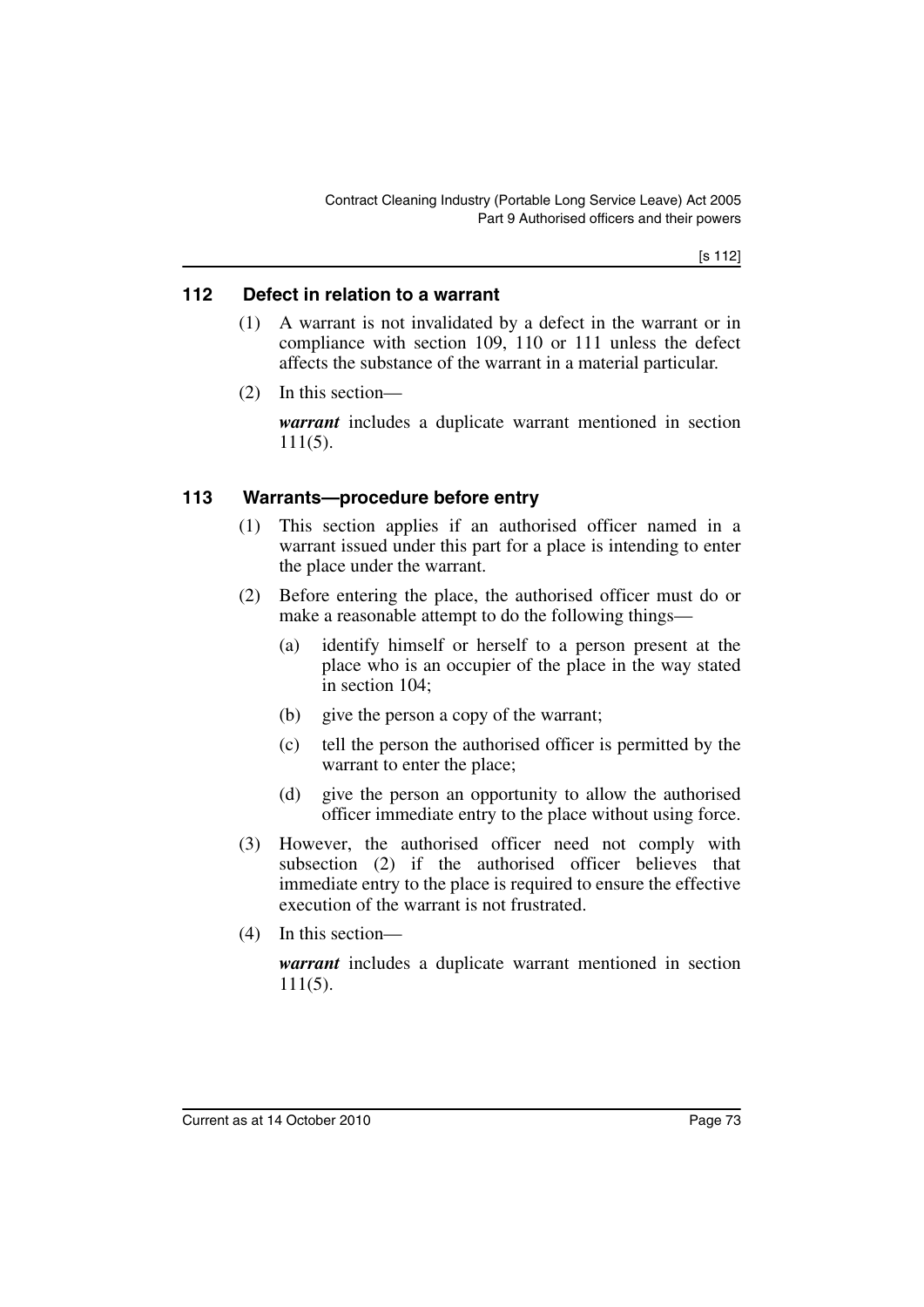### 112 Defect in relation to a warrant

(1) A warrant is not invalidated by a defect in the warrant or in compliance with section 109, 110 or 111 unless the defect affects the substance of the warrant in a material particular.

(2) In this section—

***warrant*** includes a duplicate warrant mentioned in section 111(5).

### 113 Warrants—procedure before entry

(1) This section applies if an authorised officer named in a warrant issued under this part for a place is intending to enter the place under the warrant.

(2) Before entering the place, the authorised officer must do or make a reasonable attempt to do the following things—

(a) identify himself or herself to a person present at the place who is an occupier of the place in the way stated in section 104;

(b) give the person a copy of the warrant;

(c) tell the person the authorised officer is permitted by the warrant to enter the place;

(d) give the person an opportunity to allow the authorised officer immediate entry to the place without using force.

(3) However, the authorised officer need not comply with subsection (2) if the authorised officer believes that immediate entry to the place is required to ensure the effective execution of the warrant is not frustrated.

(4) In this section—

***warrant*** includes a duplicate warrant mentioned in section 111(5).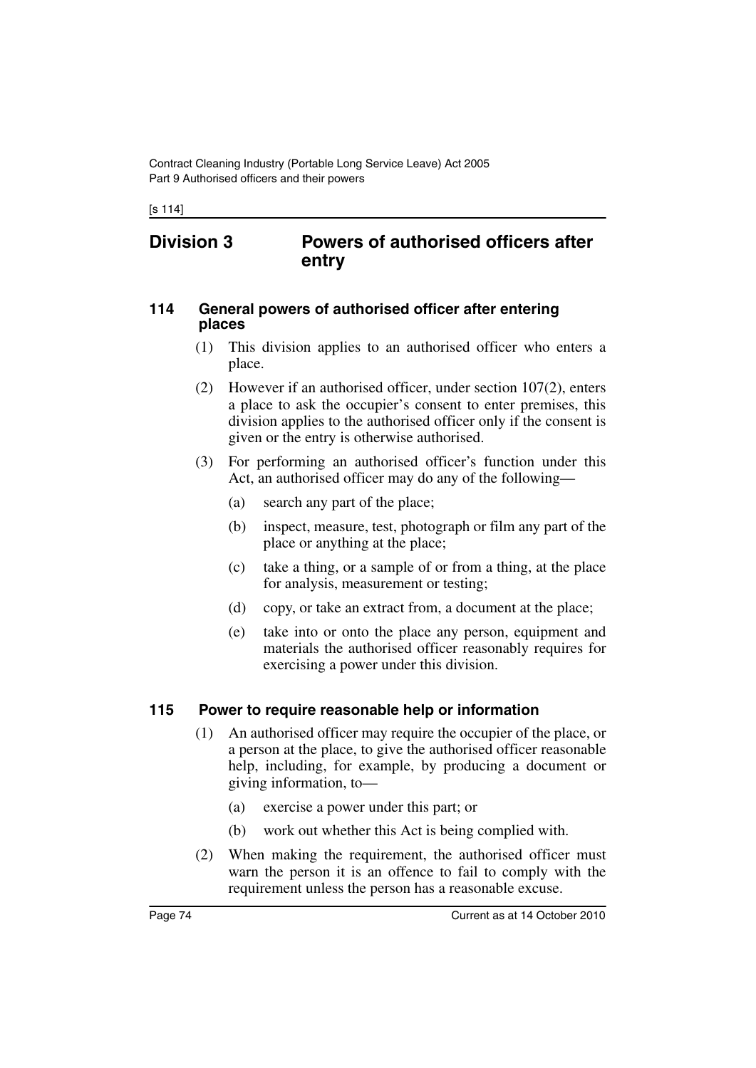## Division 3 Powers of authorised officers after entry

### 114 General powers of authorised officer after entering places

(1) This division applies to an authorised officer who enters a place.

(2) However if an authorised officer, under section 107(2), enters a place to ask the occupier's consent to enter premises, this division applies to the authorised officer only if the consent is given or the entry is otherwise authorised.

(3) For performing an authorised officer's function under this Act, an authorised officer may do any of the following—

- (a) search any part of the place;
- (b) inspect, measure, test, photograph or film any part of the place or anything at the place;
- (c) take a thing, or a sample of or from a thing, at the place for analysis, measurement or testing;
- (d) copy, or take an extract from, a document at the place;
- (e) take into or onto the place any person, equipment and materials the authorised officer reasonably requires for exercising a power under this division.

### 115 Power to require reasonable help or information

(1) An authorised officer may require the occupier of the place, or a person at the place, to give the authorised officer reasonable help, including, for example, by producing a document or giving information, to—

- (a) exercise a power under this part; or
- (b) work out whether this Act is being complied with.

(2) When making the requirement, the authorised officer must warn the person it is an offence to fail to comply with the requirement unless the person has a reasonable excuse.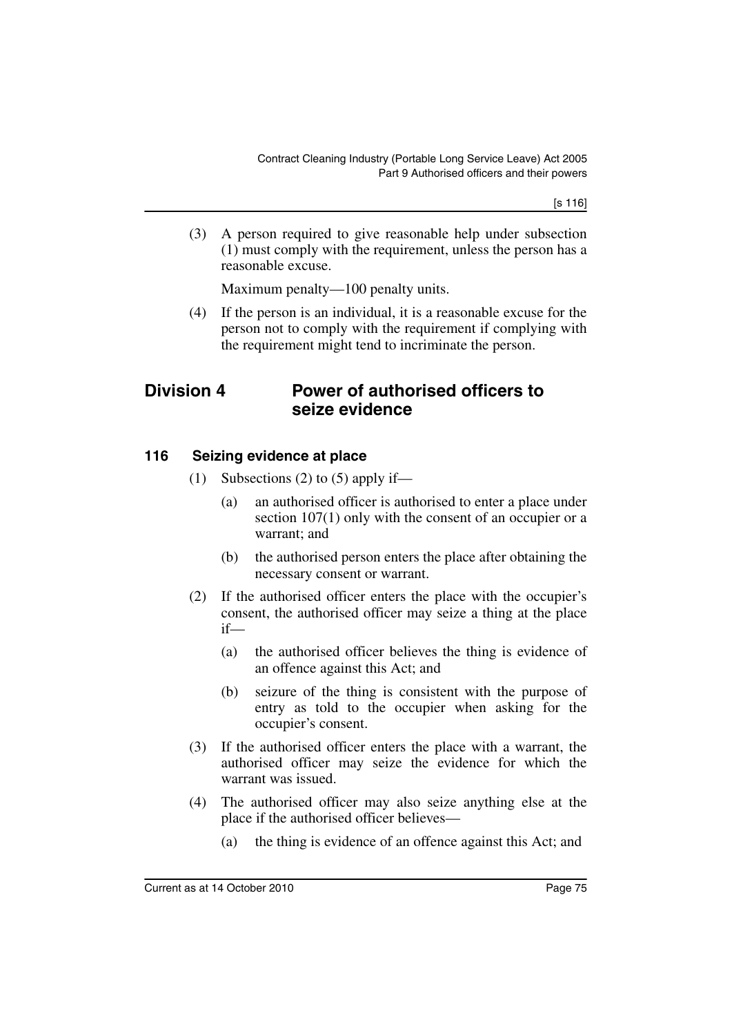(3) A person required to give reasonable help under subsection (1) must comply with the requirement, unless the person has a reasonable excuse.

Maximum penalty—100 penalty units.

(4) If the person is an individual, it is a reasonable excuse for the person not to comply with the requirement if complying with the requirement might tend to incriminate the person.

## Division 4 Power of authorised officers to seize evidence

### 116 Seizing evidence at place

(1) Subsections (2) to (5) apply if—

(a) an authorised officer is authorised to enter a place under section 107(1) only with the consent of an occupier or a warrant; and

(b) the authorised person enters the place after obtaining the necessary consent or warrant.

(2) If the authorised officer enters the place with the occupier's consent, the authorised officer may seize a thing at the place if—

(a) the authorised officer believes the thing is evidence of an offence against this Act; and

(b) seizure of the thing is consistent with the purpose of entry as told to the occupier when asking for the occupier's consent.

(3) If the authorised officer enters the place with a warrant, the authorised officer may seize the evidence for which the warrant was issued.

(4) The authorised officer may also seize anything else at the place if the authorised officer believes—

(a) the thing is evidence of an offence against this Act; and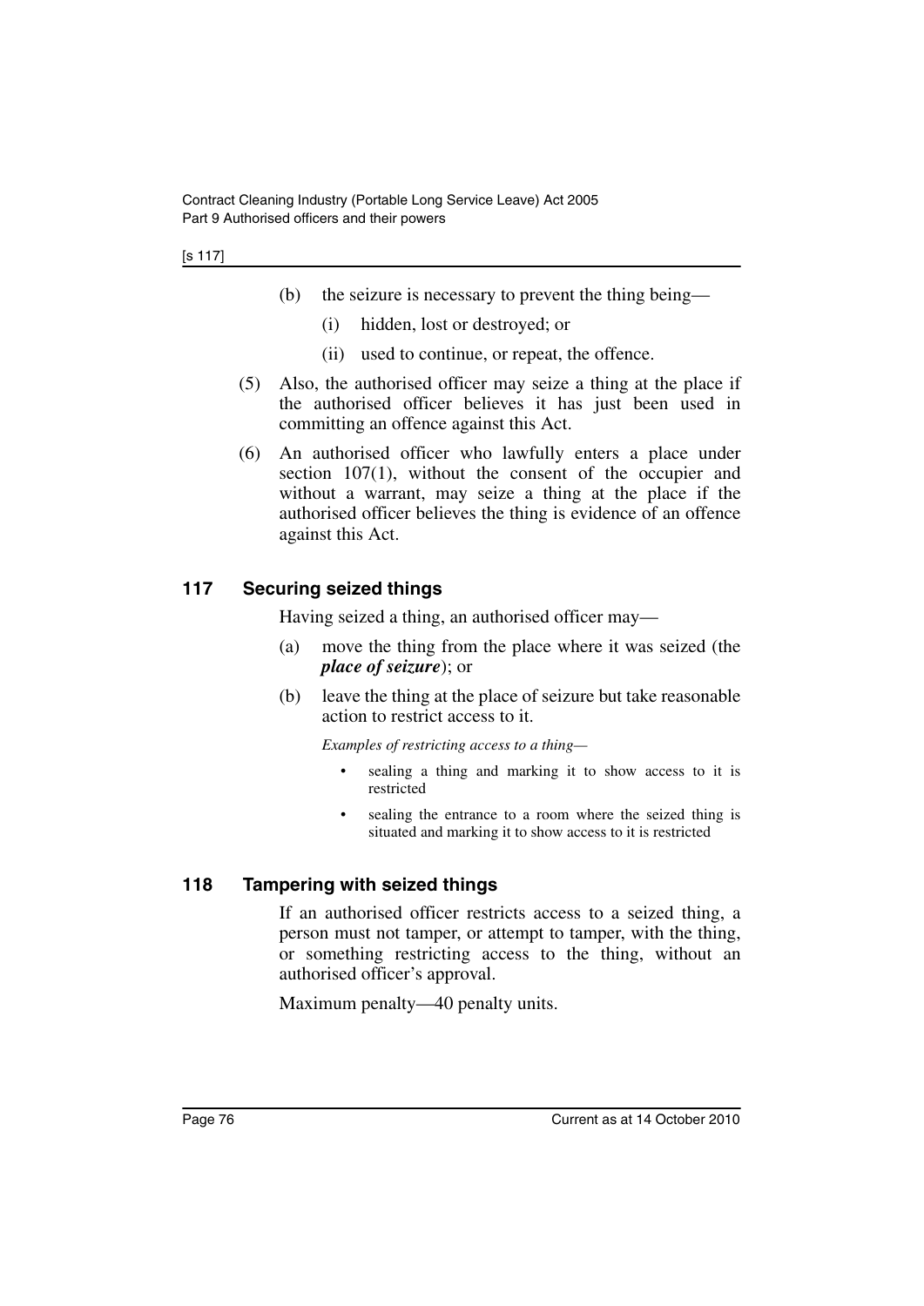(b) the seizure is necessary to prevent the thing being—

(i) hidden, lost or destroyed; or

(ii) used to continue, or repeat, the offence.

(5) Also, the authorised officer may seize a thing at the place if the authorised officer believes it has just been used in committing an offence against this Act.

(6) An authorised officer who lawfully enters a place under section 107(1), without the consent of the occupier and without a warrant, may seize a thing at the place if the authorised officer believes the thing is evidence of an offence against this Act.

## 117 Securing seized things

Having seized a thing, an authorised officer may—

(a) move the thing from the place where it was seized (the ***place of seizure***); or

(b) leave the thing at the place of seizure but take reasonable action to restrict access to it.

*Examples of restricting access to a thing—*

- sealing a thing and marking it to show access to it is restricted
- sealing the entrance to a room where the seized thing is situated and marking it to show access to it is restricted

## 118 Tampering with seized things

If an authorised officer restricts access to a seized thing, a person must not tamper, or attempt to tamper, with the thing, or something restricting access to the thing, without an authorised officer's approval.

Maximum penalty—40 penalty units.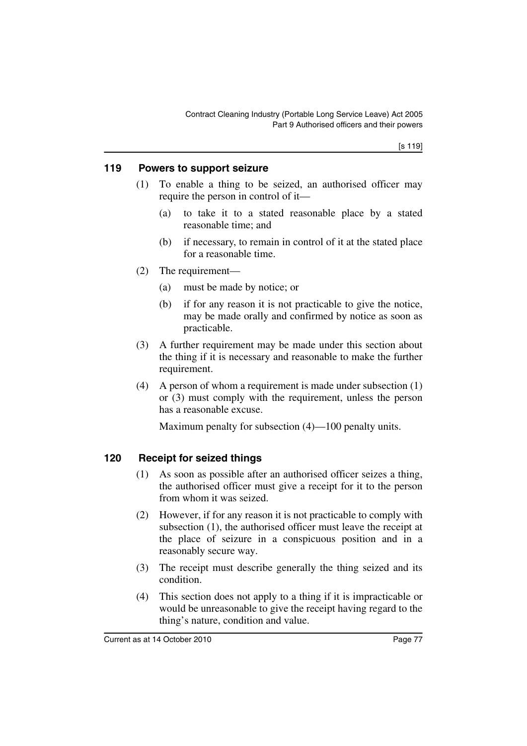### 119 Powers to support seizure

(1) To enable a thing to be seized, an authorised officer may require the person in control of it—

(a) to take it to a stated reasonable place by a stated reasonable time; and

(b) if necessary, to remain in control of it at the stated place for a reasonable time.

(2) The requirement—

(a) must be made by notice; or

(b) if for any reason it is not practicable to give the notice, may be made orally and confirmed by notice as soon as practicable.

(3) A further requirement may be made under this section about the thing if it is necessary and reasonable to make the further requirement.

(4) A person of whom a requirement is made under subsection (1) or (3) must comply with the requirement, unless the person has a reasonable excuse.

Maximum penalty for subsection (4)—100 penalty units.

### 120 Receipt for seized things

(1) As soon as possible after an authorised officer seizes a thing, the authorised officer must give a receipt for it to the person from whom it was seized.

(2) However, if for any reason it is not practicable to comply with subsection (1), the authorised officer must leave the receipt at the place of seizure in a conspicuous position and in a reasonably secure way.

(3) The receipt must describe generally the thing seized and its condition.

(4) This section does not apply to a thing if it is impracticable or would be unreasonable to give the receipt having regard to the thing's nature, condition and value.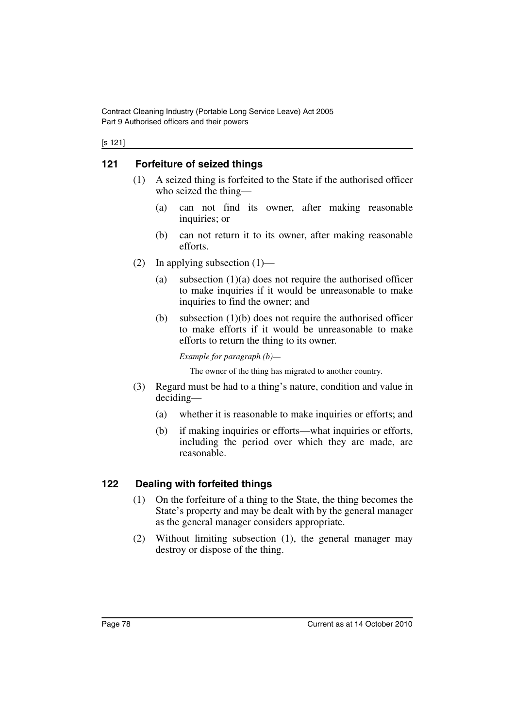## 121 Forfeiture of seized things

(1) A seized thing is forfeited to the State if the authorised officer who seized the thing—

(a) can not find its owner, after making reasonable inquiries; or

(b) can not return it to its owner, after making reasonable efforts.

(2) In applying subsection (1)—

(a) subsection (1)(a) does not require the authorised officer to make inquiries if it would be unreasonable to make inquiries to find the owner; and

(b) subsection (1)(b) does not require the authorised officer to make efforts if it would be unreasonable to make efforts to return the thing to its owner.

*Example for paragraph (b)—*

The owner of the thing has migrated to another country.

(3) Regard must be had to a thing's nature, condition and value in deciding—

(a) whether it is reasonable to make inquiries or efforts; and

(b) if making inquiries or efforts—what inquiries or efforts, including the period over which they are made, are reasonable.

## 122 Dealing with forfeited things

(1) On the forfeiture of a thing to the State, the thing becomes the State's property and may be dealt with by the general manager as the general manager considers appropriate.

(2) Without limiting subsection (1), the general manager may destroy or dispose of the thing.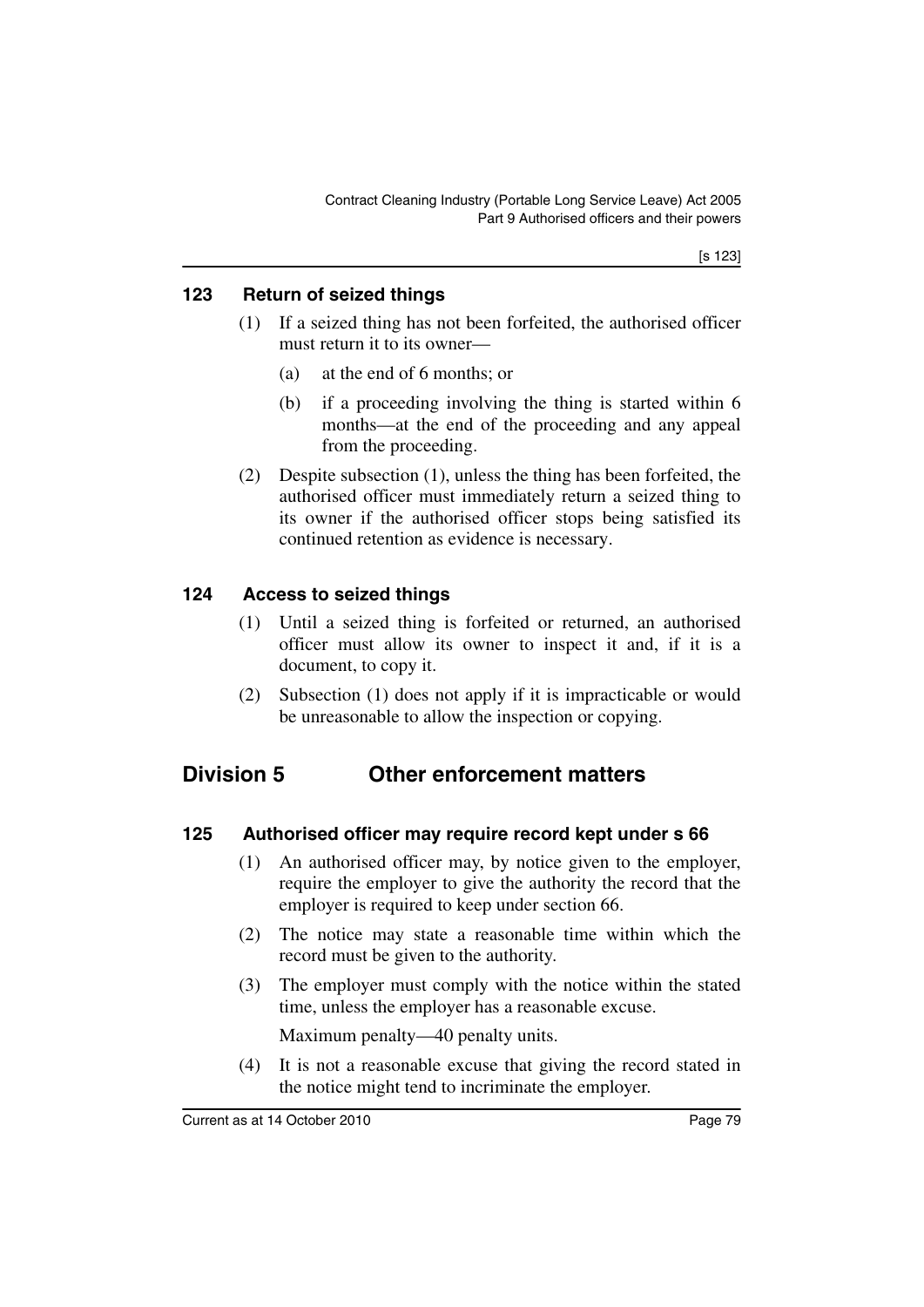### 123 Return of seized things

(1) If a seized thing has not been forfeited, the authorised officer must return it to its owner—

(a) at the end of 6 months; or

(b) if a proceeding involving the thing is started within 6 months—at the end of the proceeding and any appeal from the proceeding.

(2) Despite subsection (1), unless the thing has been forfeited, the authorised officer must immediately return a seized thing to its owner if the authorised officer stops being satisfied its continued retention as evidence is necessary.

### 124 Access to seized things

(1) Until a seized thing is forfeited or returned, an authorised officer must allow its owner to inspect it and, if it is a document, to copy it.

(2) Subsection (1) does not apply if it is impracticable or would be unreasonable to allow the inspection or copying.

## Division 5 Other enforcement matters

### 125 Authorised officer may require record kept under s 66

(1) An authorised officer may, by notice given to the employer, require the employer to give the authority the record that the employer is required to keep under section 66.

(2) The notice may state a reasonable time within which the record must be given to the authority.

(3) The employer must comply with the notice within the stated time, unless the employer has a reasonable excuse.

Maximum penalty—40 penalty units.

(4) It is not a reasonable excuse that giving the record stated in the notice might tend to incriminate the employer.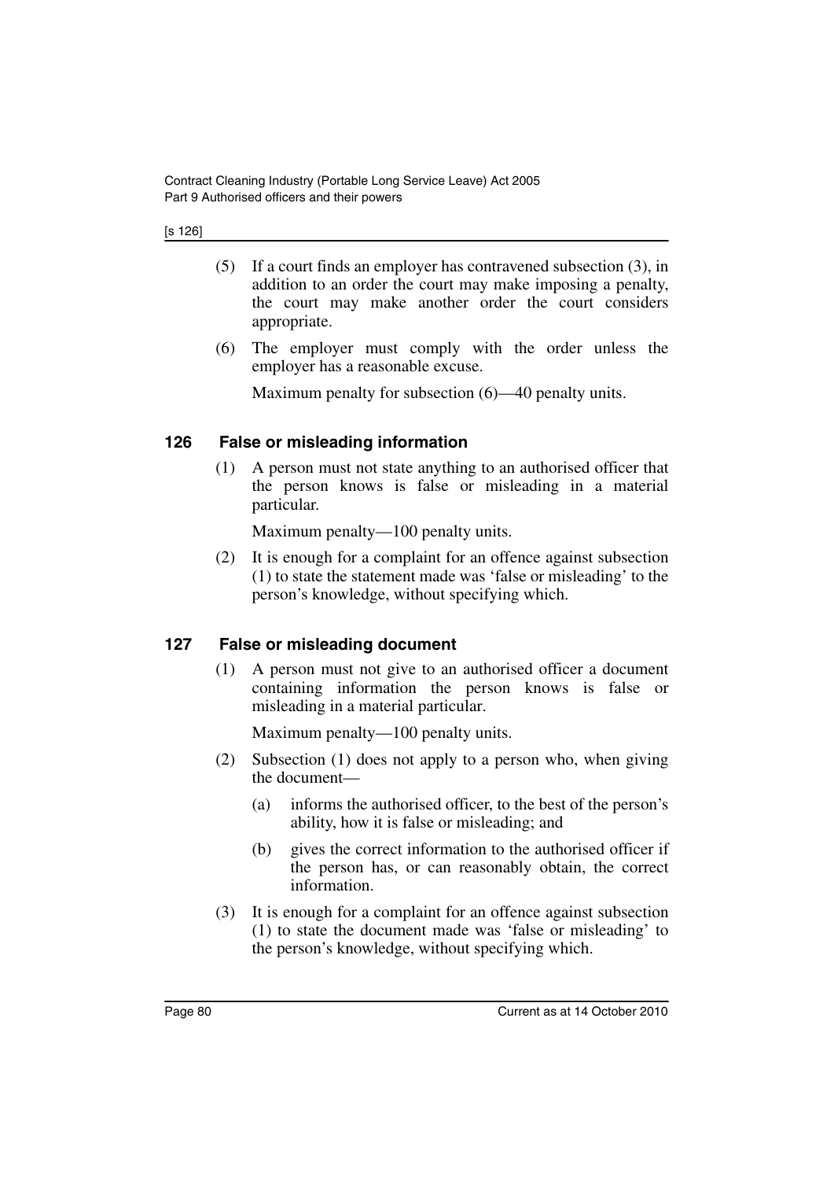(5) If a court finds an employer has contravened subsection (3), in addition to an order the court may make imposing a penalty, the court may make another order the court considers appropriate.

(6) The employer must comply with the order unless the employer has a reasonable excuse.

Maximum penalty for subsection (6)—40 penalty units.

## 126 False or misleading information

(1) A person must not state anything to an authorised officer that the person knows is false or misleading in a material particular.

Maximum penalty—100 penalty units.

(2) It is enough for a complaint for an offence against subsection (1) to state the statement made was 'false or misleading' to the person's knowledge, without specifying which.

## 127 False or misleading document

(1) A person must not give to an authorised officer a document containing information the person knows is false or misleading in a material particular.

Maximum penalty—100 penalty units.

(2) Subsection (1) does not apply to a person who, when giving the document—

(a) informs the authorised officer, to the best of the person's ability, how it is false or misleading; and

(b) gives the correct information to the authorised officer if the person has, or can reasonably obtain, the correct information.

(3) It is enough for a complaint for an offence against subsection (1) to state the document made was 'false or misleading' to the person's knowledge, without specifying which.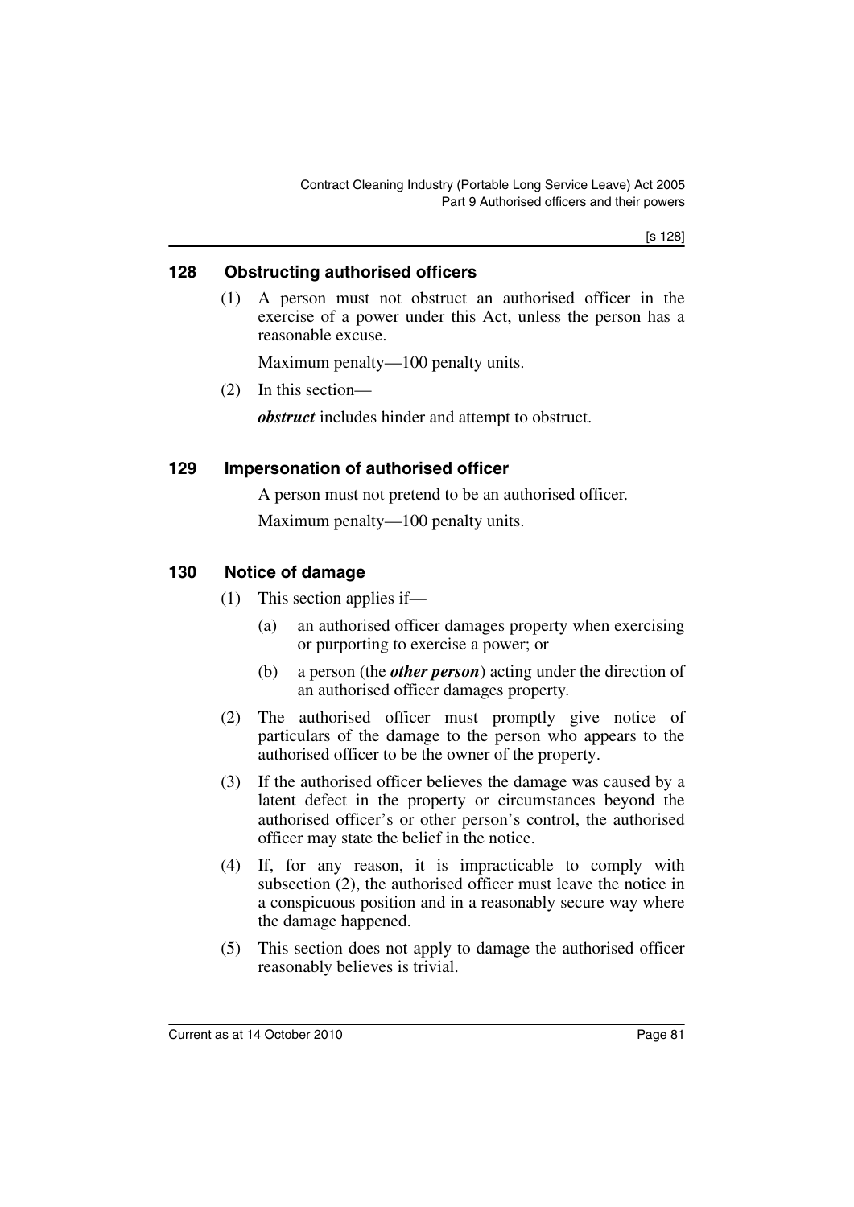### 128 Obstructing authorised officers

(1) A person must not obstruct an authorised officer in the exercise of a power under this Act, unless the person has a reasonable excuse.

Maximum penalty—100 penalty units.

(2) In this section—

***obstruct*** includes hinder and attempt to obstruct.

### 129 Impersonation of authorised officer

A person must not pretend to be an authorised officer.

Maximum penalty—100 penalty units.

### 130 Notice of damage

(1) This section applies if—

(a) an authorised officer damages property when exercising or purporting to exercise a power; or

(b) a person (the ***other person***) acting under the direction of an authorised officer damages property.

(2) The authorised officer must promptly give notice of particulars of the damage to the person who appears to the authorised officer to be the owner of the property.

(3) If the authorised officer believes the damage was caused by a latent defect in the property or circumstances beyond the authorised officer's or other person's control, the authorised officer may state the belief in the notice.

(4) If, for any reason, it is impracticable to comply with subsection (2), the authorised officer must leave the notice in a conspicuous position and in a reasonably secure way where the damage happened.

(5) This section does not apply to damage the authorised officer reasonably believes is trivial.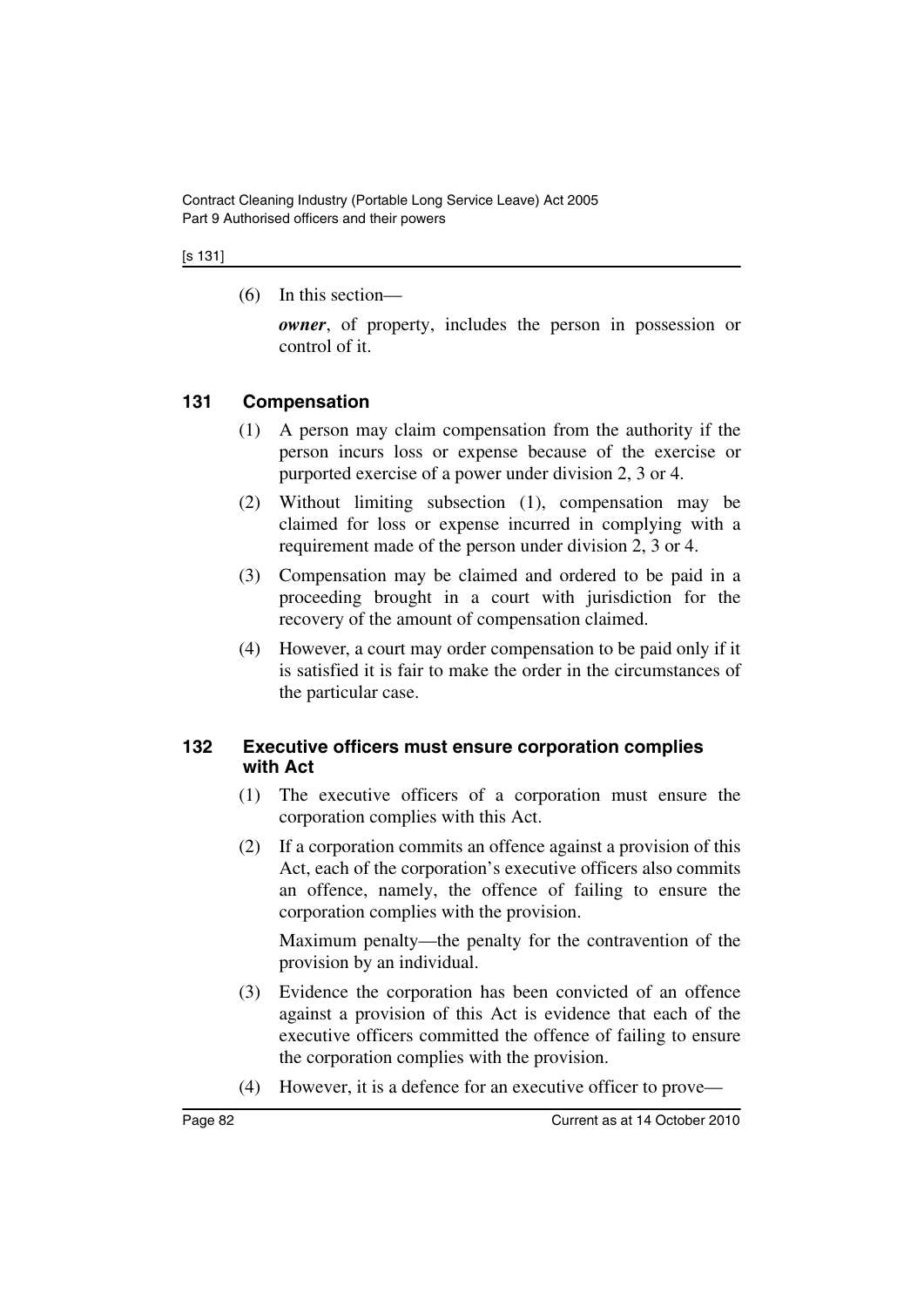(6) In this section—

***owner***, of property, includes the person in possession or control of it.

## 131 Compensation

(1) A person may claim compensation from the authority if the person incurs loss or expense because of the exercise or purported exercise of a power under division 2, 3 or 4.

(2) Without limiting subsection (1), compensation may be claimed for loss or expense incurred in complying with a requirement made of the person under division 2, 3 or 4.

(3) Compensation may be claimed and ordered to be paid in a proceeding brought in a court with jurisdiction for the recovery of the amount of compensation claimed.

(4) However, a court may order compensation to be paid only if it is satisfied it is fair to make the order in the circumstances of the particular case.

## 132 Executive officers must ensure corporation complies with Act

(1) The executive officers of a corporation must ensure the corporation complies with this Act.

(2) If a corporation commits an offence against a provision of this Act, each of the corporation's executive officers also commits an offence, namely, the offence of failing to ensure the corporation complies with the provision.

Maximum penalty—the penalty for the contravention of the provision by an individual.

(3) Evidence the corporation has been convicted of an offence against a provision of this Act is evidence that each of the executive officers committed the offence of failing to ensure the corporation complies with the provision.

(4) However, it is a defence for an executive officer to prove—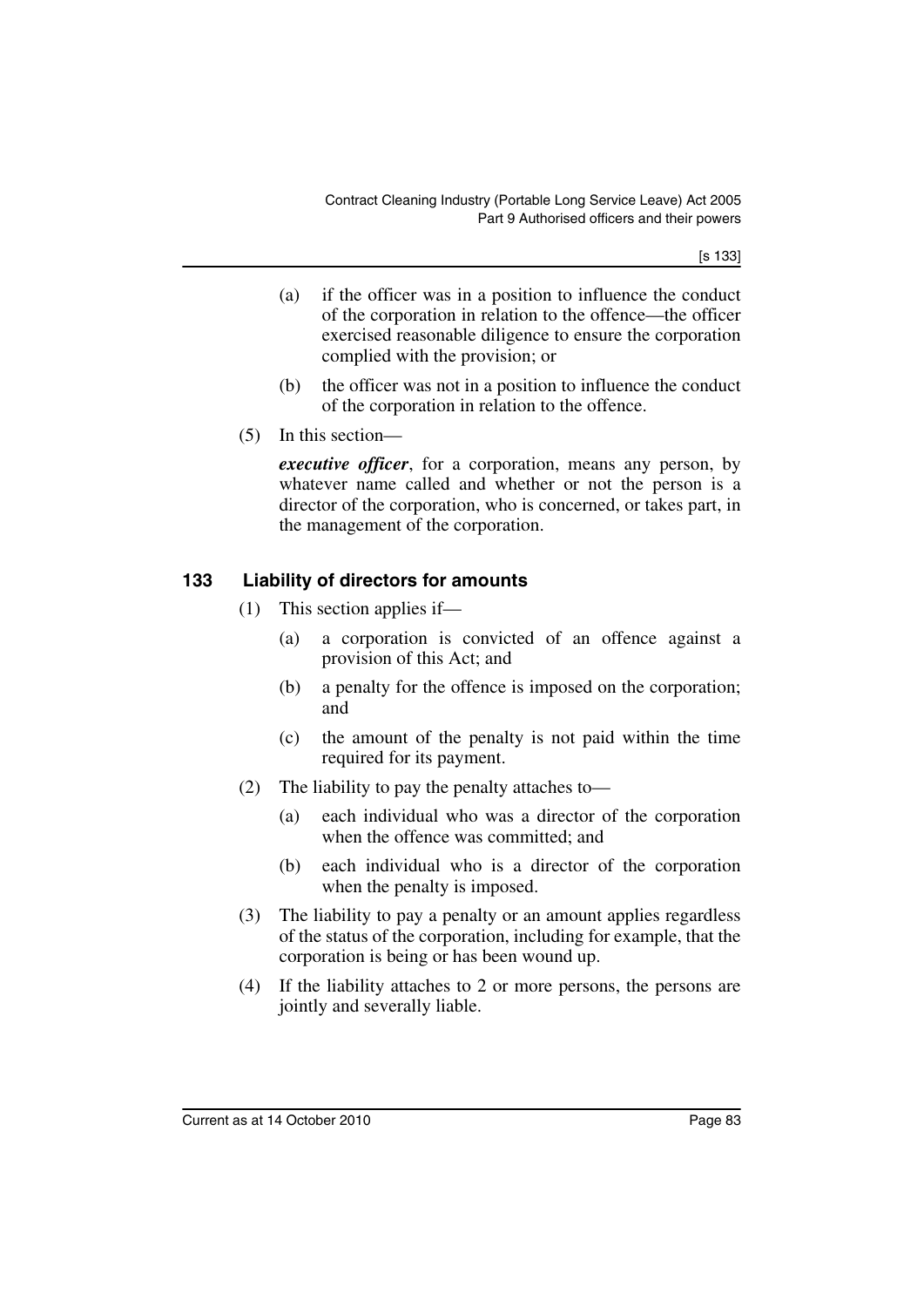(a) if the officer was in a position to influence the conduct of the corporation in relation to the offence—the officer exercised reasonable diligence to ensure the corporation complied with the provision; or

(b) the officer was not in a position to influence the conduct of the corporation in relation to the offence.

(5) In this section—

***executive officer***, for a corporation, means any person, by whatever name called and whether or not the person is a director of the corporation, who is concerned, or takes part, in the management of the corporation.

### 133 Liability of directors for amounts

(1) This section applies if—

(a) a corporation is convicted of an offence against a provision of this Act; and

(b) a penalty for the offence is imposed on the corporation; and

(c) the amount of the penalty is not paid within the time required for its payment.

(2) The liability to pay the penalty attaches to—

(a) each individual who was a director of the corporation when the offence was committed; and

(b) each individual who is a director of the corporation when the penalty is imposed.

(3) The liability to pay a penalty or an amount applies regardless of the status of the corporation, including for example, that the corporation is being or has been wound up.

(4) If the liability attaches to 2 or more persons, the persons are jointly and severally liable.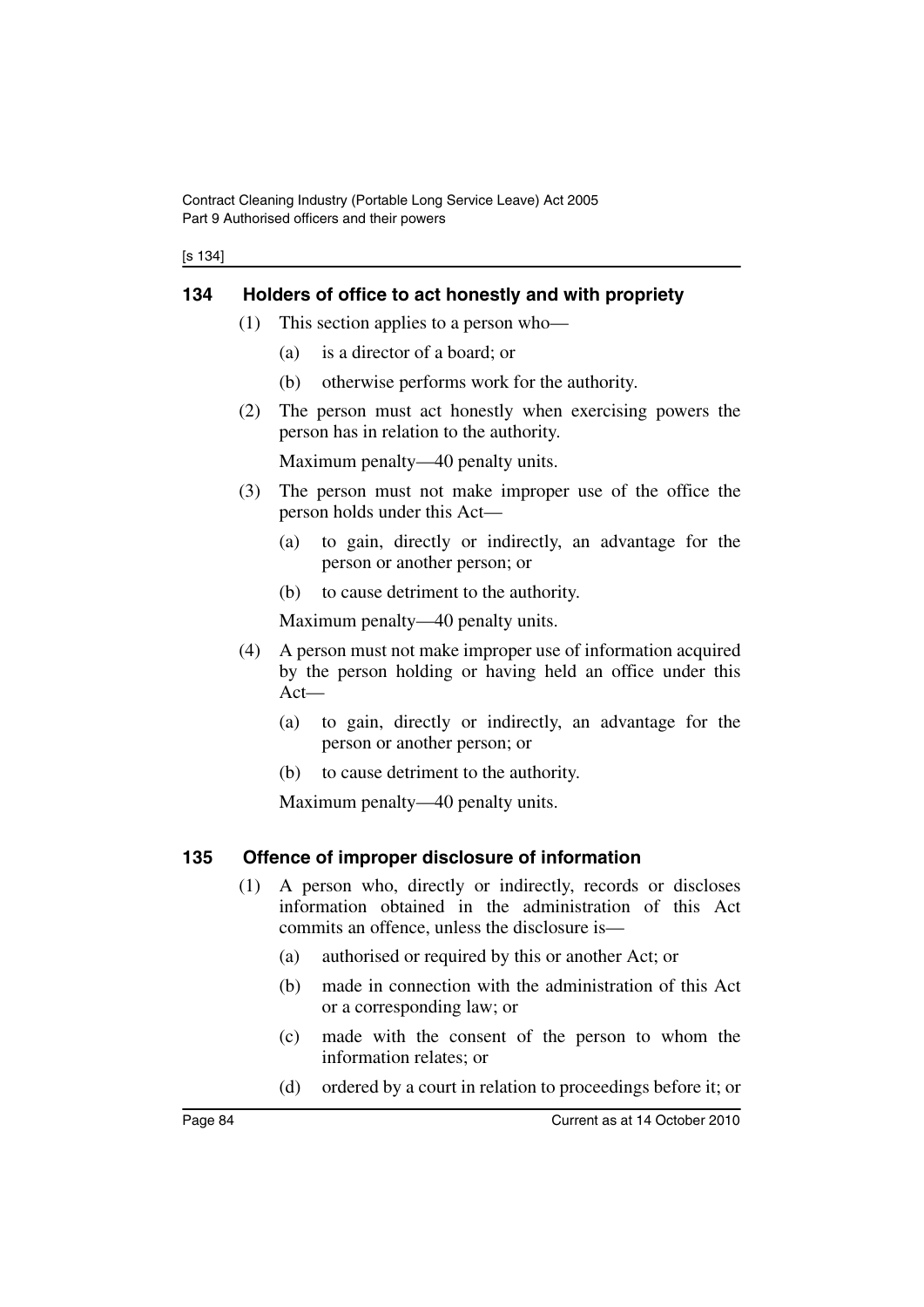## 134 Holders of office to act honestly and with propriety

(1) This section applies to a person who—

(a) is a director of a board; or

(b) otherwise performs work for the authority.

(2) The person must act honestly when exercising powers the person has in relation to the authority.

Maximum penalty—40 penalty units.

(3) The person must not make improper use of the office the person holds under this Act—

(a) to gain, directly or indirectly, an advantage for the person or another person; or

(b) to cause detriment to the authority.

Maximum penalty—40 penalty units.

(4) A person must not make improper use of information acquired by the person holding or having held an office under this Act—

(a) to gain, directly or indirectly, an advantage for the person or another person; or

(b) to cause detriment to the authority.

Maximum penalty—40 penalty units.

## 135 Offence of improper disclosure of information

(1) A person who, directly or indirectly, records or discloses information obtained in the administration of this Act commits an offence, unless the disclosure is—

(a) authorised or required by this or another Act; or

(b) made in connection with the administration of this Act or a corresponding law; or

(c) made with the consent of the person to whom the information relates; or

(d) ordered by a court in relation to proceedings before it; or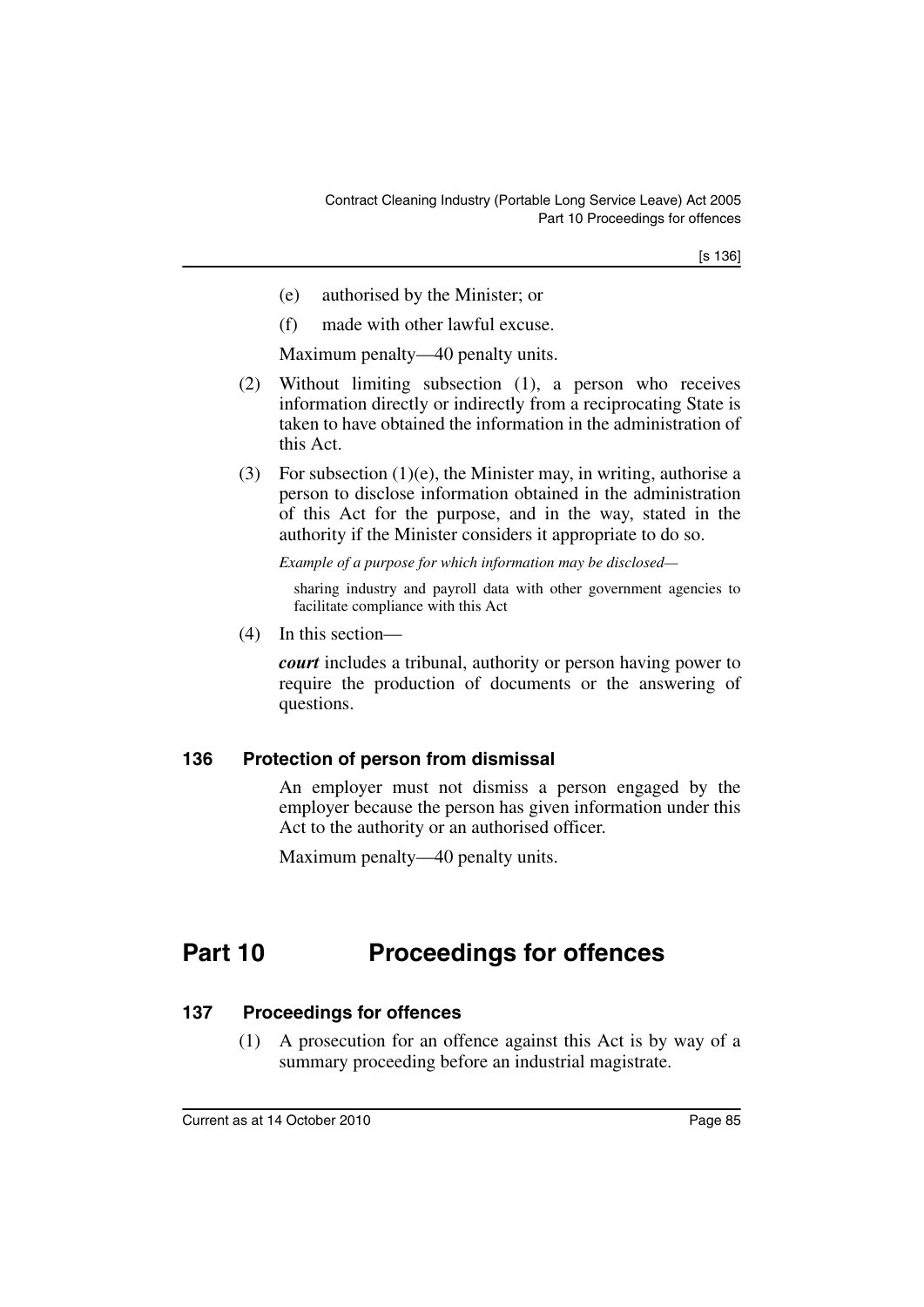(e) authorised by the Minister; or

(f) made with other lawful excuse.

Maximum penalty—40 penalty units.

(2) Without limiting subsection (1), a person who receives information directly or indirectly from a reciprocating State is taken to have obtained the information in the administration of this Act.

(3) For subsection (1)(e), the Minister may, in writing, authorise a person to disclose information obtained in the administration of this Act for the purpose, and in the way, stated in the authority if the Minister considers it appropriate to do so.

*Example of a purpose for which information may be disclosed—*

sharing industry and payroll data with other government agencies to facilitate compliance with this Act

(4) In this section—

***court*** includes a tribunal, authority or person having power to require the production of documents or the answering of questions.

### 136 Protection of person from dismissal

An employer must not dismiss a person engaged by the employer because the person has given information under this Act to the authority or an authorised officer.

Maximum penalty—40 penalty units.

## Part 10 Proceedings for offences

### 137 Proceedings for offences

(1) A prosecution for an offence against this Act is by way of a summary proceeding before an industrial magistrate.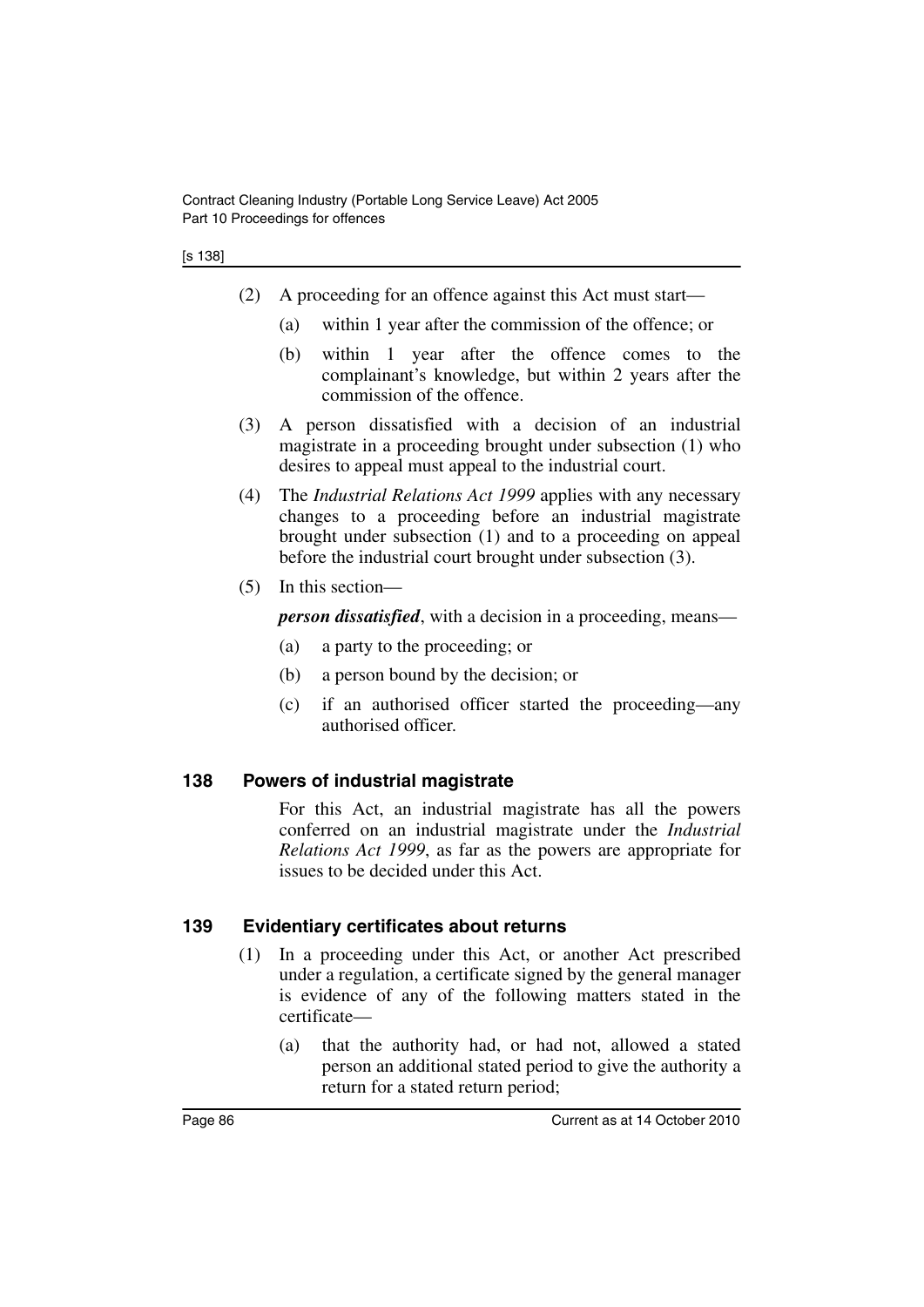(2) A proceeding for an offence against this Act must start—

(a) within 1 year after the commission of the offence; or

(b) within 1 year after the offence comes to the complainant's knowledge, but within 2 years after the commission of the offence.

(3) A person dissatisfied with a decision of an industrial magistrate in a proceeding brought under subsection (1) who desires to appeal must appeal to the industrial court.

(4) The *Industrial Relations Act 1999* applies with any necessary changes to a proceeding before an industrial magistrate brought under subsection (1) and to a proceeding on appeal before the industrial court brought under subsection (3).

(5) In this section—

***person dissatisfied***, with a decision in a proceeding, means—

(a) a party to the proceeding; or

(b) a person bound by the decision; or

(c) if an authorised officer started the proceeding—any authorised officer.

## 138 Powers of industrial magistrate

For this Act, an industrial magistrate has all the powers conferred on an industrial magistrate under the *Industrial Relations Act 1999*, as far as the powers are appropriate for issues to be decided under this Act.

## 139 Evidentiary certificates about returns

(1) In a proceeding under this Act, or another Act prescribed under a regulation, a certificate signed by the general manager is evidence of any of the following matters stated in the certificate—

(a) that the authority had, or had not, allowed a stated person an additional stated period to give the authority a return for a stated return period;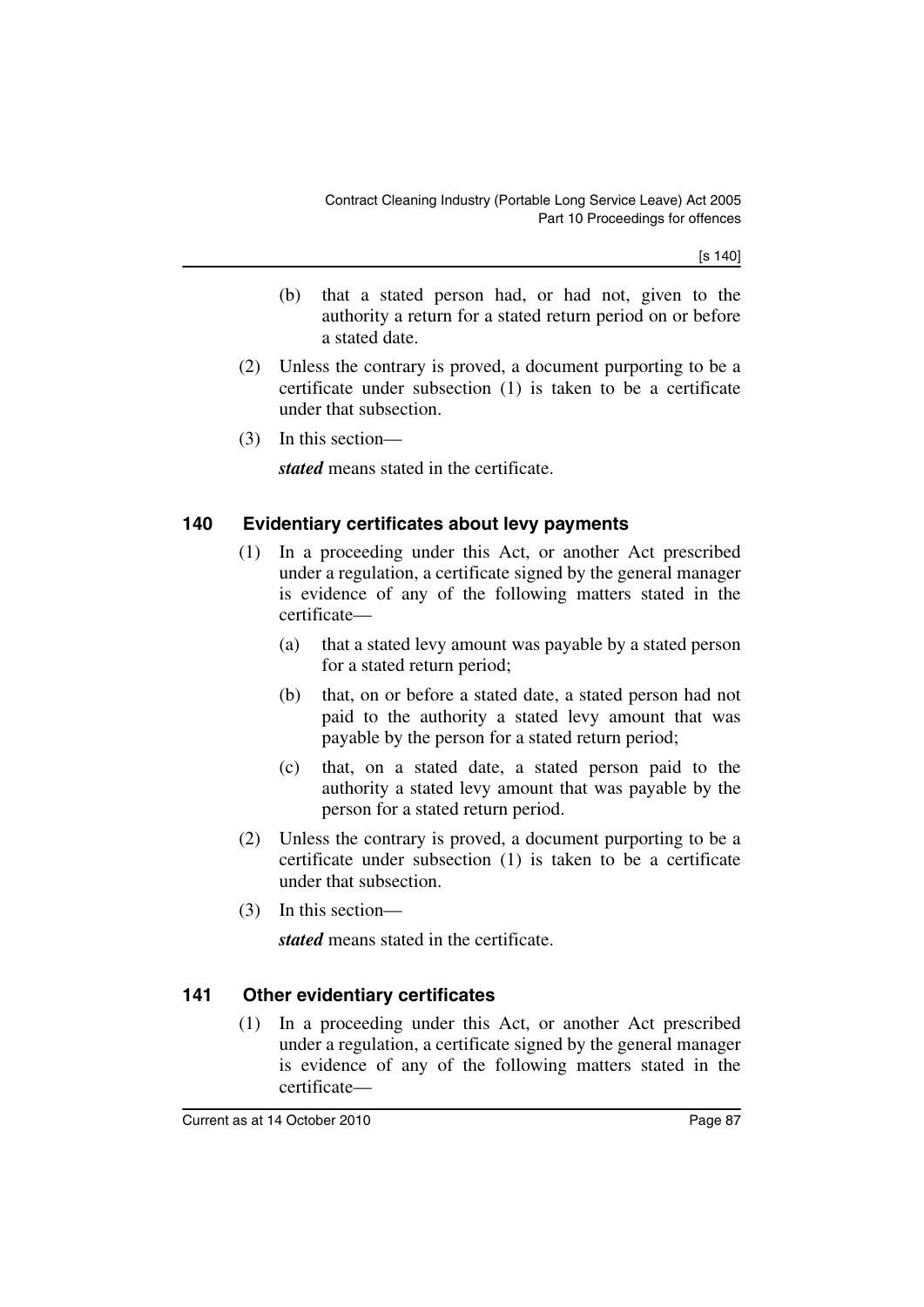(b) that a stated person had, or had not, given to the authority a return for a stated return period on or before a stated date.

(2) Unless the contrary is proved, a document purporting to be a certificate under subsection (1) is taken to be a certificate under that subsection.

(3) In this section—

***stated*** means stated in the certificate.

### 140 Evidentiary certificates about levy payments

(1) In a proceeding under this Act, or another Act prescribed under a regulation, a certificate signed by the general manager is evidence of any of the following matters stated in the certificate—

(a) that a stated levy amount was payable by a stated person for a stated return period;

(b) that, on or before a stated date, a stated person had not paid to the authority a stated levy amount that was payable by the person for a stated return period;

(c) that, on a stated date, a stated person paid to the authority a stated levy amount that was payable by the person for a stated return period.

(2) Unless the contrary is proved, a document purporting to be a certificate under subsection (1) is taken to be a certificate under that subsection.

(3) In this section—

***stated*** means stated in the certificate.

### 141 Other evidentiary certificates

(1) In a proceeding under this Act, or another Act prescribed under a regulation, a certificate signed by the general manager is evidence of any of the following matters stated in the certificate—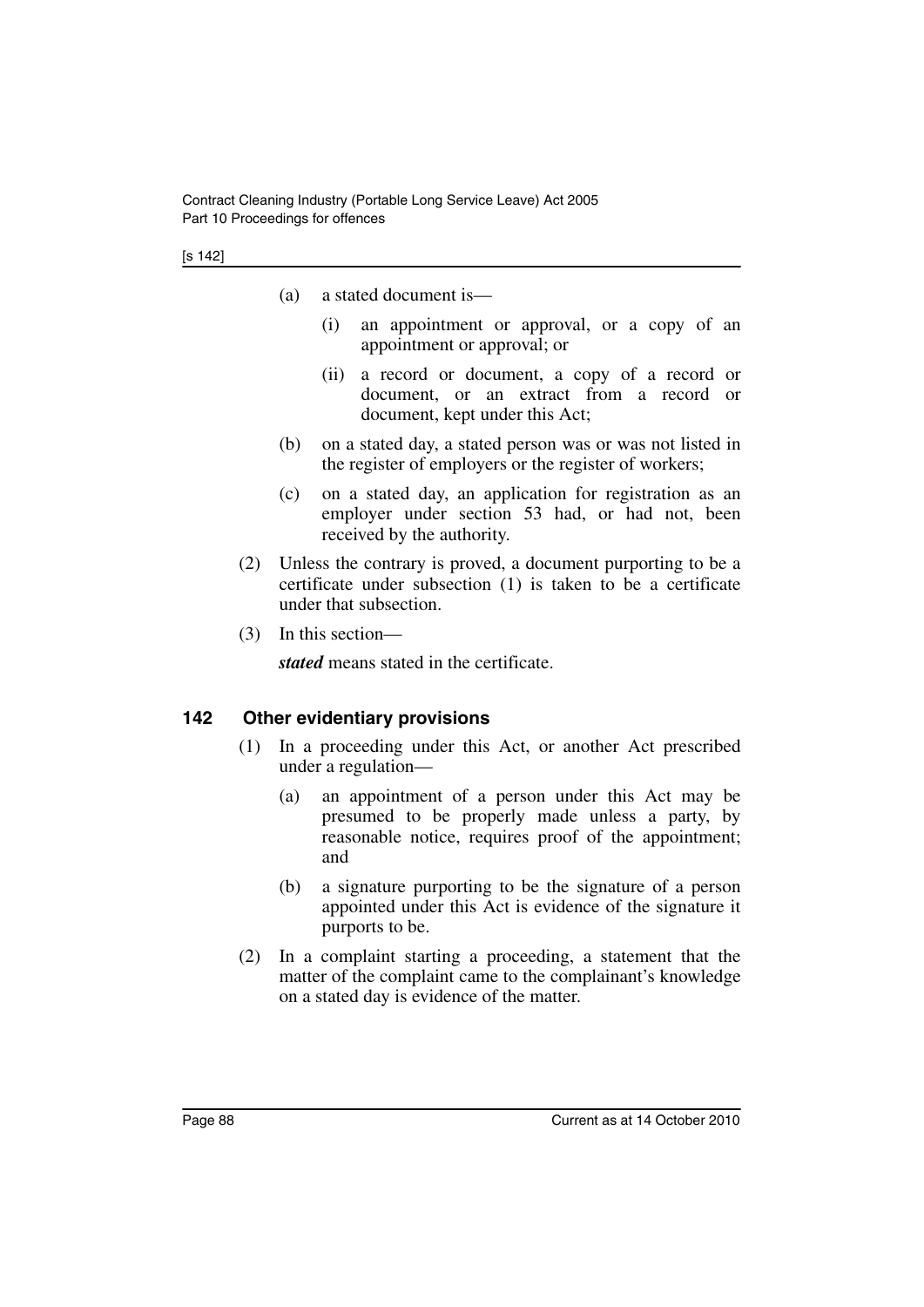(a) a stated document is—

   (i) an appointment or approval, or a copy of an appointment or approval; or

   (ii) a record or document, a copy of a record or document, or an extract from a record or document, kept under this Act;

(b) on a stated day, a stated person was or was not listed in the register of employers or the register of workers;

(c) on a stated day, an application for registration as an employer under section 53 had, or had not, been received by the authority.

(2) Unless the contrary is proved, a document purporting to be a certificate under subsection (1) is taken to be a certificate under that subsection.

(3) In this section—

***stated*** means stated in the certificate.

### 142 Other evidentiary provisions

(1) In a proceeding under this Act, or another Act prescribed under a regulation—

   (a) an appointment of a person under this Act may be presumed to be properly made unless a party, by reasonable notice, requires proof of the appointment; and

   (b) a signature purporting to be the signature of a person appointed under this Act is evidence of the signature it purports to be.

(2) In a complaint starting a proceeding, a statement that the matter of the complaint came to the complainant's knowledge on a stated day is evidence of the matter.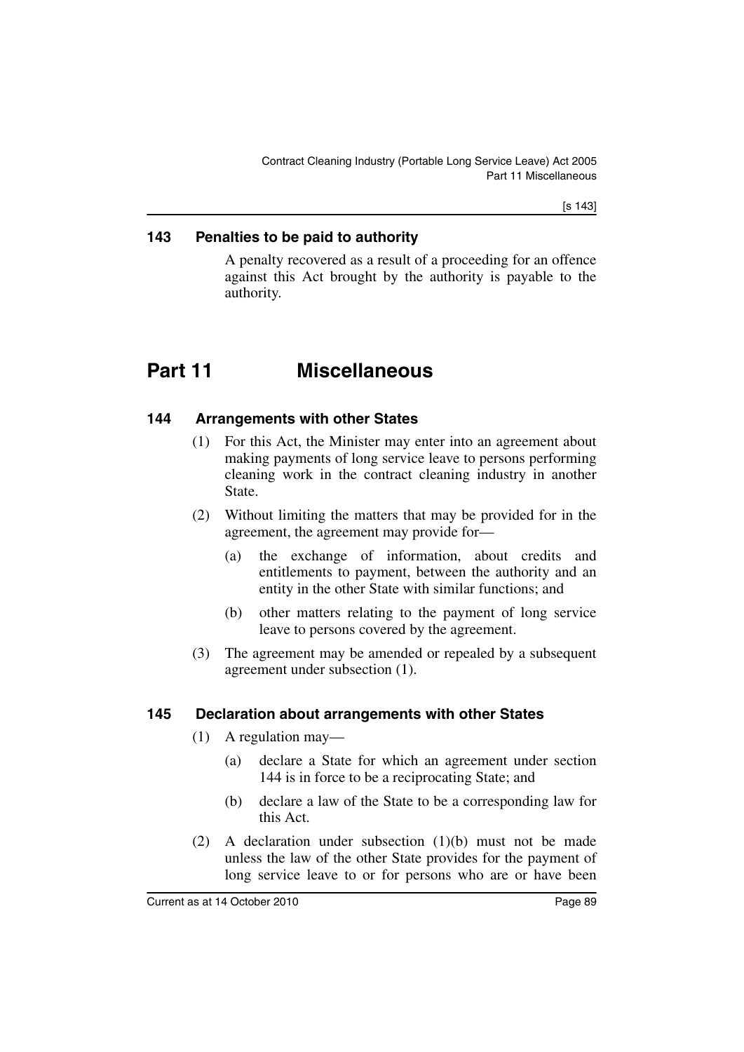### 143 Penalties to be paid to authority

A penalty recovered as a result of a proceeding for an offence against this Act brought by the authority is payable to the authority.

# Part 11 Miscellaneous

### 144 Arrangements with other States

(1) For this Act, the Minister may enter into an agreement about making payments of long service leave to persons performing cleaning work in the contract cleaning industry in another State.

(2) Without limiting the matters that may be provided for in the agreement, the agreement may provide for—

(a) the exchange of information, about credits and entitlements to payment, between the authority and an entity in the other State with similar functions; and

(b) other matters relating to the payment of long service leave to persons covered by the agreement.

(3) The agreement may be amended or repealed by a subsequent agreement under subsection (1).

### 145 Declaration about arrangements with other States

(1) A regulation may—

(a) declare a State for which an agreement under section 144 is in force to be a reciprocating State; and

(b) declare a law of the State to be a corresponding law for this Act.

(2) A declaration under subsection (1)(b) must not be made unless the law of the other State provides for the payment of long service leave to or for persons who are or have been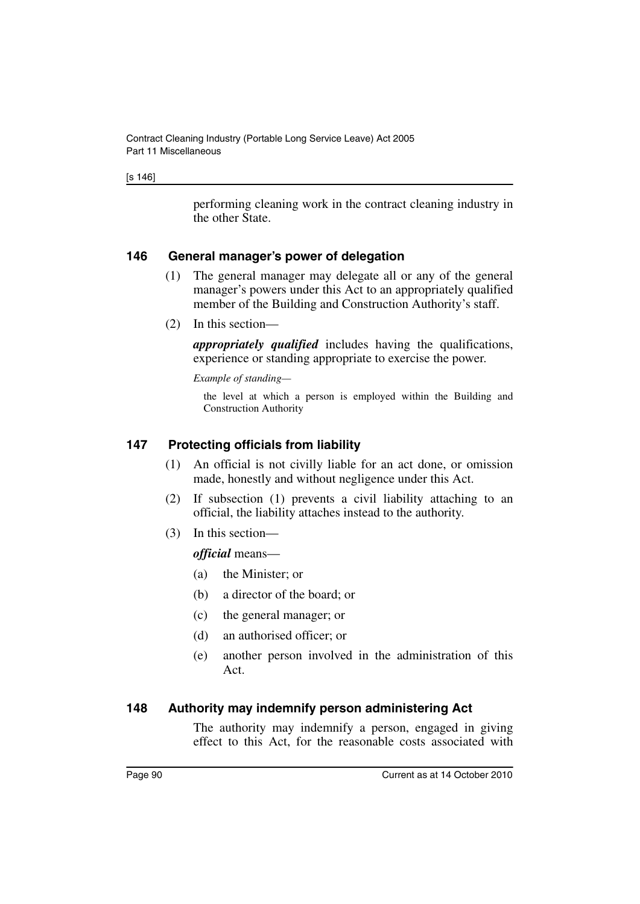performing cleaning work in the contract cleaning industry in the other State.

### 146 General manager's power of delegation

(1) The general manager may delegate all or any of the general manager's powers under this Act to an appropriately qualified member of the Building and Construction Authority's staff.

(2) In this section—

***appropriately qualified*** includes having the qualifications, experience or standing appropriate to exercise the power.

*Example of standing—*

the level at which a person is employed within the Building and Construction Authority

### 147 Protecting officials from liability

(1) An official is not civilly liable for an act done, or omission made, honestly and without negligence under this Act.

(2) If subsection (1) prevents a civil liability attaching to an official, the liability attaches instead to the authority.

(3) In this section—

***official*** means—

(a) the Minister; or

(b) a director of the board; or

(c) the general manager; or

(d) an authorised officer; or

(e) another person involved in the administration of this Act.

### 148 Authority may indemnify person administering Act

The authority may indemnify a person, engaged in giving effect to this Act, for the reasonable costs associated with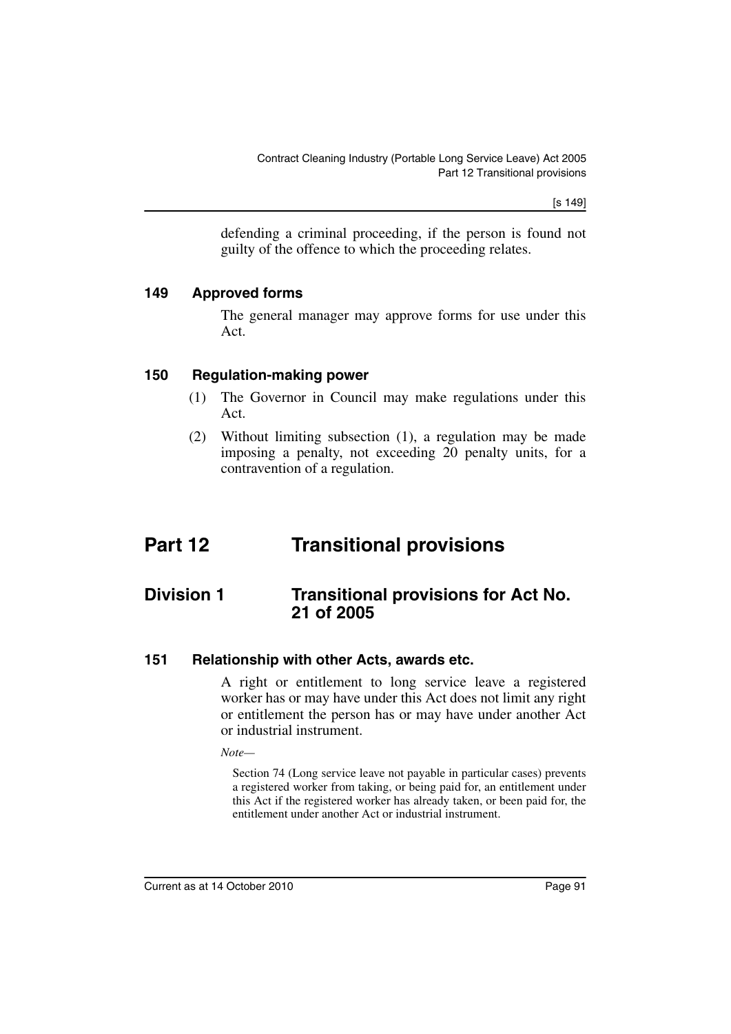defending a criminal proceeding, if the person is found not guilty of the offence to which the proceeding relates.

### 149 Approved forms

The general manager may approve forms for use under this Act.

### 150 Regulation-making power

(1) The Governor in Council may make regulations under this Act.

(2) Without limiting subsection (1), a regulation may be made imposing a penalty, not exceeding 20 penalty units, for a contravention of a regulation.

# Part 12 Transitional provisions

## Division 1 Transitional provisions for Act No. 21 of 2005

### 151 Relationship with other Acts, awards etc.

A right or entitlement to long service leave a registered worker has or may have under this Act does not limit any right or entitlement the person has or may have under another Act or industrial instrument.

*Note—*

Section 74 (Long service leave not payable in particular cases) prevents a registered worker from taking, or being paid for, an entitlement under this Act if the registered worker has already taken, or been paid for, the entitlement under another Act or industrial instrument.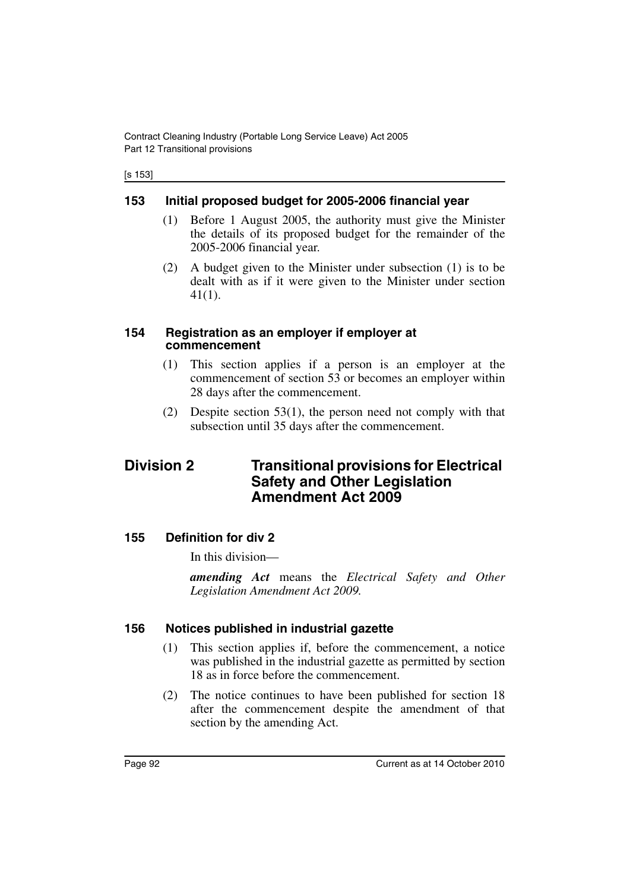## 153 Initial proposed budget for 2005-2006 financial year

(1) Before 1 August 2005, the authority must give the Minister the details of its proposed budget for the remainder of the 2005-2006 financial year.

(2) A budget given to the Minister under subsection (1) is to be dealt with as if it were given to the Minister under section 41(1).

## 154 Registration as an employer if employer at commencement

(1) This section applies if a person is an employer at the commencement of section 53 or becomes an employer within 28 days after the commencement.

(2) Despite section 53(1), the person need not comply with that subsection until 35 days after the commencement.

# Division 2 Transitional provisions for Electrical Safety and Other Legislation Amendment Act 2009

## 155 Definition for div 2

In this division—

***amending Act*** means the *Electrical Safety and Other Legislation Amendment Act 2009.*

## 156 Notices published in industrial gazette

(1) This section applies if, before the commencement, a notice was published in the industrial gazette as permitted by section 18 as in force before the commencement.

(2) The notice continues to have been published for section 18 after the commencement despite the amendment of that section by the amending Act.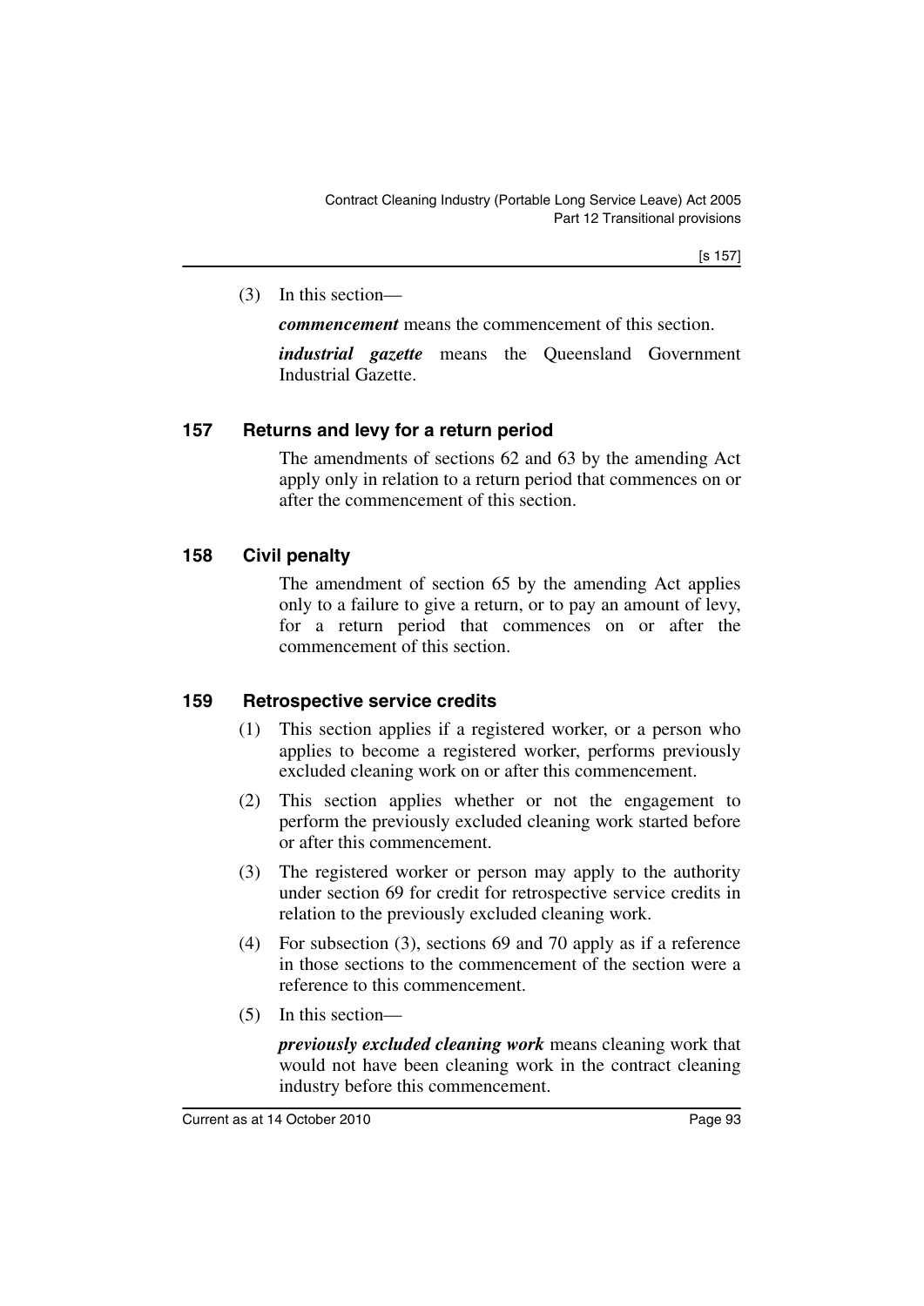(3) In this section—

*commencement* means the commencement of this section.

*industrial gazette* means the Queensland Government Industrial Gazette.

### 157 Returns and levy for a return period

The amendments of sections 62 and 63 by the amending Act apply only in relation to a return period that commences on or after the commencement of this section.

### 158 Civil penalty

The amendment of section 65 by the amending Act applies only to a failure to give a return, or to pay an amount of levy, for a return period that commences on or after the commencement of this section.

### 159 Retrospective service credits

(1) This section applies if a registered worker, or a person who applies to become a registered worker, performs previously excluded cleaning work on or after this commencement.

(2) This section applies whether or not the engagement to perform the previously excluded cleaning work started before or after this commencement.

(3) The registered worker or person may apply to the authority under section 69 for credit for retrospective service credits in relation to the previously excluded cleaning work.

(4) For subsection (3), sections 69 and 70 apply as if a reference in those sections to the commencement of the section were a reference to this commencement.

(5) In this section—

*previously excluded cleaning work* means cleaning work that would not have been cleaning work in the contract cleaning industry before this commencement.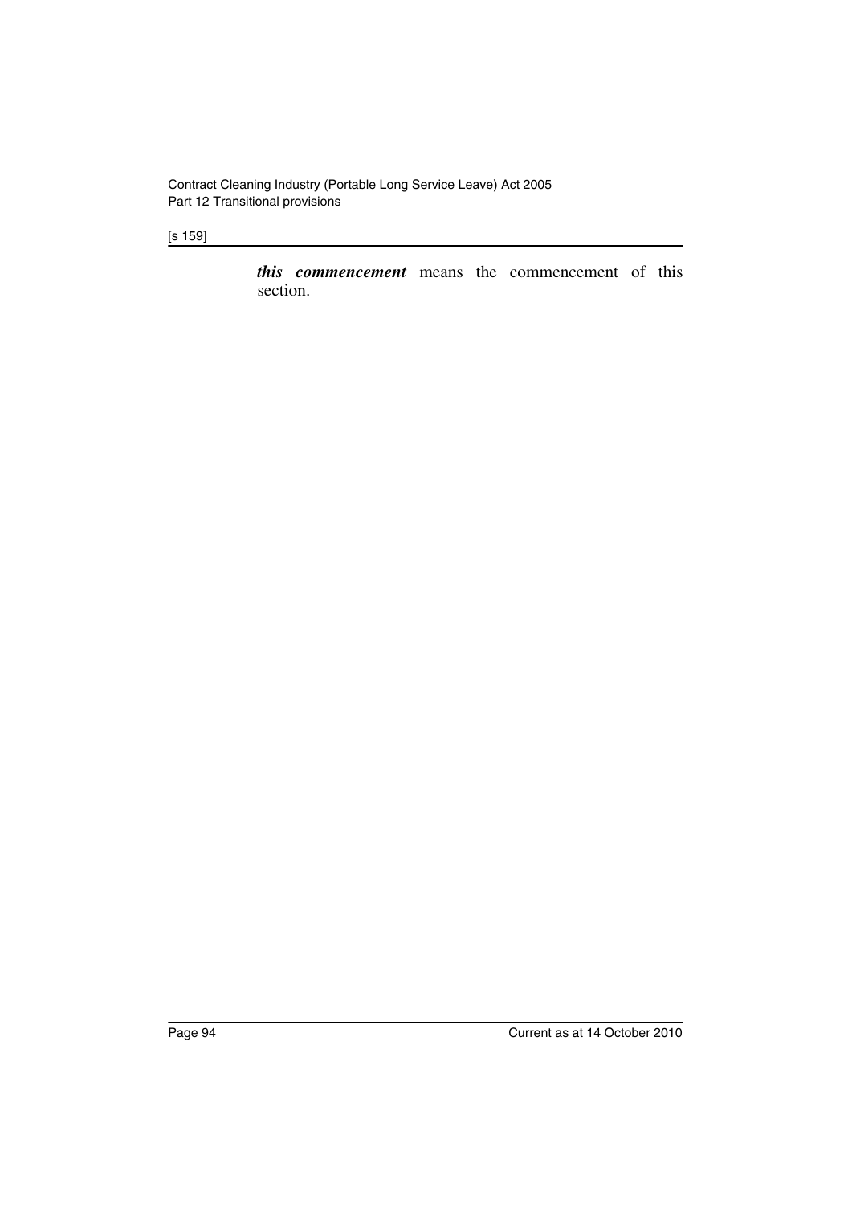***this commencement*** means the commencement of this section.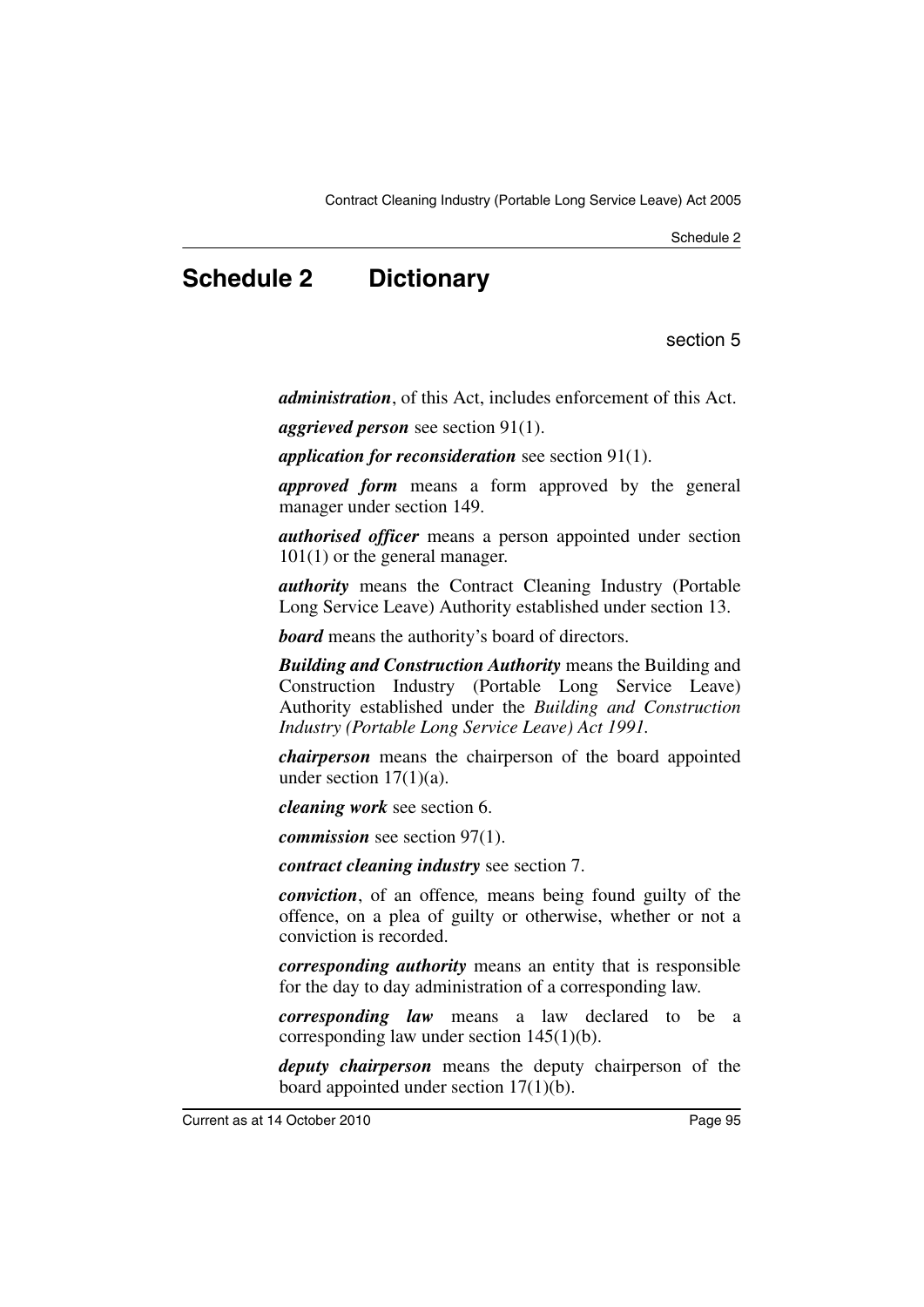# Schedule 2 Dictionary

section 5

***administration***, of this Act, includes enforcement of this Act.

***aggrieved person*** see section 91(1).

***application for reconsideration*** see section 91(1).

***approved form*** means a form approved by the general manager under section 149.

***authorised officer*** means a person appointed under section 101(1) or the general manager.

***authority*** means the Contract Cleaning Industry (Portable Long Service Leave) Authority established under section 13.

***board*** means the authority's board of directors.

***Building and Construction Authority*** means the Building and Construction Industry (Portable Long Service Leave) Authority established under the *Building and Construction Industry (Portable Long Service Leave) Act 1991*.

***chairperson*** means the chairperson of the board appointed under section 17(1)(a).

***cleaning work*** see section 6.

***commission*** see section 97(1).

***contract cleaning industry*** see section 7.

***conviction***, of an offence, means being found guilty of the offence, on a plea of guilty or otherwise, whether or not a conviction is recorded.

***corresponding authority*** means an entity that is responsible for the day to day administration of a corresponding law.

***corresponding law*** means a law declared to be a corresponding law under section 145(1)(b).

***deputy chairperson*** means the deputy chairperson of the board appointed under section 17(1)(b).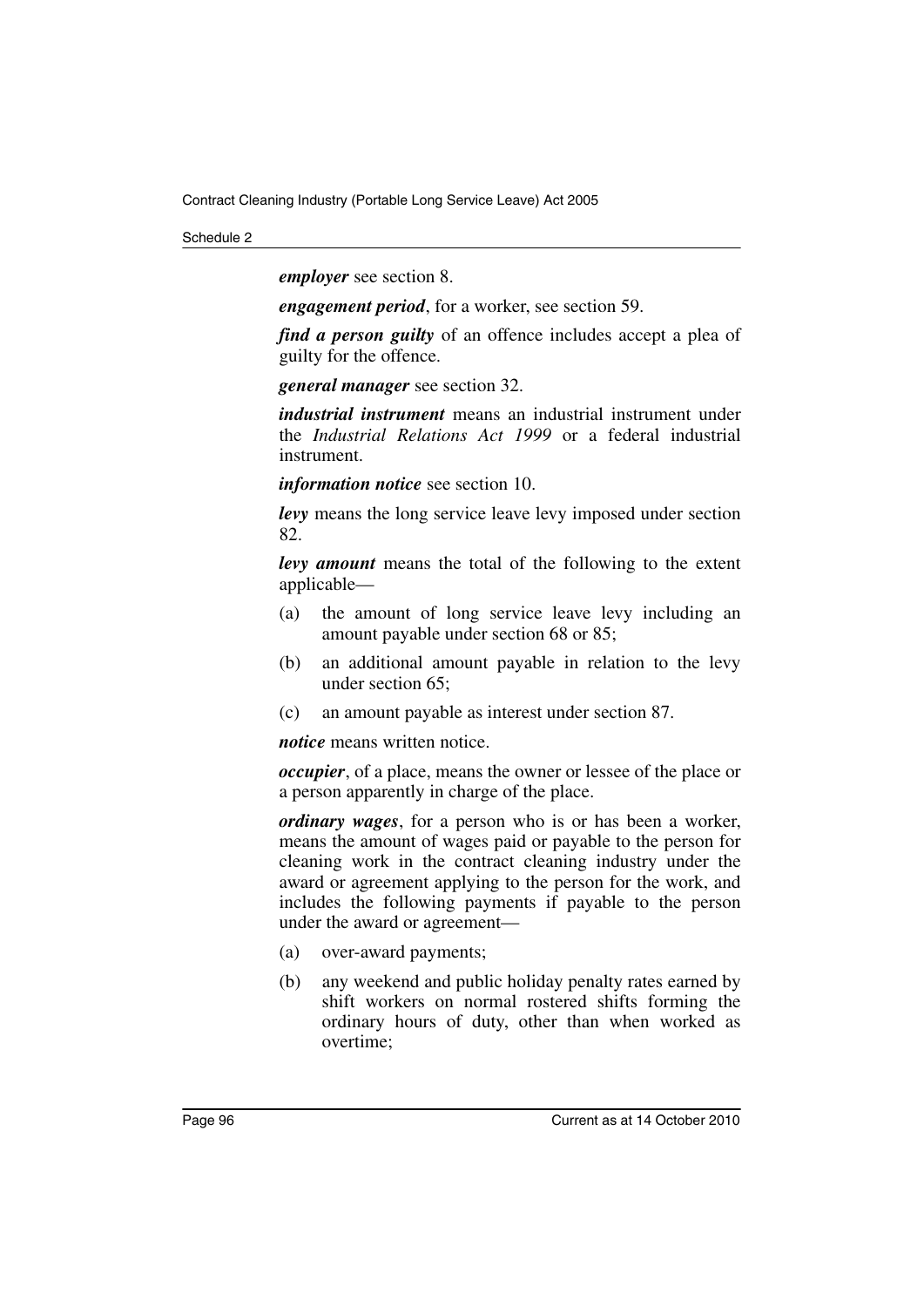***employer*** see section 8.

***engagement period***, for a worker, see section 59.

***find a person guilty*** of an offence includes accept a plea of guilty for the offence.

***general manager*** see section 32.

***industrial instrument*** means an industrial instrument under the *Industrial Relations Act 1999* or a federal industrial instrument.

***information notice*** see section 10.

***levy*** means the long service leave levy imposed under section 82.

***levy amount*** means the total of the following to the extent applicable—

(a) the amount of long service leave levy including an amount payable under section 68 or 85;

(b) an additional amount payable in relation to the levy under section 65;

(c) an amount payable as interest under section 87.

***notice*** means written notice.

***occupier***, of a place, means the owner or lessee of the place or a person apparently in charge of the place.

***ordinary wages***, for a person who is or has been a worker, means the amount of wages paid or payable to the person for cleaning work in the contract cleaning industry under the award or agreement applying to the person for the work, and includes the following payments if payable to the person under the award or agreement—

(a) over-award payments;

(b) any weekend and public holiday penalty rates earned by shift workers on normal rostered shifts forming the ordinary hours of duty, other than when worked as overtime;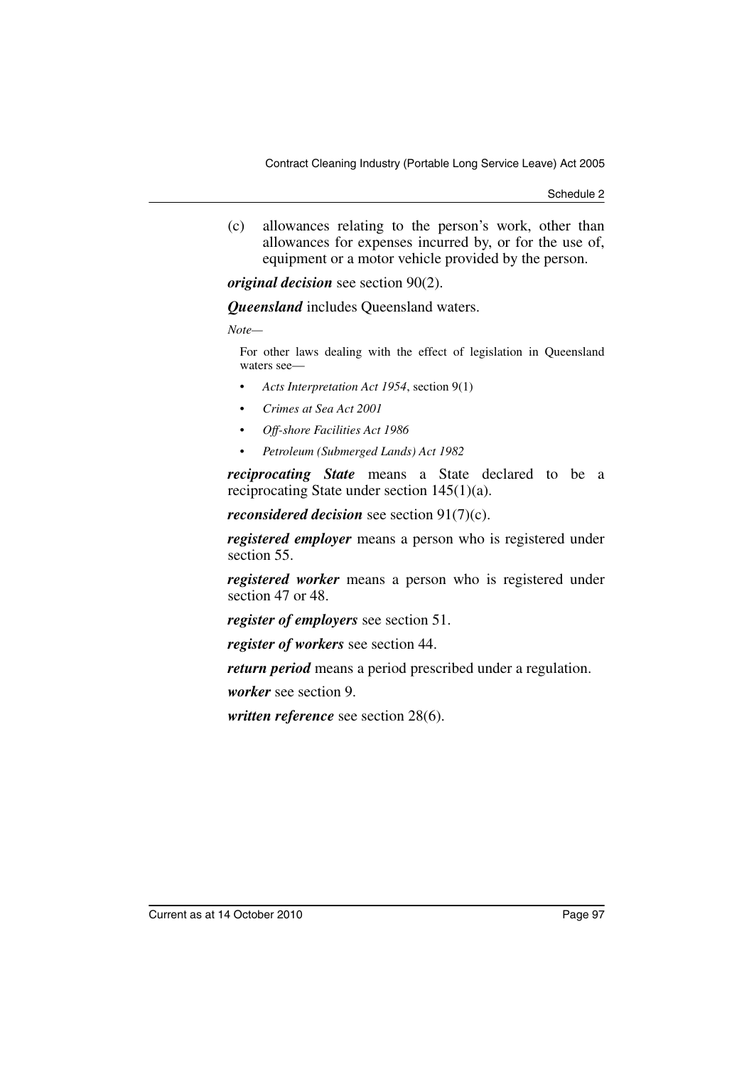(c) allowances relating to the person's work, other than allowances for expenses incurred by, or for the use of, equipment or a motor vehicle provided by the person.

***original decision*** see section 90(2).

***Queensland*** includes Queensland waters.

*Note—*

For other laws dealing with the effect of legislation in Queensland waters see—

- *Acts Interpretation Act 1954*, section 9(1)
- *Crimes at Sea Act 2001*
- *Off-shore Facilities Act 1986*
- *Petroleum (Submerged Lands) Act 1982*

***reciprocating State*** means a State declared to be a reciprocating State under section 145(1)(a).

***reconsidered decision*** see section 91(7)(c).

***registered employer*** means a person who is registered under section 55.

***registered worker*** means a person who is registered under section 47 or 48.

***register of employers*** see section 51.

***register of workers*** see section 44.

***return period*** means a period prescribed under a regulation.

***worker*** see section 9.

***written reference*** see section 28(6).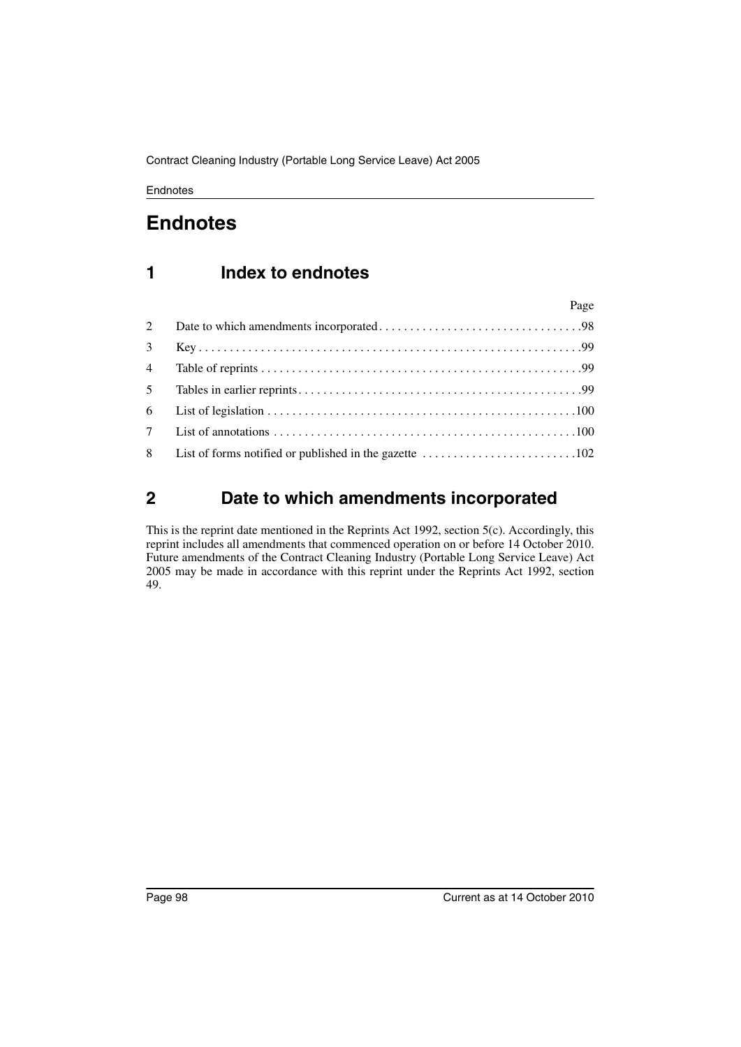# Endnotes

## 1 Index to endnotes

| | | Page |
|---|---|---|
| 2 | Date to which amendments incorporated | 98 |
| 3 | Key | 99 |
| 4 | Table of reprints | 99 |
| 5 | Tables in earlier reprints | 99 |
| 6 | List of legislation | 100 |
| 7 | List of annotations | 100 |
| 8 | List of forms notified or published in the gazette | 102 |

## 2 Date to which amendments incorporated

This is the reprint date mentioned in the Reprints Act 1992, section 5(c). Accordingly, this reprint includes all amendments that commenced operation on or before 14 October 2010. Future amendments of the Contract Cleaning Industry (Portable Long Service Leave) Act 2005 may be made in accordance with this reprint under the Reprints Act 1992, section 49.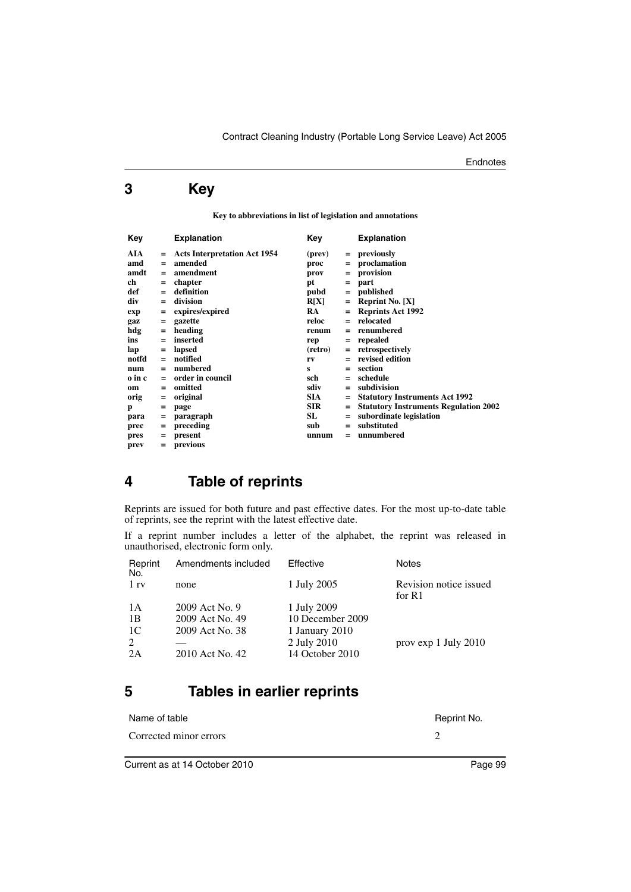## 3 Key

**Key to abbreviations in list of legislation and annotations**

| Key | | Explanation | Key | | Explanation |
|---|---|---|---|---|---|
| **AIA** | = | **Acts Interpretation Act 1954** | **(prev)** | = | **previously** |
| **amd** | = | **amended** | **proc** | = | **proclamation** |
| **amdt** | = | **amendment** | **prov** | = | **provision** |
| **ch** | = | **chapter** | **pt** | = | **part** |
| **def** | = | **definition** | **pubd** | = | **published** |
| **div** | = | **division** | **R[X]** | = | **Reprint No. [X]** |
| **exp** | = | **expires/expired** | **RA** | = | **Reprints Act 1992** |
| **gaz** | = | **gazette** | **reloc** | = | **relocated** |
| **hdg** | = | **heading** | **renum** | = | **renumbered** |
| **ins** | = | **inserted** | **rep** | = | **repealed** |
| **lap** | = | **lapsed** | **(retro)** | = | **retrospectively** |
| **notfd** | = | **notified** | **rv** | = | **revised edition** |
| **num** | = | **numbered** | **s** | = | **section** |
| **o in c** | = | **order in council** | **sch** | = | **schedule** |
| **om** | = | **omitted** | **sdiv** | = | **subdivision** |
| **orig** | = | **original** | **SIA** | = | **Statutory Instruments Act 1992** |
| **p** | = | **page** | **SIR** | = | **Statutory Instruments Regulation 2002** |
| **para** | = | **paragraph** | **SL** | = | **subordinate legislation** |
| **prec** | = | **preceding** | **sub** | = | **substituted** |
| **pres** | = | **present** | **unnum** | = | **unnumbered** |
| **prev** | = | **previous** | | | |

## 4 Table of reprints

Reprints are issued for both future and past effective dates. For the most up-to-date table of reprints, see the reprint with the latest effective date.

If a reprint number includes a letter of the alphabet, the reprint was released in unauthorised, electronic form only.

| Reprint No. | Amendments included | Effective | Notes |
|---|---|---|---|
| 1 rv | none | 1 July 2005 | Revision notice issued for R1 |
| 1A | 2009 Act No. 9 | 1 July 2009 | |
| 1B | 2009 Act No. 49 | 10 December 2009 | |
| 1C | 2009 Act No. 38 | 1 January 2010 | |
| 2 | — | 2 July 2010 | prov exp 1 July 2010 |
| 2A | 2010 Act No. 42 | 14 October 2010 | |

## 5 Tables in earlier reprints

| Name of table | Reprint No. |
|---|---|
| Corrected minor errors | 2 |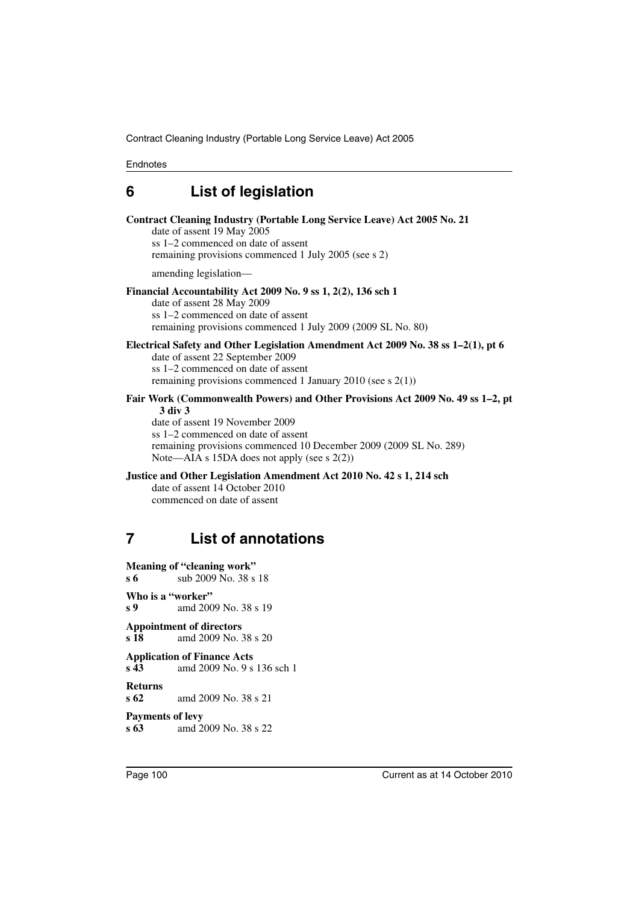## 6 List of legislation

**Contract Cleaning Industry (Portable Long Service Leave) Act 2005 No. 21**
date of assent 19 May 2005
ss 1–2 commenced on date of assent
remaining provisions commenced 1 July 2005 (see s 2)

amending legislation—

**Financial Accountability Act 2009 No. 9 ss 1, 2(2), 136 sch 1**
date of assent 28 May 2009
ss 1–2 commenced on date of assent
remaining provisions commenced 1 July 2009 (2009 SL No. 80)

**Electrical Safety and Other Legislation Amendment Act 2009 No. 38 ss 1–2(1), pt 6**
date of assent 22 September 2009
ss 1–2 commenced on date of assent
remaining provisions commenced 1 January 2010 (see s 2(1))

**Fair Work (Commonwealth Powers) and Other Provisions Act 2009 No. 49 ss 1–2, pt 3 div 3**
date of assent 19 November 2009
ss 1–2 commenced on date of assent
remaining provisions commenced 10 December 2009 (2009 SL No. 289)
Note—AIA s 15DA does not apply (see s 2(2))

**Justice and Other Legislation Amendment Act 2010 No. 42 s 1, 214 sch**
date of assent 14 October 2010
commenced on date of assent

## 7 List of annotations

**Meaning of "cleaning work"**
**s 6** sub 2009 No. 38 s 18

**Who is a "worker"**
**s 9** amd 2009 No. 38 s 19

**Appointment of directors**
**s 18** amd 2009 No. 38 s 20

**Application of Finance Acts**
**s 43** amd 2009 No. 9 s 136 sch 1

**Returns**
**s 62** amd 2009 No. 38 s 21

**Payments of levy**
**s 63** amd 2009 No. 38 s 22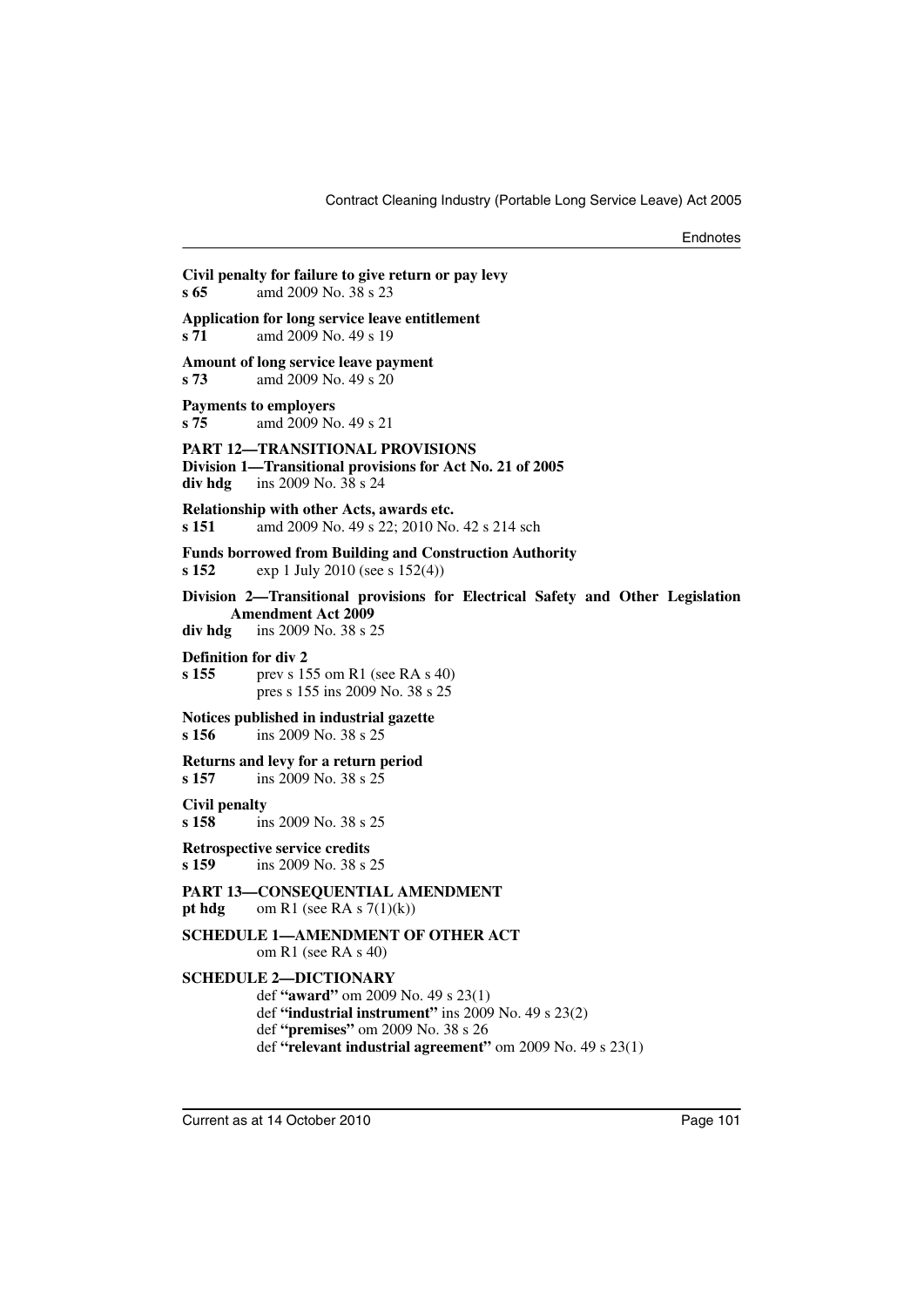**Civil penalty for failure to give return or pay levy**
**s 65** amd 2009 No. 38 s 23

**Application for long service leave entitlement**
**s 71** amd 2009 No. 49 s 19

**Amount of long service leave payment**
**s 73** amd 2009 No. 49 s 20

**Payments to employers**
**s 75** amd 2009 No. 49 s 21

**PART 12—TRANSITIONAL PROVISIONS**
**Division 1—Transitional provisions for Act No. 21 of 2005**
**div hdg** ins 2009 No. 38 s 24

**Relationship with other Acts, awards etc.**
**s 151** amd 2009 No. 49 s 22; 2010 No. 42 s 214 sch

**Funds borrowed from Building and Construction Authority**
**s 152** exp 1 July 2010 (see s 152(4))

**Division 2—Transitional provisions for Electrical Safety and Other Legislation Amendment Act 2009**
**div hdg** ins 2009 No. 38 s 25

**Definition for div 2**
**s 155** prev s 155 om R1 (see RA s 40)
pres s 155 ins 2009 No. 38 s 25

**Notices published in industrial gazette**
**s 156** ins 2009 No. 38 s 25

**Returns and levy for a return period**
**s 157** ins 2009 No. 38 s 25

**Civil penalty**
**s 158** ins 2009 No. 38 s 25

**Retrospective service credits**
**s 159** ins 2009 No. 38 s 25

**PART 13—CONSEQUENTIAL AMENDMENT**
**pt hdg** om R1 (see RA s 7(1)(k))

**SCHEDULE 1—AMENDMENT OF OTHER ACT**
om R1 (see RA s 40)

**SCHEDULE 2—DICTIONARY**
def **"award"** om 2009 No. 49 s 23(1)
def **"industrial instrument"** ins 2009 No. 49 s 23(2)
def **"premises"** om 2009 No. 38 s 26
def **"relevant industrial agreement"** om 2009 No. 49 s 23(1)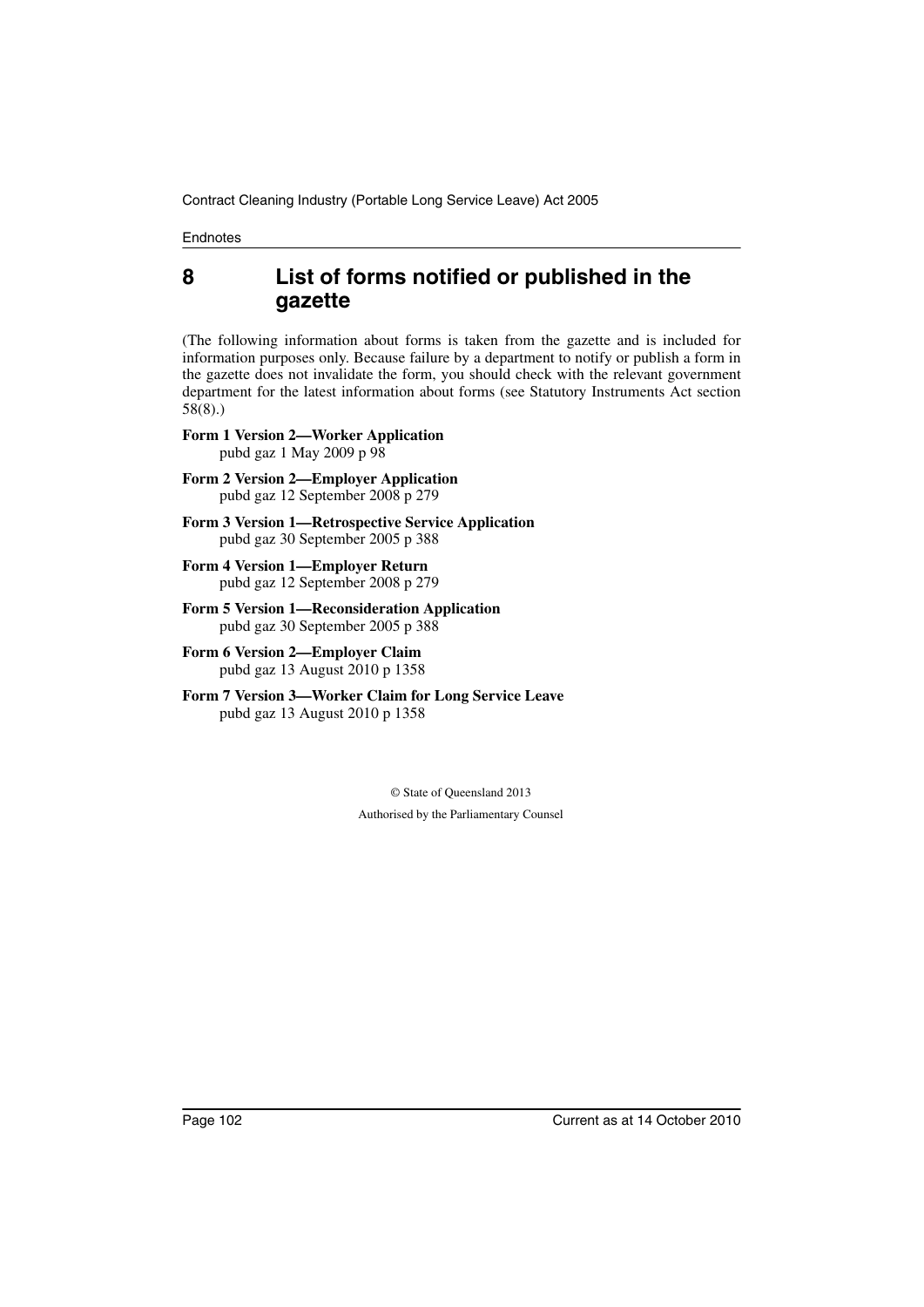## 8 List of forms notified or published in the gazette

(The following information about forms is taken from the gazette and is included for information purposes only. Because failure by a department to notify or publish a form in the gazette does not invalidate the form, you should check with the relevant government department for the latest information about forms (see Statutory Instruments Act section 58(8).)

**Form 1 Version 2—Worker Application**
pubd gaz 1 May 2009 p 98

**Form 2 Version 2—Employer Application**
pubd gaz 12 September 2008 p 279

**Form 3 Version 1—Retrospective Service Application**
pubd gaz 30 September 2005 p 388

**Form 4 Version 1—Employer Return**
pubd gaz 12 September 2008 p 279

**Form 5 Version 1—Reconsideration Application**
pubd gaz 30 September 2005 p 388

**Form 6 Version 2—Employer Claim**
pubd gaz 13 August 2010 p 1358

**Form 7 Version 3—Worker Claim for Long Service Leave**
pubd gaz 13 August 2010 p 1358

© State of Queensland 2013

Authorised by the Parliamentary Counsel